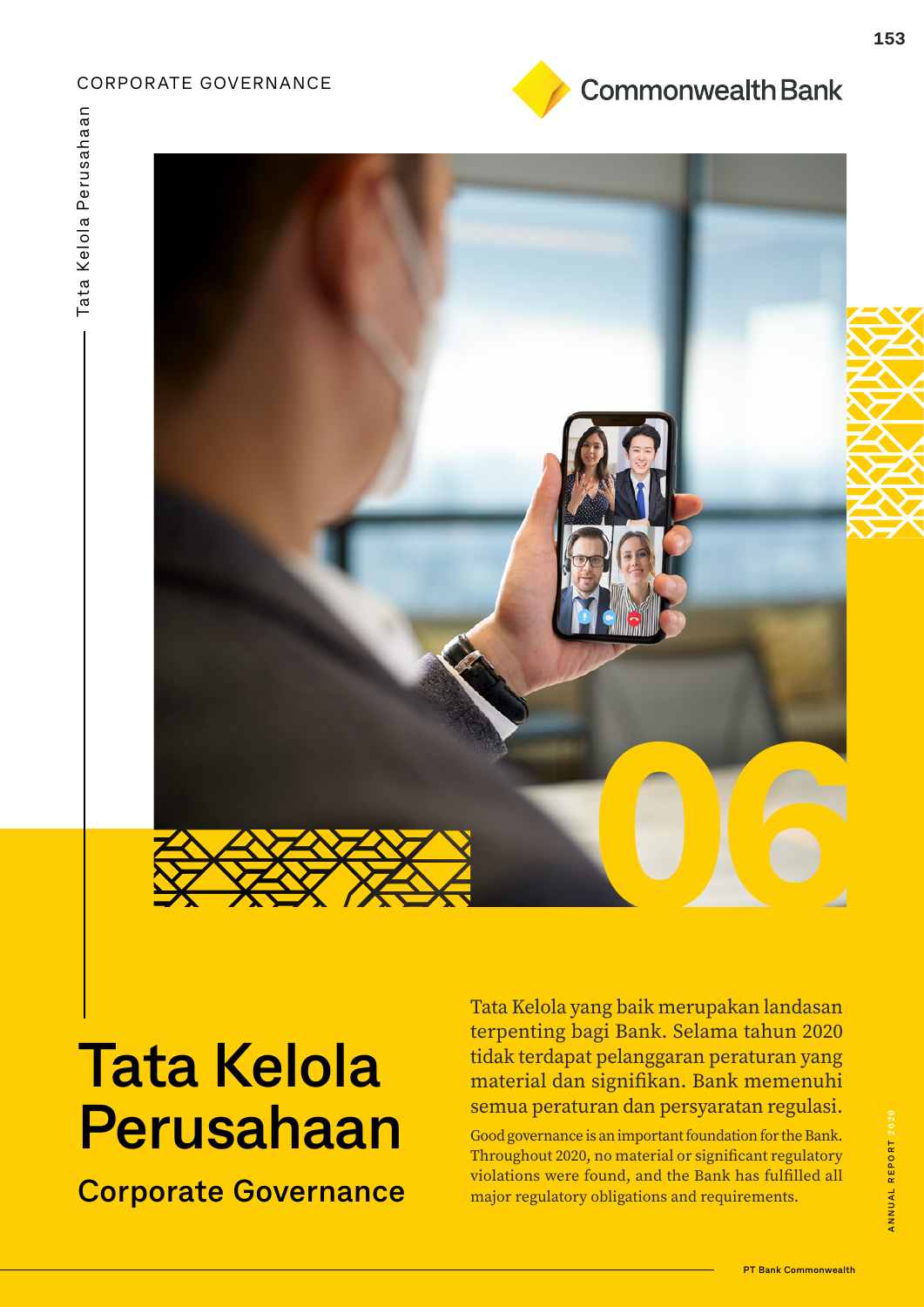# Tata Kelola Perusahaan

## Corporate Governance

06

Tata Kelola yang baik merupakan landasan terpenting bagi Bank. Selama tahun 2020 tidak terdapat pelanggaran peraturan yang material dan signifikan. Bank memenuhi semua peraturan dan persyaratan regulasi.

Good governance is an important foundation for the Bank. Throughout 2020, no material or significant regulatory violations were found, and the Bank has fulfilled all major regulatory obligations and requirements.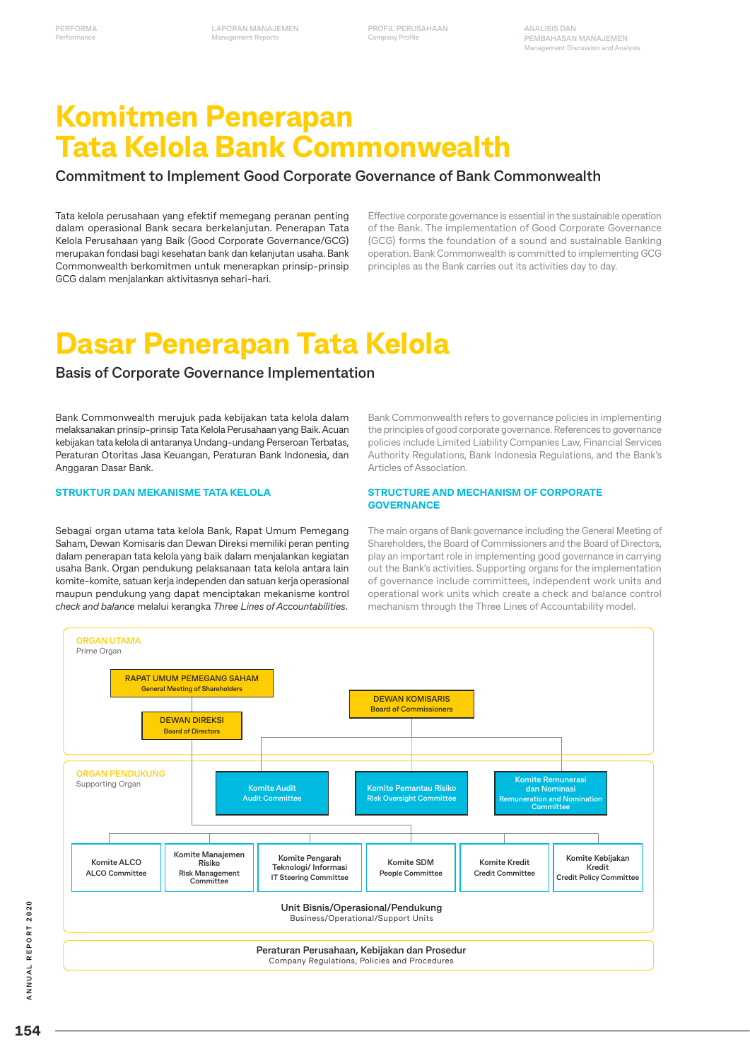# Komitmen Penerapan Tata Kelola Bank Commonwealth

## Commitment to Implement Good Corporate Governance of Bank Commonwealth

Tata kelola perusahaan yang efektif memegang peranan penting dalam operasional Bank secara berkelanjutan. Penerapan Tata Kelola Perusahaan yang Baik (Good Corporate Governance/GCG) merupakan fondasi bagi kesehatan bank dan kelanjutan usaha. Bank Commonwealth berkomitmen untuk menerapkan prinsip-prinsip GCG dalam menjalankan aktivitasnya sehari-hari.

Effective corporate governance is essential in the sustainable operation of the Bank. The implementation of Good Corporate Governance (GCG) forms the foundation of a sound and sustainable Banking operation. Bank Commonwealth is committed to implementing GCG principles as the Bank carries out its activities day to day.

# Dasar Penerapan Tata Kelola

## Basis of Corporate Governance Implementation

Bank Commonwealth merujuk pada kebijakan tata kelola dalam melaksanakan prinsip-prinsip Tata Kelola Perusahaan yang Baik. Acuan kebijakan tata kelola di antaranya Undang-undang Perseroan Terbatas, Peraturan Otoritas Jasa Keuangan, Peraturan Bank Indonesia, dan Anggaran Dasar Bank.

Bank Commonwealth refers to governance policies in implementing the principles of good corporate governance. References to governance policies include Limited Liability Companies Law, Financial Services Authority Regulations, Bank Indonesia Regulations, and the Bank's Articles of Association.

### STRUKTUR DAN MEKANISME TATA KELOLA

Sebagai organ utama tata kelola Bank, Rapat Umum Pemegang Saham, Dewan Komisaris dan Dewan Direksi memiliki peran penting dalam penerapan tata kelola yang baik dalam menjalankan kegiatan usaha Bank. Organ pendukung pelaksanaan tata kelola antara lain komite-komite, satuan kerja independen dan satuan kerja operasional maupun pendukung yang dapat menciptakan mekanisme kontrol *check and balance* melalui kerangka *Three Lines of Accountabilities*.

### STRUCTURE AND MECHANISM OF CORPORATE GOVERNANCE

The main organs of Bank governance including the General Meeting of Shareholders, the Board of Commissioners and the Board of Directors, play an important role in implementing good governance in carrying out the Bank's activities. Supporting organs for the implementation of governance include committees, independent work units and operational work units which create a check and balance control mechanism through the Three Lines of Accountability model.

**ORGAN UTAMA**
Prime Organ

- RAPAT UMUM PEMEGANG SAHAM / General Meeting of Shareholders
- DEWAN KOMISARIS / Board of Commissioners
- DEWAN DIREKSI / Board of Directors

**ORGAN PENDUKUNG**
Supporting Organ

Under the Board of Commissioners:
- Komite Audit / Audit Committee
- Komite Pemantau Risiko / Risk Oversight Committee
- Komite Remunerasi dan Nominasi / Remuneration and Nomination Committee

Under the Board of Directors:
- Komite ALCO / ALCO Committee
- Komite Manajemen Risiko / Risk Management Committee
- Komite Pengarah Teknologi/ Informasi / IT Steering Committee
- Komite SDM / People Committee
- Komite Kredit / Credit Committee
- Komite Kebijakan Kredit / Credit Policy Committee

Unit Bisnis/Operasional/Pendukung
Business/Operational/Support Units

Peraturan Perusahaan, Kebijakan dan Prosedur
Company Regulations, Policies and Procedures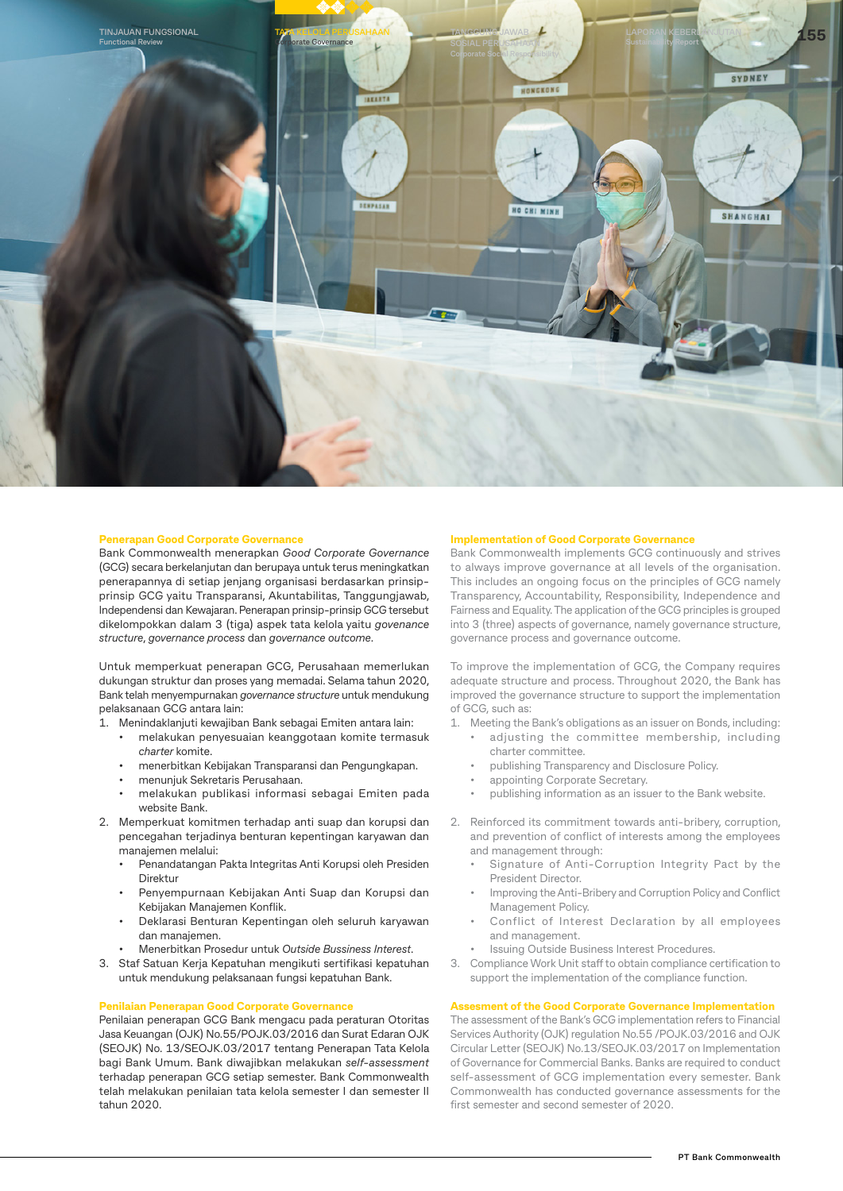## Penerapan Good Corporate Governance

Bank Commonwealth menerapkan *Good Corporate Governance* (GCG) secara berkelanjutan dan berupaya untuk terus meningkatkan penerapannya di setiap jenjang organisasi berdasarkan prinsip-prinsip GCG yaitu Transparansi, Akuntabilitas, Tanggungjawab, Independensi dan Kewajaran. Penerapan prinsip-prinsip GCG tersebut dikelompokkan dalam 3 (tiga) aspek tata kelola yaitu *govenance structure*, *governance process* dan *governance outcome*.

Untuk memperkuat penerapan GCG, Perusahaan memerlukan dukungan struktur dan proses yang memadai. Selama tahun 2020, Bank telah menyempurnakan *governance structure* untuk mendukung pelaksanaan GCG antara lain:

1. Menindaklanjuti kewajiban Bank sebagai Emiten antara lain:
   - melakukan penyesuaian keanggotaan komite termasuk *charter* komite.
   - menerbitkan Kebijakan Transparansi dan Pengungkapan.
   - menunjuk Sekretaris Perusahaan.
   - melakukan publikasi informasi sebagai Emiten pada website Bank.
2. Memperkuat komitmen terhadap anti suap dan korupsi dan pencegahan terjadinya benturan kepentingan karyawan dan manajemen melalui:
   - Penandatangan Pakta Integritas Anti Korupsi oleh Presiden Direktur
   - Penyempurnaan Kebijakan Anti Suap dan Korupsi dan Kebijakan Manajemen Konflik.
   - Deklarasi Benturan Kepentingan oleh seluruh karyawan dan manajemen.
   - Menerbitkan Prosedur untuk *Outside Bussiness Interest*.
3. Staf Satuan Kerja Kepatuhan mengikuti sertifikasi kepatuhan untuk mendukung pelaksanaan fungsi kepatuhan Bank.

## Penilaian Penerapan Good Corporate Governance

Penilaian penerapan GCG Bank mengacu pada peraturan Otoritas Jasa Keuangan (OJK) No.55/POJK.03/2016 dan Surat Edaran OJK (SEOJK) No. 13/SEOJK.03/2017 tentang Penerapan Tata Kelola bagi Bank Umum. Bank diwajibkan melakukan *self-assessment* terhadap penerapan GCG setiap semester. Bank Commonwealth telah melakukan penilaian tata kelola semester I dan semester II tahun 2020.

## Implementation of Good Corporate Governance

Bank Commonwealth implements GCG continuously and strives to always improve governance at all levels of the organisation. This includes an ongoing focus on the principles of GCG namely Transparency, Accountability, Responsibility, Independence and Fairness and Equality. The application of the GCG principles is grouped into 3 (three) aspects of governance, namely governance structure, governance process and governance outcome.

To improve the implementation of GCG, the Company requires adequate structure and process. Throughout 2020, the Bank has improved the governance structure to support the implementation of GCG, such as:

1. Meeting the Bank's obligations as an issuer on Bonds, including:
   - adjusting the committee membership, including charter committee.
   - publishing Transparency and Disclosure Policy.
   - appointing Corporate Secretary.
   - publishing information as an issuer to the Bank website.
2. Reinforced its commitment towards anti-bribery, corruption, and prevention of conflict of interests among the employees and management through:
   - Signature of Anti-Corruption Integrity Pact by the President Director.
   - Improving the Anti-Bribery and Corruption Policy and Conflict Management Policy.
   - Conflict of Interest Declaration by all employees and management.
   - Issuing Outside Business Interest Procedures.
3. Compliance Work Unit staff to obtain compliance certification to support the implementation of the compliance function.

## Assesment of the Good Corporate Governance Implementation

The assessment of the Bank's GCG implementation refers to Financial Services Authority (OJK) regulation No.55 /POJK.03/2016 and OJK Circular Letter (SEOJK) No.13/SEOJK.03/2017 on Implementation of Governance for Commercial Banks. Banks are required to conduct self-assessment of GCG implementation every semester. Bank Commonwealth has conducted governance assessments for the first semester and second semester of 2020.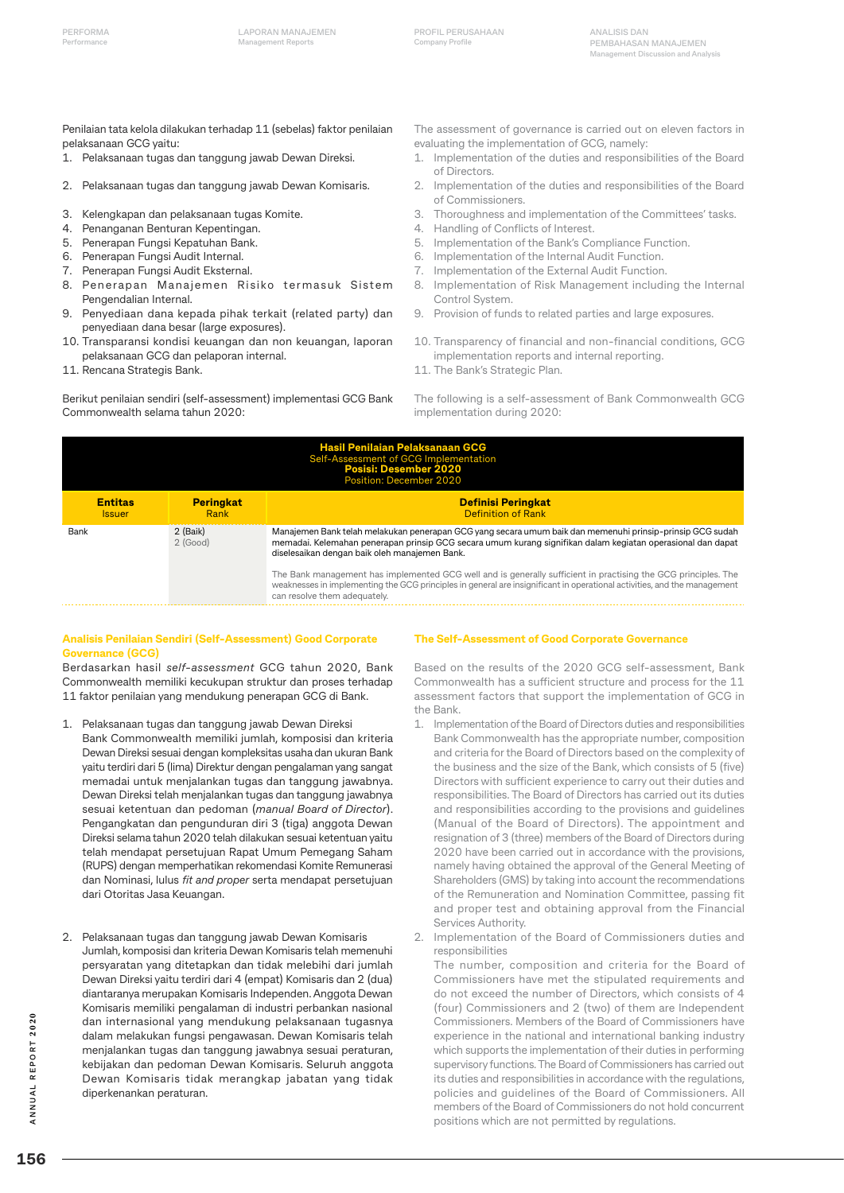Penilaian tata kelola dilakukan terhadap 11 (sebelas) faktor penilaian pelaksanaan GCG yaitu:

1. Pelaksanaan tugas dan tanggung jawab Dewan Direksi.
2. Pelaksanaan tugas dan tanggung jawab Dewan Komisaris.
3. Kelengkapan dan pelaksanaan tugas Komite.
4. Penanganan Benturan Kepentingan.
5. Penerapan Fungsi Kepatuhan Bank.
6. Penerapan Fungsi Audit Internal.
7. Penerapan Fungsi Audit Eksternal.
8. Penerapan Manajemen Risiko termasuk Sistem Pengendalian Internal.
9. Penyediaan dana kepada pihak terkait (related party) dan penyediaan dana besar (large exposures).
10. Transparansi kondisi keuangan dan non keuangan, laporan pelaksanaan GCG dan pelaporan internal.
11. Rencana Strategis Bank.

The assessment of governance is carried out on eleven factors in evaluating the implementation of GCG, namely:

1. Implementation of the duties and responsibilities of the Board of Directors.
2. Implementation of the duties and responsibilities of the Board of Commissioners.
3. Thoroughness and implementation of the Committees' tasks.
4. Handling of Conflicts of Interest.
5. Implementation of the Bank's Compliance Function.
6. Implementation of the Internal Audit Function.
7. Implementation of the External Audit Function.
8. Implementation of Risk Management including the Internal Control System.
9. Provision of funds to related parties and large exposures.
10. Transparency of financial and non-financial conditions, GCG implementation reports and internal reporting.
11. The Bank's Strategic Plan.

Berikut penilaian sendiri (self-assessment) implementasi GCG Bank Commonwealth selama tahun 2020:

The following is a self-assessment of Bank Commonwealth GCG implementation during 2020:

**Hasil Penilaian Pelaksanaan GCG**
Self-Assessment of GCG Implementation
**Posisi: Desember 2020**
Position: December 2020

| Entitas<br>Issuer | Peringkat<br>Rank | Definisi Peringkat<br>Definition of Rank |
|---|---|---|
| Bank | 2 (Baik)<br>2 (Good) | Manajemen Bank telah melakukan penerapan GCG yang secara umum baik dan memenuhi prinsip-prinsip GCG sudah memadai. Kelemahan penerapan prinsip GCG secara umum kurang signifikan dalam kegiatan operasional dan dapat diselesaikan dengan baik oleh manajemen Bank.<br><br>The Bank management has implemented GCG well and is generally sufficient in practising the GCG principles. The weaknesses in implementing the GCG principles in general are insignificant in operational activities, and the management can resolve them adequately. |

## Analisis Penilaian Sendiri (Self-Assessment) Good Corporate Governance (GCG)

Berdasarkan hasil *self-assessment* GCG tahun 2020, Bank Commonwealth memiliki kecukupan struktur dan proses terhadap 11 faktor penilaian yang mendukung penerapan GCG di Bank.

1. Pelaksanaan tugas dan tanggung jawab Dewan Direksi
   Bank Commonwealth memiliki jumlah, komposisi dan kriteria Dewan Direksi sesuai dengan kompleksitas usaha dan ukuran Bank yaitu terdiri dari 5 (lima) Direktur dengan pengalaman yang sangat memadai untuk menjalankan tugas dan tanggung jawabnya. Dewan Direksi telah menjalankan tugas dan tanggung jawabnya sesuai ketentuan dan pedoman (*manual Board of Director*). Pengangkatan dan pengunduran diri 3 (tiga) anggota Dewan Direksi selama tahun 2020 telah dilakukan sesuai ketentuan yaitu telah mendapat persetujuan Rapat Umum Pemegang Saham (RUPS) dengan memperhatikan rekomendasi Komite Remunerasi dan Nominasi, lulus *fit and proper* serta mendapat persetujuan dari Otoritas Jasa Keuangan.

2. Pelaksanaan tugas dan tanggung jawab Dewan Komisaris
   Jumlah, komposisi dan kriteria Dewan Komisaris telah memenuhi persyaratan yang ditetapkan dan tidak melebihi dari jumlah Dewan Direksi yaitu terdiri dari 4 (empat) Komisaris dan 2 (dua) diantaranya merupakan Komisaris Independen. Anggota Dewan Komisaris memiliki pengalaman di industri perbankan nasional dan internasional yang mendukung pelaksanaan tugasnya dalam melakukan fungsi pengawasan. Dewan Komisaris telah menjalankan tugas dan tanggung jawabnya sesuai peraturan, kebijakan dan pedoman Dewan Komisaris. Seluruh anggota Dewan Komisaris tidak merangkap jabatan yang tidak diperkenankan peraturan.

## The Self-Assessment of Good Corporate Governance

Based on the results of the 2020 GCG self-assessment, Bank Commonwealth has a sufficient structure and process for the 11 assessment factors that support the implementation of GCG in the Bank.

1. Implementation of the Board of Directors duties and responsibilities
   Bank Commonwealth has the appropriate number, composition and criteria for the Board of Directors based on the complexity of the business and the size of the Bank, which consists of 5 (five) Directors with sufficient experience to carry out their duties and responsibilities. The Board of Directors has carried out its duties and responsibilities according to the provisions and guidelines (Manual of the Board of Directors). The appointment and resignation of 3 (three) members of the Board of Directors during 2020 have been carried out in accordance with the provisions, namely having obtained the approval of the General Meeting of Shareholders (GMS) by taking into account the recommendations of the Remuneration and Nomination Committee, passing fit and proper test and obtaining approval from the Financial Services Authority.

2. Implementation of the Board of Commissioners duties and responsibilities
   The number, composition and criteria for the Board of Commissioners have met the stipulated requirements and do not exceed the number of Directors, which consists of 4 (four) Commissioners and 2 (two) of them are Independent Commissioners. Members of the Board of Commissioners have experience in the national and international banking industry which supports the implementation of their duties in performing supervisory functions. The Board of Commissioners has carried out its duties and responsibilities in accordance with the regulations, policies and guidelines of the Board of Commissioners. All members of the Board of Commissioners do not hold concurrent positions which are not permitted by regulations.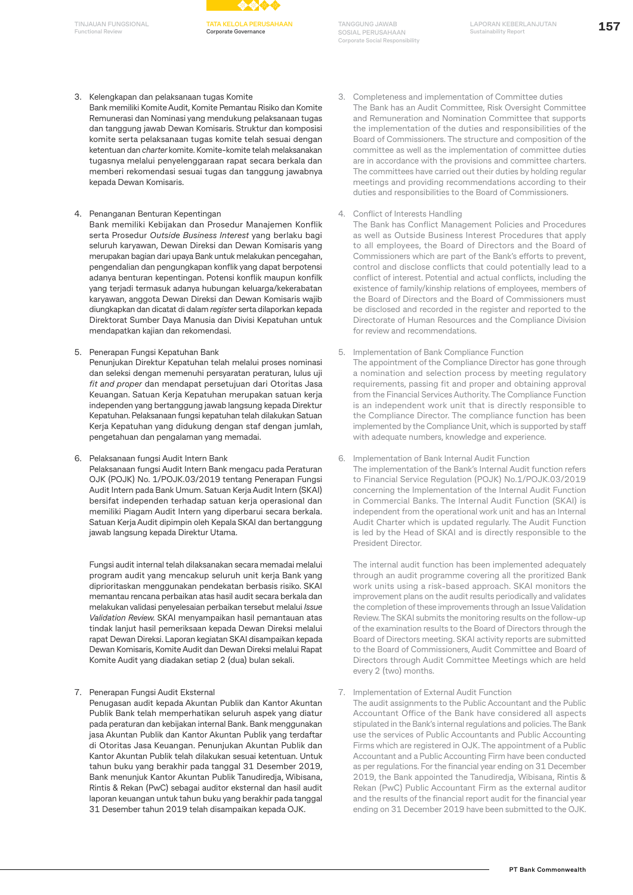3. Kelengkapan dan pelaksanaan tugas Komite
   Bank memiliki Komite Audit, Komite Pemantau Risiko dan Komite Remunerasi dan Nominasi yang mendukung pelaksanaan tugas dan tanggung jawab Dewan Komisaris. Struktur dan komposisi komite serta pelaksanaan tugas komite telah sesuai dengan ketentuan dan *charter* komite. Komite-komite telah melaksanakan tugasnya melalui penyelenggaraan rapat secara berkala dan memberi rekomendasi sesuai tugas dan tanggung jawabnya kepada Dewan Komisaris.

4. Penanganan Benturan Kepentingan
   Bank memiliki Kebijakan dan Prosedur Manajemen Konflik serta Prosedur *Outside Business Interest* yang berlaku bagi seluruh karyawan, Dewan Direksi dan Dewan Komisaris yang merupakan bagian dari upaya Bank untuk melakukan pencegahan, pengendalian dan pengungkapan konflik yang dapat berpotensi adanya benturan kepentingan. Potensi konflik maupun konflik yang terjadi termasuk adanya hubungan keluarga/kekerabatan karyawan, anggota Dewan Direksi dan Dewan Komisaris wajib diungkapkan dan dicatat di dalam *register* serta dilaporkan kepada Direktorat Sumber Daya Manusia dan Divisi Kepatuhan untuk mendapatkan kajian dan rekomendasi.

5. Penerapan Fungsi Kepatuhan Bank
   Penunjukan Direktur Kepatuhan telah melalui proses nominasi dan seleksi dengan memenuhi persyaratan peraturan, lulus uji *fit and proper* dan mendapat persetujuan dari Otoritas Jasa Keuangan. Satuan Kerja Kepatuhan merupakan satuan kerja independen yang bertanggung jawab langsung kepada Direktur Kepatuhan. Pelaksanaan fungsi kepatuhan telah dilakukan Satuan Kerja Kepatuhan yang didukung dengan staf dengan jumlah, pengetahuan dan pengalaman yang memadai.

6. Pelaksanaan fungsi Audit Intern Bank
   Pelaksanaan fungsi Audit Intern Bank mengacu pada Peraturan OJK (POJK) No. 1/POJK.03/2019 tentang Penerapan Fungsi Audit Intern pada Bank Umum. Satuan Kerja Audit Intern (SKAI) bersifat independen terhadap satuan kerja operasional dan memiliki Piagam Audit Intern yang diperbarui secara berkala. Satuan Kerja Audit dipimpin oleh Kepala SKAI dan bertanggung jawab langsung kepada Direktur Utama.

   Fungsi audit internal telah dilaksanakan secara memadai melalui program audit yang mencakup seluruh unit kerja Bank yang diprioritaskan menggunakan pendekatan berbasis risiko. SKAI memantau rencana perbaikan atas hasil audit secara berkala dan melakukan validasi penyelesaian perbaikan tersebut melalui *Issue Validation Review.* SKAI menyampaikan hasil pemantauan atas tindak lanjut hasil pemeriksaan kepada Dewan Direksi melalui rapat Dewan Direksi. Laporan kegiatan SKAI disampaikan kepada Dewan Komisaris, Komite Audit dan Dewan Direksi melalui Rapat Komite Audit yang diadakan setiap 2 (dua) bulan sekali.

7. Penerapan Fungsi Audit Eksternal
   Penugasan audit kepada Akuntan Publik dan Kantor Akuntan Publik Bank telah memperhatikan seluruh aspek yang diatur pada peraturan dan kebijakan internal Bank. Bank menggunakan jasa Akuntan Publik dan Kantor Akuntan Publik yang terdaftar di Otoritas Jasa Keuangan. Penunjukan Akuntan Publik dan Kantor Akuntan Publik telah dilakukan sesuai ketentuan. Untuk tahun buku yang berakhir pada tanggal 31 Desember 2019, Bank menunjuk Kantor Akuntan Publik Tanudiredja, Wibisana, Rintis & Rekan (PwC) sebagai auditor eksternal dan hasil audit laporan keuangan untuk tahun buku yang berakhir pada tanggal 31 Desember tahun 2019 telah disampaikan kepada OJK.

3. Completeness and implementation of Committee duties
   The Bank has an Audit Committee, Risk Oversight Committee and Remuneration and Nomination Committee that supports the implementation of the duties and responsibilities of the Board of Commissioners. The structure and composition of the committee as well as the implementation of committee duties are in accordance with the provisions and committee charters. The committees have carried out their duties by holding regular meetings and providing recommendations according to their duties and responsibilities to the Board of Commissioners.

4. Conflict of Interests Handling
   The Bank has Conflict Management Policies and Procedures as well as Outside Business Interest Procedures that apply to all employees, the Board of Directors and the Board of Commissioners which are part of the Bank's efforts to prevent, control and disclose conflicts that could potentially lead to a conflict of interest. Potential and actual conflicts, including the existence of family/kinship relations of employees, members of the Board of Directors and the Board of Commissioners must be disclosed and recorded in the register and reported to the Directorate of Human Resources and the Compliance Division for review and recommendations.

5. Implementation of Bank Compliance Function
   The appointment of the Compliance Director has gone through a nomination and selection process by meeting regulatory requirements, passing fit and proper and obtaining approval from the Financial Services Authority. The Compliance Function is an independent work unit that is directly responsible to the Compliance Director. The compliance function has been implemented by the Compliance Unit, which is supported by staff with adequate numbers, knowledge and experience.

6. Implementation of Bank Internal Audit Function
   The implementation of the Bank's Internal Audit function refers to Financial Service Regulation (POJK) No.1/POJK.03/2019 concerning the Implementation of the Internal Audit Function in Commercial Banks. The Internal Audit Function (SKAI) is independent from the operational work unit and has an Internal Audit Charter which is updated regularly. The Audit Function is led by the Head of SKAI and is directly responsible to the President Director.

   The internal audit function has been implemented adequately through an audit programme covering all the proritized Bank work units using a risk-based approach. SKAI monitors the improvement plans on the audit results periodically and validates the completion of these improvements through an Issue Validation Review. The SKAI submits the monitoring results on the follow-up of the examination results to the Board of Directors through the Board of Directors meeting. SKAI activity reports are submitted to the Board of Commissioners, Audit Committee and Board of Directors through Audit Committee Meetings which are held every 2 (two) months.

7. Implementation of External Audit Function
   The audit assignments to the Public Accountant and the Public Accountant Office of the Bank have considered all aspects stipulated in the Bank's internal regulations and policies. The Bank use the services of Public Accountants and Public Accounting Firms which are registered in OJK. The appointment of a Public Accountant and a Public Accounting Firm have been conducted as per regulations. For the financial year ending on 31 December 2019, the Bank appointed the Tanudiredja, Wibisana, Rintis & Rekan (PwC) Public Accountant Firm as the external auditor and the results of the financial report audit for the financial year ending on 31 December 2019 have been submitted to the OJK.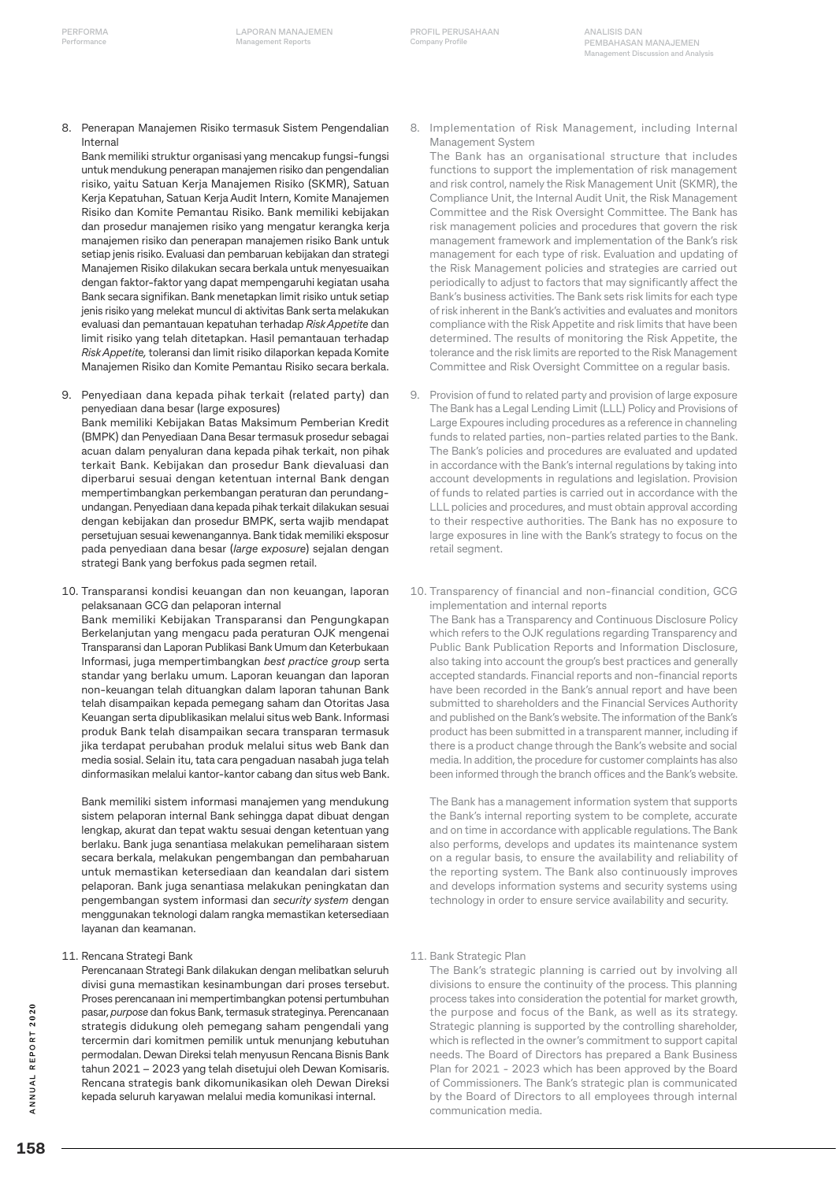8. Penerapan Manajemen Risiko termasuk Sistem Pengendalian Internal

   Bank memiliki struktur organisasi yang mencakup fungsi-fungsi untuk mendukung penerapan manajemen risiko dan pengendalian risiko, yaitu Satuan Kerja Manajemen Risiko (SKMR), Satuan Kerja Kepatuhan, Satuan Kerja Audit Intern, Komite Manajemen Risiko dan Komite Pemantau Risiko. Bank memiliki kebijakan dan prosedur manajemen risiko yang mengatur kerangka kerja manajemen risiko dan penerapan manajemen risiko Bank untuk setiap jenis risiko. Evaluasi dan pembaruan kebijakan dan strategi Manajemen Risiko dilakukan secara berkala untuk menyesuaikan dengan faktor-faktor yang dapat mempengaruhi kegiatan usaha Bank secara signifikan. Bank menetapkan limit risiko untuk setiap jenis risiko yang melekat muncul di aktivitas Bank serta melakukan evaluasi dan pemantauan kepatuhan terhadap *Risk Appetite* dan limit risiko yang telah ditetapkan. Hasil pemantauan terhadap *Risk Appetite,* toleransi dan limit risiko dilaporkan kepada Komite Manajemen Risiko dan Komite Pemantau Risiko secara berkala.

9. Penyediaan dana kepada pihak terkait (related party) dan penyediaan dana besar (large exposures)

   Bank memiliki Kebijakan Batas Maksimum Pemberian Kredit (BMPK) dan Penyediaan Dana Besar termasuk prosedur sebagai acuan dalam penyaluran dana kepada pihak terkait, non pihak terkait Bank. Kebijakan dan prosedur Bank dievaluasi dan diperbarui sesuai dengan ketentuan internal Bank dengan mempertimbangkan perkembangan peraturan dan perundang-undangan. Penyediaan dana kepada pihak terkait dilakukan sesuai dengan kebijakan dan prosedur BMPK, serta wajib mendapat persetujuan sesuai kewenangannya. Bank tidak memiliki eksposur pada penyediaan dana besar (*large exposure*) sejalan dengan strategi Bank yang berfokus pada segmen retail.

10. Transparansi kondisi keuangan dan non keuangan, laporan pelaksanaan GCG dan pelaporan internal

    Bank memiliki Kebijakan Transparansi dan Pengungkapan Berkelanjutan yang mengacu pada peraturan OJK mengenai Transparansi dan Laporan Publikasi Bank Umum dan Keterbukaan Informasi, juga mempertimbangkan *best practice group* serta standar yang berlaku umum. Laporan keuangan dan laporan non-keuangan telah dituangkan dalam laporan tahunan Bank telah disampaikan kepada pemegang saham dan Otoritas Jasa Keuangan serta dipublikasikan melalui situs web Bank. Informasi produk Bank telah disampaikan secara transparan termasuk jika terdapat perubahan produk melalui situs web Bank dan media sosial. Selain itu, tata cara pengaduan nasabah juga telah dinformasikan melalui kantor-kantor cabang dan situs web Bank.

    Bank memiliki sistem informasi manajemen yang mendukung sistem pelaporan internal Bank sehingga dapat dibuat dengan lengkap, akurat dan tepat waktu sesuai dengan ketentuan yang berlaku. Bank juga senantiasa melakukan pemeliharaan sistem secara berkala, melakukan pengembangan dan pembaharuan untuk memastikan ketersediaan dan keandalan dari sistem pelaporan. Bank juga senantiasa melakukan peningkatan dan pengembangan system informasi dan *security system* dengan menggunakan teknologi dalam rangka memastikan ketersediaan layanan dan keamanan.

11. Rencana Strategi Bank

    Perencanaan Strategi Bank dilakukan dengan melibatkan seluruh divisi guna memastikan kesinambungan dari proses tersebut. Proses perencanaan ini mempertimbangkan potensi pertumbuhan pasar, *purpose* dan fokus Bank, termasuk strateginya. Perencanaan strategis didukung oleh pemegang saham pengendali yang tercermin dari komitmen pemilik untuk menunjang kebutuhan permodalan. Dewan Direksi telah menyusun Rencana Bisnis Bank tahun 2021 – 2023 yang telah disetujui oleh Dewan Komisaris. Rencana strategis bank dikomunikasikan oleh Dewan Direksi kepada seluruh karyawan melalui media komunikasi internal.

8. Implementation of Risk Management, including Internal Management System

   The Bank has an organisational structure that includes functions to support the implementation of risk management and risk control, namely the Risk Management Unit (SKMR), the Compliance Unit, the Internal Audit Unit, the Risk Management Committee and the Risk Oversight Committee. The Bank has risk management policies and procedures that govern the risk management framework and implementation of the Bank's risk management for each type of risk. Evaluation and updating of the Risk Management policies and strategies are carried out periodically to adjust to factors that may significantly affect the Bank's business activities. The Bank sets risk limits for each type of risk inherent in the Bank's activities and evaluates and monitors compliance with the Risk Appetite and risk limits that have been determined. The results of monitoring the Risk Appetite, the tolerance and the risk limits are reported to the Risk Management Committee and Risk Oversight Committee on a regular basis.

9. Provision of fund to related party and provision of large exposure

   The Bank has a Legal Lending Limit (LLL) Policy and Provisions of Large Expoures including procedures as a reference in channeling funds to related parties, non-parties related parties to the Bank. The Bank's policies and procedures are evaluated and updated in accordance with the Bank's internal regulations by taking into account developments in regulations and legislation. Provision of funds to related parties is carried out in accordance with the LLL policies and procedures, and must obtain approval according to their respective authorities. The Bank has no exposure to large exposures in line with the Bank's strategy to focus on the retail segment.

10. Transparency of financial and non-financial condition, GCG implementation and internal reports

    The Bank has a Transparency and Continuous Disclosure Policy which refers to the OJK regulations regarding Transparency and Public Bank Publication Reports and Information Disclosure, also taking into account the group's best practices and generally accepted standards. Financial reports and non-financial reports have been recorded in the Bank's annual report and have been submitted to shareholders and the Financial Services Authority and published on the Bank's website. The information of the Bank's product has been submitted in a transparent manner, including if there is a product change through the Bank's website and social media. In addition, the procedure for customer complaints has also been informed through the branch offices and the Bank's website.

    The Bank has a management information system that supports the Bank's internal reporting system to be complete, accurate and on time in accordance with applicable regulations. The Bank also performs, develops and updates its maintenance system on a regular basis, to ensure the availability and reliability of the reporting system. The Bank also continuously improves and develops information systems and security systems using technology in order to ensure service availability and security.

11. Bank Strategic Plan

    The Bank's strategic planning is carried out by involving all divisions to ensure the continuity of the process. This planning process takes into consideration the potential for market growth, the purpose and focus of the Bank, as well as its strategy. Strategic planning is supported by the controlling shareholder, which is reflected in the owner's commitment to support capital needs. The Board of Directors has prepared a Bank Business Plan for 2021 - 2023 which has been approved by the Board of Commissioners. The Bank's strategic plan is communicated by the Board of Directors to all employees through internal communication media.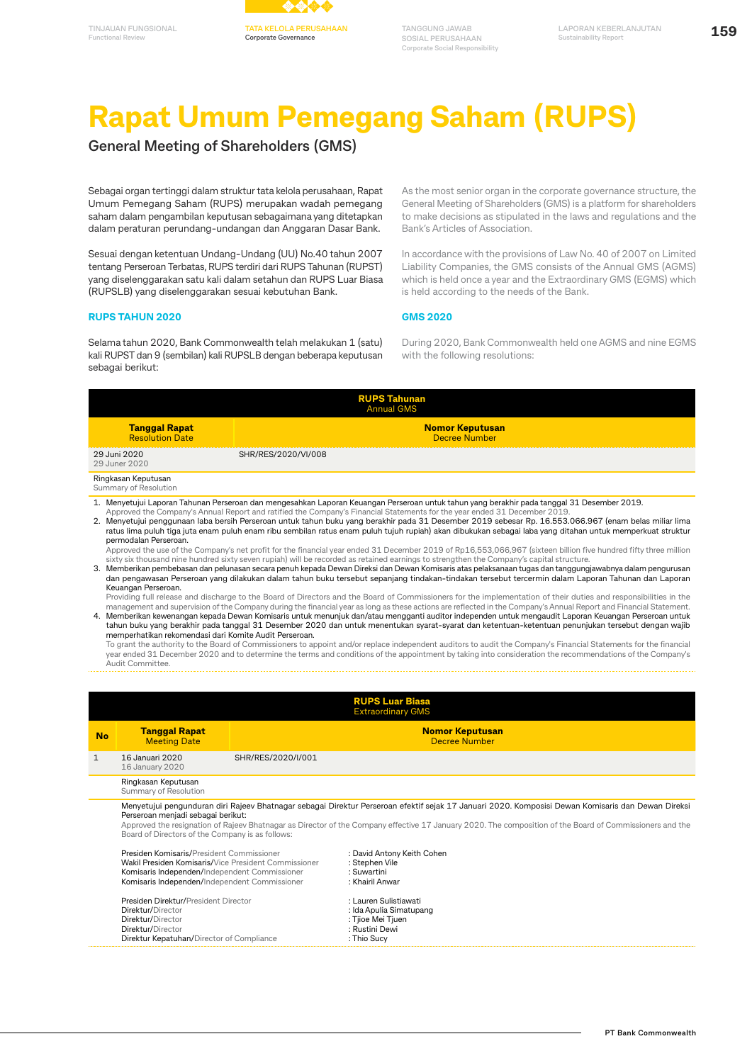# Rapat Umum Pemegang Saham (RUPS)

## General Meeting of Shareholders (GMS)

Sebagai organ tertinggi dalam struktur tata kelola perusahaan, Rapat Umum Pemegang Saham (RUPS) merupakan wadah pemegang saham dalam pengambilan keputusan sebagaimana yang ditetapkan dalam peraturan perundang-undangan dan Anggaran Dasar Bank.

As the most senior organ in the corporate governance structure, the General Meeting of Shareholders (GMS) is a platform for shareholders to make decisions as stipulated in the laws and regulations and the Bank's Articles of Association.

Sesuai dengan ketentuan Undang-Undang (UU) No.40 tahun 2007 tentang Perseroan Terbatas, RUPS terdiri dari RUPS Tahunan (RUPST) yang diselenggarakan satu kali dalam setahun dan RUPS Luar Biasa (RUPSLB) yang diselenggarakan sesuai kebutuhan Bank.

In accordance with the provisions of Law No. 40 of 2007 on Limited Liability Companies, the GMS consists of the Annual GMS (AGMS) and the Extraordinary GMS (EGMS) which is held once a year and the Extraordinary GMS (EGMS) which is held according to the needs of the Bank.

### RUPS TAHUN 2020

### GMS 2020

Selama tahun 2020, Bank Commonwealth telah melakukan 1 (satu) kali RUPST dan 9 (sembilan) kali RUPSLB dengan beberapa keputusan sebagai berikut:

During 2020, Bank Commonwealth held one AGMS and nine EGMS with the following resolutions:

**RUPS Tahunan**
Annual GMS

| Tanggal Rapat<br>Resolution Date | Nomor Keputusan<br>Decree Number |
|---|---|
| 29 Juni 2020<br>29 Juner 2020 | SHR/RES/2020/VI/008 |

Ringkasan Keputusan
Summary of Resolution

1. Menyetujui Laporan Tahunan Perseroan dan mengesahkan Laporan Keuangan Perseroan untuk tahun yang berakhir pada tanggal 31 Desember 2019.
   Approved the Company's Annual Report and ratified the Company's Financial Statements for the year ended 31 December 2019.
2. Menyetujui penggunaan laba bersih Perseroan untuk tahun buku yang berakhir pada 31 Desember 2019 sebesar Rp. 16.553.066.967 (enam belas miliar lima ratus lima puluh tiga juta enam puluh enam ribu sembilan ratus enam puluh tujuh rupiah) akan dibukukan sebagai laba yang ditahan untuk memperkuat struktur permodalan Perseroan.
   Approved the use of the Company's net profit for the financial year ended 31 December 2019 of Rp16,553,066,967 (sixteen billion five hundred fifty three million sixty six thousand nine hundred sixty seven rupiah) will be recorded as retained earnings to strengthen the Company's capital structure.
3. Memberikan pembebasan dan pelunasan secara penuh kepada Dewan Direksi dan Dewan Komisaris atas pelaksanaan tugas dan tanggungjawabnya dalam pengurusan dan pengawasan Perseroan yang dilakukan dalam tahun buku tersebut sepanjang tindakan-tindakan tersebut tercermin dalam Laporan Tahunan dan Laporan Keuangan Perseroan.
   Providing full release and discharge to the Board of Directors and the Board of Commissioners for the implementation of their duties and responsibilities in the management and supervision of the Company during the financial year as long as these actions are reflected in the Company's Annual Report and Financial Statement.
4. Memberikan kewenangan kepada Dewan Komisaris untuk menunjuk dan/atau mengganti auditor independen untuk mengaudit Laporan Keuangan Perseroan untuk tahun buku yang berakhir pada tanggal 31 Desember 2020 dan untuk menentukan syarat-syarat dan ketentuan-ketentuan penunjukan tersebut dengan wajib memperhatikan rekomendasi dari Komite Audit Perseroan.
   To grant the authority to the Board of Commissioners to appoint and/or replace independent auditors to audit the Company's Financial Statements for the financial year ended 31 December 2020 and to determine the terms and conditions of the appointment by taking into consideration the recommendations of the Company's Audit Committee.

**RUPS Luar Biasa**
Extraordinary GMS

| No | Tanggal Rapat<br>Meeting Date | Nomor Keputusan<br>Decree Number |
|---|---|---|
| 1 | 16 Januari 2020<br>16 January 2020 | SHR/RES/2020/I/001 |

Ringkasan Keputusan
Summary of Resolution

Menyetujui pengunduran diri Rajeev Bhatnagar sebagai Direktur Perseroan efektif sejak 17 Januari 2020. Komposisi Dewan Komisaris dan Dewan Direksi Perseroan menjadi sebagai berikut:
Approved the resignation of Rajeev Bhatnagar as Director of the Company effective 17 January 2020. The composition of the Board of Commissioners and the Board of Directors of the Company is as follows:

| Jabatan | Nama |
|---|---|
| Presiden Komisaris/President Commissioner | : David Antony Keith Cohen |
| Wakil Presiden Komisaris/Vice President Commissioner | : Stephen Vile |
| Komisaris Independen/Independent Commissioner | : Suwartini |
| Komisaris Independen/Independent Commissioner | : Khairil Anwar |
| Presiden Direktur/President Director | : Lauren Sulistiawati |
| Direktur/Director | : Ida Apulia Simatupang |
| Direktur/Director | : Tjioe Mei Tjuen |
| Direktur/Director | : Rustini Dewi |
| Direktur Kepatuhan/Director of Compliance | : Thio Sucy |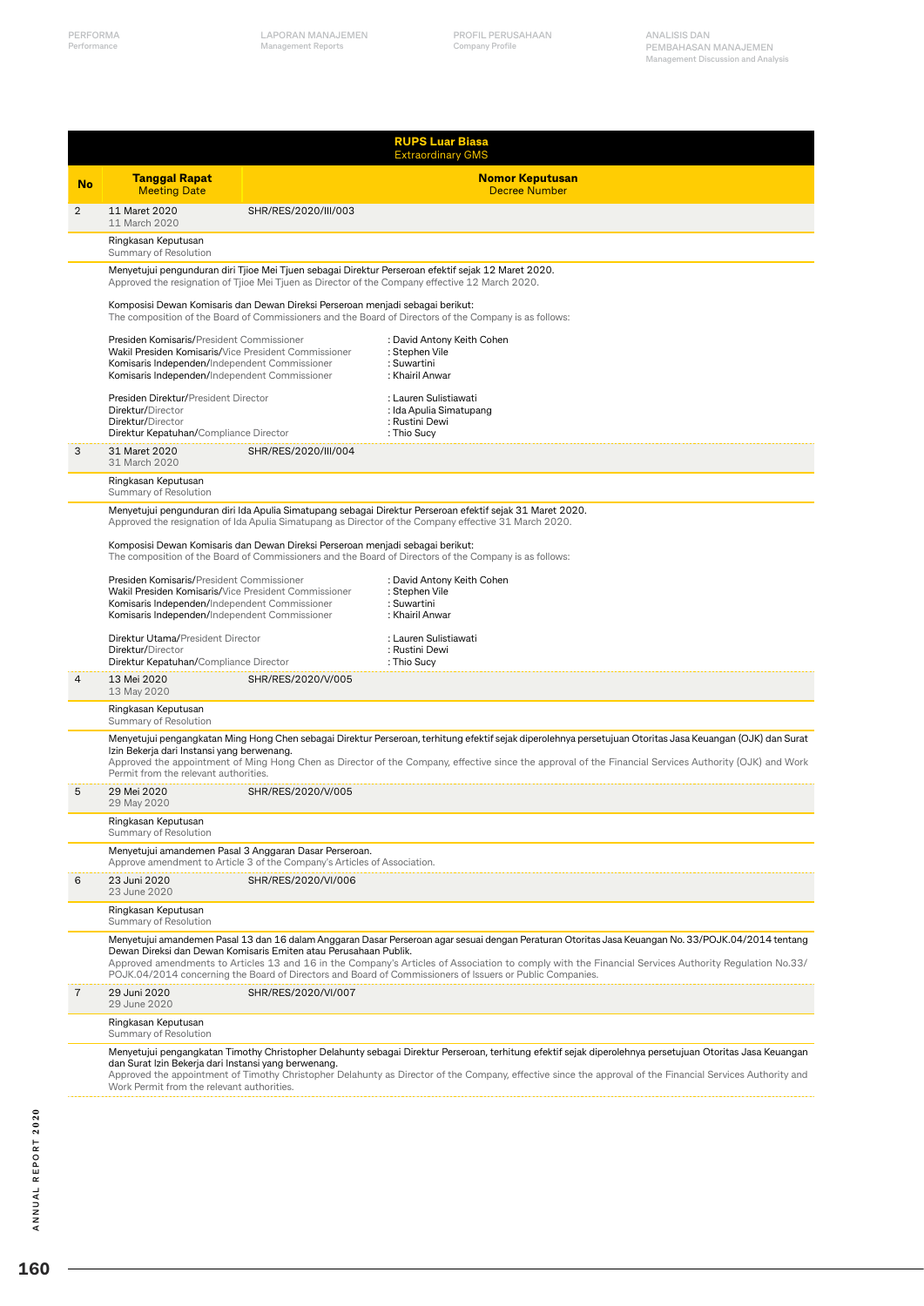| RUPS Luar Biasa<br>Extraordinary GMS | | |
|---|---|---|
| **No** | **Tanggal Rapat**<br>Meeting Date | **Nomor Keputusan**<br>Decree Number |
| 2 | 11 Maret 2020<br>11 March 2020 | SHR/RES/2020/III/003 |
| | Ringkasan Keputusan<br>Summary of Resolution | |
| | Menyetujui pengunduran diri Tjioe Mei Tjuen sebagai Direktur Perseroan efektif sejak 12 Maret 2020.<br>Approved the resignation of Tjioe Mei Tjuen as Director of the Company effective 12 March 2020.<br><br>Komposisi Dewan Komisaris dan Dewan Direksi Perseroan menjadi sebagai berikut:<br>The composition of the Board of Commissioners and the Board of Directors of the Company is as follows:<br><br>Presiden Komisaris/President Commissioner : David Antony Keith Cohen<br>Wakil Presiden Komisaris/Vice President Commissioner : Stephen Vile<br>Komisaris Independen/Independent Commissioner : Suwartini<br>Komisaris Independen/Independent Commissioner : Khairil Anwar<br><br>Presiden Direktur/President Director : Lauren Sulistiawati<br>Direktur/Director : Ida Apulia Simatupang<br>Direktur/Director : Rustini Dewi<br>Direktur Kepatuhan/Compliance Director : Thio Sucy | |
| 3 | 31 Maret 2020<br>31 March 2020 | SHR/RES/2020/III/004 |
| | Ringkasan Keputusan<br>Summary of Resolution | |
| | Menyetujui pengunduran diri Ida Apulia Simatupang sebagai Direktur Perseroan efektif sejak 31 Maret 2020.<br>Approved the resignation of Ida Apulia Simatupang as Director of the Company effective 31 March 2020.<br><br>Komposisi Dewan Komisaris dan Dewan Direksi Perseroan menjadi sebagai berikut:<br>The composition of the Board of Commissioners and the Board of Directors of the Company is as follows:<br><br>Presiden Komisaris/President Commissioner : David Antony Keith Cohen<br>Wakil Presiden Komisaris/Vice President Commissioner : Stephen Vile<br>Komisaris Independen/Independent Commissioner : Suwartini<br>Komisaris Independen/Independent Commissioner : Khairil Anwar<br><br>Direktur Utama/President Director : Lauren Sulistiawati<br>Direktur/Director : Rustini Dewi<br>Direktur Kepatuhan/Compliance Director : Thio Sucy | |
| 4 | 13 Mei 2020<br>13 May 2020 | SHR/RES/2020/V/005 |
| | Ringkasan Keputusan<br>Summary of Resolution | |
| | Menyetujui pengangkatan Ming Hong Chen sebagai Direktur Perseroan, terhitung efektif sejak diperolehnya persetujuan Otoritas Jasa Keuangan (OJK) dan Surat Izin Bekerja dari Instansi yang berwenang.<br>Approved the appointment of Ming Hong Chen as Director of the Company, effective since the approval of the Financial Services Authority (OJK) and Work Permit from the relevant authorities. | |
| 5 | 29 Mei 2020<br>29 May 2020 | SHR/RES/2020/V/005 |
| | Ringkasan Keputusan<br>Summary of Resolution | |
| | Menyetujui amandemen Pasal 3 Anggaran Dasar Perseroan.<br>Approve amendment to Article 3 of the Company's Articles of Association. | |
| 6 | 23 Juni 2020<br>23 June 2020 | SHR/RES/2020/VI/006 |
| | Ringkasan Keputusan<br>Summary of Resolution | |
| | Menyetujui amandemen Pasal 13 dan 16 dalam Anggaran Dasar Perseroan agar sesuai dengan Peraturan Otoritas Jasa Keuangan No. 33/POJK.04/2014 tentang Dewan Direksi dan Dewan Komisaris Emiten atau Perusahaan Publik.<br>Approved amendments to Articles 13 and 16 in the Company's Articles of Association to comply with the Financial Services Authority Regulation No.33/POJK.04/2014 concerning the Board of Directors and Board of Commissioners of Issuers or Public Companies. | |
| 7 | 29 Juni 2020<br>29 June 2020 | SHR/RES/2020/VI/007 |
| | Ringkasan Keputusan<br>Summary of Resolution | |
| | Menyetujui pengangkatan Timothy Christopher Delahunty sebagai Direktur Perseroan, terhitung efektif sejak diperolehnya persetujuan Otoritas Jasa Keuangan dan Surat Izin Bekerja dari Instansi yang berwenang.<br>Approved the appointment of Timothy Christopher Delahunty as Director of the Company, effective since the approval of the Financial Services Authority and Work Permit from the relevant authorities. | |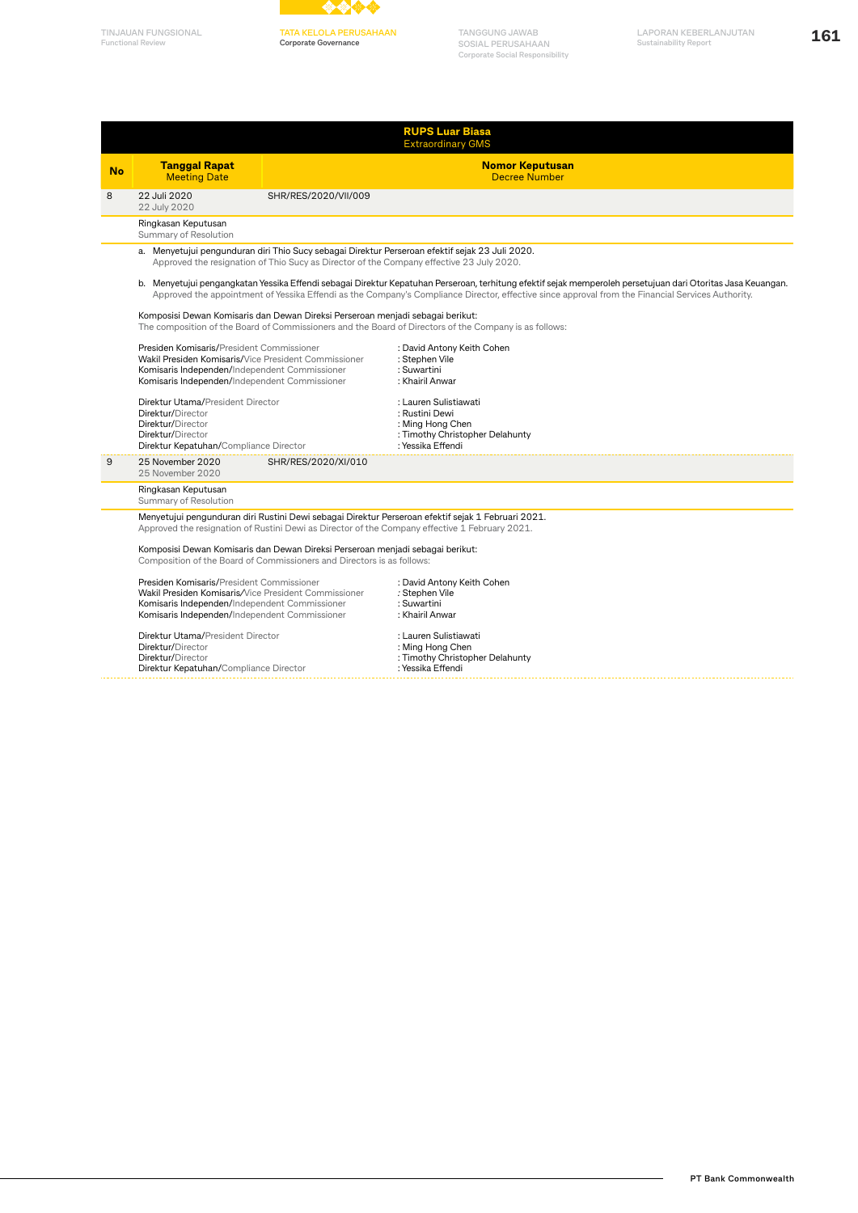| RUPS Luar Biasa<br>Extraordinary GMS | | |
|---|---|---|
| **No** | **Tanggal Rapat**<br>Meeting Date | **Nomor Keputusan**<br>Decree Number |
| 8 | 22 Juli 2020<br>22 July 2020 | SHR/RES/2020/VII/009 |

Ringkasan Keputusan
Summary of Resolution

a. Menyetujui pengunduran diri Thio Sucy sebagai Direktur Perseroan efektif sejak 23 Juli 2020.
Approved the resignation of Thio Sucy as Director of the Company effective 23 July 2020.

b. Menyetujui pengangkatan Yessika Effendi sebagai Direktur Kepatuhan Perseroan, terhitung efektif sejak memperoleh persetujuan dari Otoritas Jasa Keuangan.
Approved the appointment of Yessika Effendi as the Company's Compliance Director, effective since approval from the Financial Services Authority.

Komposisi Dewan Komisaris dan Dewan Direksi Perseroan menjadi sebagai berikut:
The composition of the Board of Commissioners and the Board of Directors of the Company is as follows:

Presiden Komisaris/President Commissioner : David Antony Keith Cohen
Wakil Presiden Komisaris/Vice President Commissioner : Stephen Vile
Komisaris Independen/Independent Commissioner : Suwartini
Komisaris Independen/Independent Commissioner : Khairil Anwar

Direktur Utama/President Director : Lauren Sulistiawati
Direktur/Director : Rustini Dewi
Direktur/Director : Ming Hong Chen
Direktur/Director : Timothy Christopher Delahunty
Direktur Kepatuhan/Compliance Director : Yessika Effendi

| No | Tanggal Rapat<br>Meeting Date | Nomor Keputusan<br>Decree Number |
|---|---|---|
| 9 | 25 November 2020<br>25 November 2020 | SHR/RES/2020/XI/010 |

Ringkasan Keputusan
Summary of Resolution

Menyetujui pengunduran diri Rustini Dewi sebagai Direktur Perseroan efektif sejak 1 Februari 2021.
Approved the resignation of Rustini Dewi as Director of the Company effective 1 February 2021.

Komposisi Dewan Komisaris dan Dewan Direksi Perseroan menjadi sebagai berikut:
Composition of the Board of Commissioners and Directors is as follows:

Presiden Komisaris/President Commissioner : David Antony Keith Cohen
Wakil Presiden Komisaris/Vice President Commissioner : Stephen Vile
Komisaris Independen/Independent Commissioner : Suwartini
Komisaris Independen/Independent Commissioner : Khairil Anwar

Direktur Utama/President Director : Lauren Sulistiawati
Direktur/Director : Ming Hong Chen
Direktur/Director : Timothy Christopher Delahunty
Direktur Kepatuhan/Compliance Director : Yessika Effendi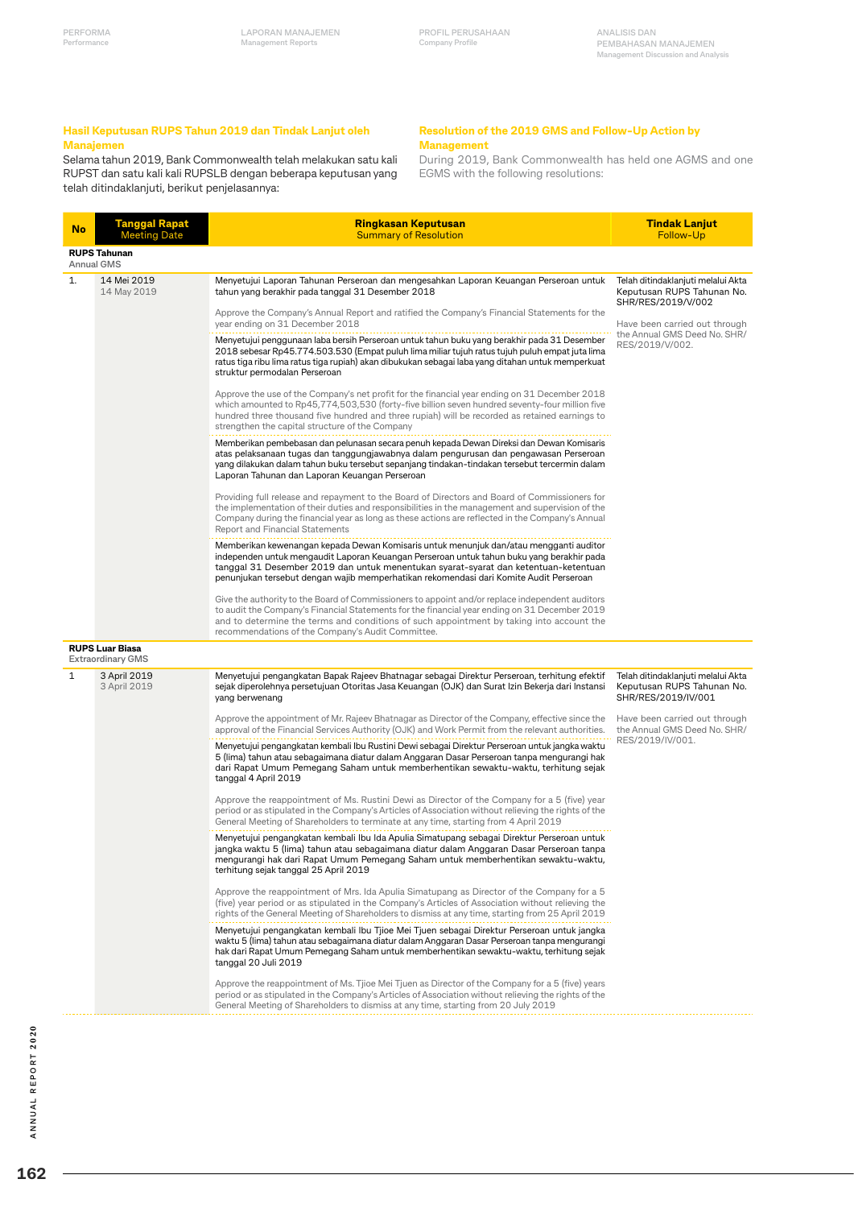### Hasil Keputusan RUPS Tahun 2019 dan Tindak Lanjut oleh Manajemen

Selama tahun 2019, Bank Commonwealth telah melakukan satu kali RUPST dan satu kali kali RUPSLB dengan beberapa keputusan yang telah ditindaklanjuti, berikut penjelasannya:

### Resolution of the 2019 GMS and Follow-Up Action by Management

During 2019, Bank Commonwealth has held one AGMS and one EGMS with the following resolutions:

| No | Tanggal Rapat<br>Meeting Date | Ringkasan Keputusan<br>Summary of Resolution | Tindak Lanjut<br>Follow-Up |
|---|---|---|---|
| **RUPS Tahunan**<br>Annual GMS | | | |
| 1. | 14 Mei 2019<br>14 May 2019 | Menyetujui Laporan Tahunan Perseroan dan mengesahkan Laporan Keuangan Perseroan untuk tahun yang berakhir pada tanggal 31 Desember 2018<br><br>Approve the Company's Annual Report and ratified the Company's Financial Statements for the year ending on 31 December 2018 | Telah ditindaklanjuti melalui Akta Keputusan RUPS Tahunan No. SHR/RES/2019/V/002<br><br>Have been carried out through the Annual GMS Deed No. SHR/RES/2019/V/002. |
| | | Menyetujui penggunaan laba bersih Perseroan untuk tahun buku yang berakhir pada 31 Desember 2018 sebesar Rp45.774.503.530 (Empat puluh lima miliar tujuh ratus tujuh puluh empat juta lima ratus tiga ribu lima ratus tiga puluh rupiah) akan dibukukan sebagai laba yang ditahan untuk memperkuat struktur permodalan Perseroan<br><br>Approve the use of the Company's net profit for the financial year ending on 31 December 2018 which amounted to Rp45,774,503,530 (forty-five billion seven hundred seventy-four million five hundred three thousand five hundred and three rupiah) will be recorded as retained earnings to strengthen the capital structure of the Company | |
| | | Memberikan pembebasan dan pelunasan secara penuh kepada Dewan Direksi dan Dewan Komisaris atas pelaksanaan tugas dan tanggungjawabnya dalam pengurusan dan pengawasan Perseroan yang dilakukan dalam tahun buku tersebut sepanjang tindakan-tindakan tersebut tercermin dalam Laporan Tahunan dan Laporan Keuangan Perseroan<br><br>Providing full release and repayment to the Board of Directors and Board of Commissioners for the implementation of their duties and responsibilities in the management and supervision of the Company during the financial year as long as these actions are reflected in the Company's Annual Report and Financial Statements | |
| | | Memberikan kewenangan kepada Dewan Komisaris untuk menunjuk dan/atau mengganti auditor independen untuk mengaudit Laporan Keuangan Perseroan untuk tahun buku yang berakhir pada tanggal 31 Desember 2019 dan untuk menentukan syarat-syarat dan ketentuan-ketentuan penunjukan tersebut dengan wajib memperhatikan rekomendasi dari Komite Audit Perseroan<br><br>Give the authority to the Board of Commissioners to appoint and/or replace independent auditors to audit the Company's Financial Statements for the financial year ending on 31 December 2019 and to determine the terms and conditions of such appointment by taking into account the recommendations of the Company's Audit Committee. | |
| **RUPS Luar Biasa**<br>Extraordinary GMS | | | |
| 1 | 3 April 2019<br>3 April 2019 | Menyetujui pengangkatan Bapak Rajeev Bhatnagar sebagai Direktur Perseroan, terhitung efektif sejak diperolehnya persetujuan Otoritas Jasa Keuangan (OJK) dan Surat Izin Bekerja dari Instansi yang berwenang<br><br>Approve the appointment of Mr. Rajeev Bhatnagar as Director of the Company, effective since the approval of the Financial Services Authority (OJK) and Work Permit from the relevant authorities. | Telah ditindaklanjuti melalui Akta Keputusan RUPS Tahunan No. SHR/RES/2019/IV/001<br><br>Have been carried out through the Annual GMS Deed No. SHR/RES/2019/IV/001. |
| | | Menyetujui pengangkatan kembali Ibu Rustini Dewi sebagai Direktur Perseroan untuk jangka waktu 5 (lima) tahun atau sebagaimana diatur dalam Anggaran Dasar Perseroan tanpa mengurangi hak dari Rapat Umum Pemegang Saham untuk memberhentikan sewaktu-waktu, terhitung sejak tanggal 4 April 2019<br><br>Approve the reappointment of Ms. Rustini Dewi as Director of the Company for a 5 (five) year period or as stipulated in the Company's Articles of Association without relieving the rights of the General Meeting of Shareholders to terminate at any time, starting from 4 April 2019 | |
| | | Menyetujui pengangkatan kembali Ibu Ida Apulia Simatupang sebagai Direktur Perseroan untuk jangka waktu 5 (lima) tahun atau sebagaimana diatur dalam Anggaran Dasar Perseroan tanpa mengurangi hak dari Rapat Umum Pemegang Saham untuk memberhentikan sewaktu-waktu, terhitung sejak tanggal 25 April 2019<br><br>Approve the reappointment of Mrs. Ida Apulia Simatupang as Director of the Company for a 5 (five) year period or as stipulated in the Company's Articles of Association without relieving the rights of the General Meeting of Shareholders to dismiss at any time, starting from 25 April 2019 | |
| | | Menyetujui pengangkatan kembali Ibu Tjioe Mei Tjuen sebagai Direktur Perseroan untuk jangka waktu 5 (lima) tahun atau sebagaimana diatur dalam Anggaran Dasar Perseroan tanpa mengurangi hak dari Rapat Umum Pemegang Saham untuk memberhentikan sewaktu-waktu, terhitung sejak tanggal 20 Juli 2019<br><br>Approve the reappointment of Ms. Tjioe Mei Tjuen as Director of the Company for a 5 (five) years period or as stipulated in the Company's Articles of Association without relieving the rights of the General Meeting of Shareholders to dismiss at any time, starting from 20 July 2019 | |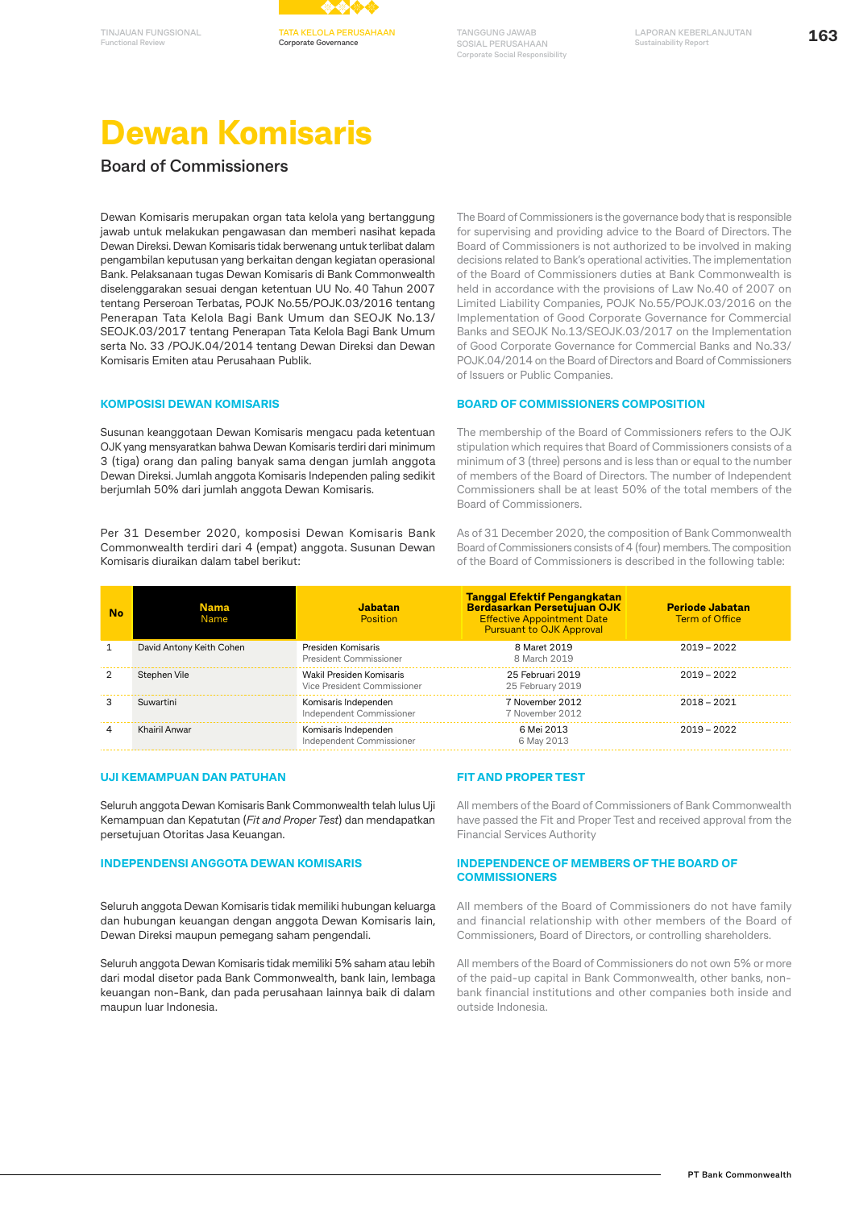# Dewan Komisaris

## Board of Commissioners

Dewan Komisaris merupakan organ tata kelola yang bertanggung jawab untuk melakukan pengawasan dan memberi nasihat kepada Dewan Direksi. Dewan Komisaris tidak berwenang untuk terlibat dalam pengambilan keputusan yang berkaitan dengan kegiatan operasional Bank. Pelaksanaan tugas Dewan Komisaris di Bank Commonwealth diselenggarakan sesuai dengan ketentuan UU No. 40 Tahun 2007 tentang Perseroan Terbatas, POJK No.55/POJK.03/2016 tentang Penerapan Tata Kelola Bagi Bank Umum dan SEOJK No.13/SEOJK.03/2017 tentang Penerapan Tata Kelola Bagi Bank Umum serta No. 33 /POJK.04/2014 tentang Dewan Direksi dan Dewan Komisaris Emiten atau Perusahaan Publik.

The Board of Commissioners is the governance body that is responsible for supervising and providing advice to the Board of Directors. The Board of Commissioners is not authorized to be involved in making decisions related to Bank's operational activities. The implementation of the Board of Commissioners duties at Bank Commonwealth is held in accordance with the provisions of Law No.40 of 2007 on Limited Liability Companies, POJK No.55/POJK.03/2016 on the Implementation of Good Corporate Governance for Commercial Banks and SEOJK No.13/SEOJK.03/2017 on the Implementation of Good Corporate Governance for Commercial Banks and No.33/POJK.04/2014 on the Board of Directors and Board of Commissioners of Issuers or Public Companies.

### KOMPOSISI DEWAN KOMISARIS

Susunan keanggotaan Dewan Komisaris mengacu pada ketentuan OJK yang mensyaratkan bahwa Dewan Komisaris terdiri dari minimum 3 (tiga) orang dan paling banyak sama dengan jumlah anggota Dewan Direksi. Jumlah anggota Komisaris Independen paling sedikit berjumlah 50% dari jumlah anggota Dewan Komisaris.

Per 31 Desember 2020, komposisi Dewan Komisaris Bank Commonwealth terdiri dari 4 (empat) anggota. Susunan Dewan Komisaris diuraikan dalam tabel berikut:

### BOARD OF COMMISSIONERS COMPOSITION

The membership of the Board of Commissioners refers to the OJK stipulation which requires that Board of Commissioners consists of a minimum of 3 (three) persons and is less than or equal to the number of members of the Board of Directors. The number of Independent Commissioners shall be at least 50% of the total members of the Board of Commissioners.

As of 31 December 2020, the composition of Bank Commonwealth Board of Commissioners consists of 4 (four) members. The composition of the Board of Commissioners is described in the following table:

| No | Nama<br>Name | Jabatan<br>Position | Tanggal Efektif Pengangkatan Berdasarkan Persetujuan OJK<br>Effective Appointment Date Pursuant to OJK Approval | Periode Jabatan<br>Term of Office |
|---|---|---|---|---|
| 1 | David Antony Keith Cohen | Presiden Komisaris<br>President Commissioner | 8 Maret 2019<br>8 March 2019 | 2019 – 2022 |
| 2 | Stephen Vile | Wakil Presiden Komisaris<br>Vice President Commissioner | 25 Februari 2019<br>25 February 2019 | 2019 – 2022 |
| 3 | Suwartini | Komisaris Independen<br>Independent Commissioner | 7 November 2012<br>7 November 2012 | 2018 – 2021 |
| 4 | Khairil Anwar | Komisaris Independen<br>Independent Commissioner | 6 Mei 2013<br>6 May 2013 | 2019 – 2022 |

### UJI KEMAMPUAN DAN PATUHAN

Seluruh anggota Dewan Komisaris Bank Commonwealth telah lulus Uji Kemampuan dan Kepatutan (*Fit and Proper Test*) dan mendapatkan persetujuan Otoritas Jasa Keuangan.

### FIT AND PROPER TEST

All members of the Board of Commissioners of Bank Commonwealth have passed the Fit and Proper Test and received approval from the Financial Services Authority

### INDEPENDENSI ANGGOTA DEWAN KOMISARIS

Seluruh anggota Dewan Komisaris tidak memiliki hubungan keluarga dan hubungan keuangan dengan anggota Dewan Komisaris lain, Dewan Direksi maupun pemegang saham pengendali.

Seluruh anggota Dewan Komisaris tidak memiliki 5% saham atau lebih dari modal disetor pada Bank Commonwealth, bank lain, lembaga keuangan non-Bank, dan pada perusahaan lainnya baik di dalam maupun luar Indonesia.

### INDEPENDENCE OF MEMBERS OF THE BOARD OF COMMISSIONERS

All members of the Board of Commissioners do not have family and financial relationship with other members of the Board of Commissioners, Board of Directors, or controlling shareholders.

All members of the Board of Commissioners do not own 5% or more of the paid-up capital in Bank Commonwealth, other banks, non-bank financial institutions and other companies both inside and outside Indonesia.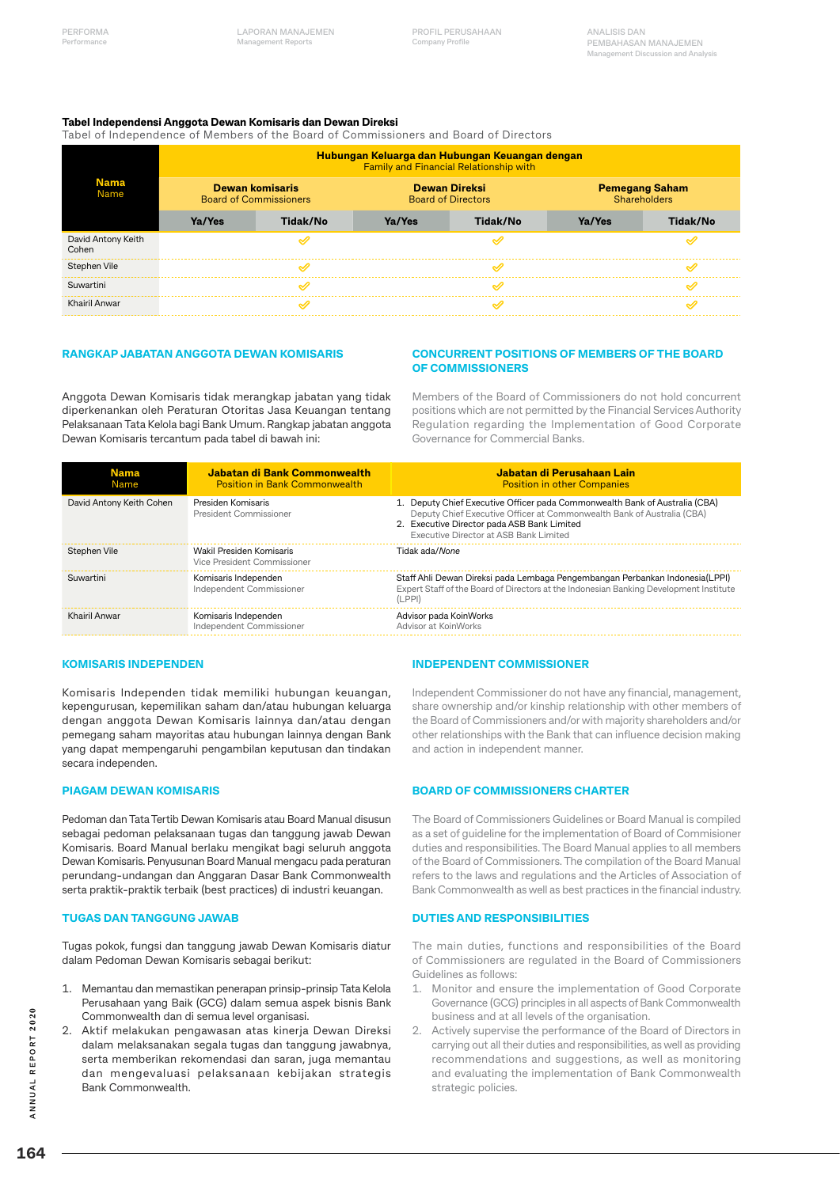**Tabel Independensi Anggota Dewan Komisaris dan Dewan Direksi**
Tabel of Independence of Members of the Board of Commissioners and Board of Directors

| Nama<br>Name | Hubungan Keluarga dan Hubungan Keuangan dengan<br>Family and Financial Relationship with | | | | | |
|---|---|---|---|---|---|---|
| | Dewan komisaris<br>Board of Commissioners | | Dewan Direksi<br>Board of Directors | | Pemegang Saham<br>Shareholders | |
| | Ya/Yes | Tidak/No | Ya/Yes | Tidak/No | Ya/Yes | Tidak/No |
| David Antony Keith Cohen | | ✓ | | ✓ | | ✓ |
| Stephen Vile | | ✓ | | ✓ | | ✓ |
| Suwartini | | ✓ | | ✓ | | ✓ |
| Khairil Anwar | | ✓ | | ✓ | | ✓ |

## RANGKAP JABATAN ANGGOTA DEWAN KOMISARIS

Anggota Dewan Komisaris tidak merangkap jabatan yang tidak diperkenankan oleh Peraturan Otoritas Jasa Keuangan tentang Pelaksanaan Tata Kelola bagi Bank Umum. Rangkap jabatan anggota Dewan Komisaris tercantum pada tabel di bawah ini:

## CONCURRENT POSITIONS OF MEMBERS OF THE BOARD OF COMMISSIONERS

Members of the Board of Commissioners do not hold concurrent positions which are not permitted by the Financial Services Authority Regulation regarding the Implementation of Good Corporate Governance for Commercial Banks.

| Nama<br>Name | Jabatan di Bank Commonwealth<br>Position in Bank Commonwealth | Jabatan di Perusahaan Lain<br>Position in other Companies |
|---|---|---|
| David Antony Keith Cohen | Presiden Komisaris<br>President Commissioner | 1. Deputy Chief Executive Officer pada Commonwealth Bank of Australia (CBA)<br>Deputy Chief Executive Officer at Commonwealth Bank of Australia (CBA)<br>2. Executive Director pada ASB Bank Limited<br>Executive Director at ASB Bank Limited |
| Stephen Vile | Wakil Presiden Komisaris<br>Vice President Commissioner | Tidak ada/*None* |
| Suwartini | Komisaris Independen<br>Independent Commissioner | Staff Ahli Dewan Direksi pada Lembaga Pengembangan Perbankan Indonesia(LPPI)<br>Expert Staff of the Board of Directors at the Indonesian Banking Development Institute (LPPI) |
| Khairil Anwar | Komisaris Independen<br>Independent Commissioner | Advisor pada KoinWorks<br>Advisor at KoinWorks |

## KOMISARIS INDEPENDEN

Komisaris Independen tidak memiliki hubungan keuangan, kepengurusan, kepemilikan saham dan/atau hubungan keluarga dengan anggota Dewan Komisaris lainnya dan/atau dengan pemegang saham mayoritas atau hubungan lainnya dengan Bank yang dapat mempengaruhi pengambilan keputusan dan tindakan secara independen.

## INDEPENDENT COMMISSIONER

Independent Commissioner do not have any financial, management, share ownership and/or kinship relationship with other members of the Board of Commissioners and/or with majority shareholders and/or other relationships with the Bank that can influence decision making and action in independent manner.

## PIAGAM DEWAN KOMISARIS

Pedoman dan Tata Tertib Dewan Komisaris atau Board Manual disusun sebagai pedoman pelaksanaan tugas dan tanggung jawab Dewan Komisaris. Board Manual berlaku mengikat bagi seluruh anggota Dewan Komisaris. Penyusunan Board Manual mengacu pada peraturan perundang-undangan dan Anggaran Dasar Bank Commonwealth serta praktik-praktik terbaik (best practices) di industri keuangan.

## BOARD OF COMMISSIONERS CHARTER

The Board of Commissioners Guidelines or Board Manual is compiled as a set of guideline for the implementation of Board of Commisioner duties and responsibilities. The Board Manual applies to all members of the Board of Commissioners. The compilation of the Board Manual refers to the laws and regulations and the Articles of Association of Bank Commonwealth as well as best practices in the financial industry.

## TUGAS DAN TANGGUNG JAWAB

Tugas pokok, fungsi dan tanggung jawab Dewan Komisaris diatur dalam Pedoman Dewan Komisaris sebagai berikut:

1. Memantau dan memastikan penerapan prinsip-prinsip Tata Kelola Perusahaan yang Baik (GCG) dalam semua aspek bisnis Bank Commonwealth dan di semua level organisasi.
2. Aktif melakukan pengawasan atas kinerja Dewan Direksi dalam melaksanakan segala tugas dan tanggung jawabnya, serta memberikan rekomendasi dan saran, juga memantau dan mengevaluasi pelaksanaan kebijakan strategis Bank Commonwealth.

## DUTIES AND RESPONSIBILITIES

The main duties, functions and responsibilities of the Board of Commissioners are regulated in the Board of Commissioners Guidelines as follows:

1. Monitor and ensure the implementation of Good Corporate Governance (GCG) principles in all aspects of Bank Commonwealth business and at all levels of the organisation.
2. Actively supervise the performance of the Board of Directors in carrying out all their duties and responsibilities, as well as providing recommendations and suggestions, as well as monitoring and evaluating the implementation of Bank Commonwealth strategic policies.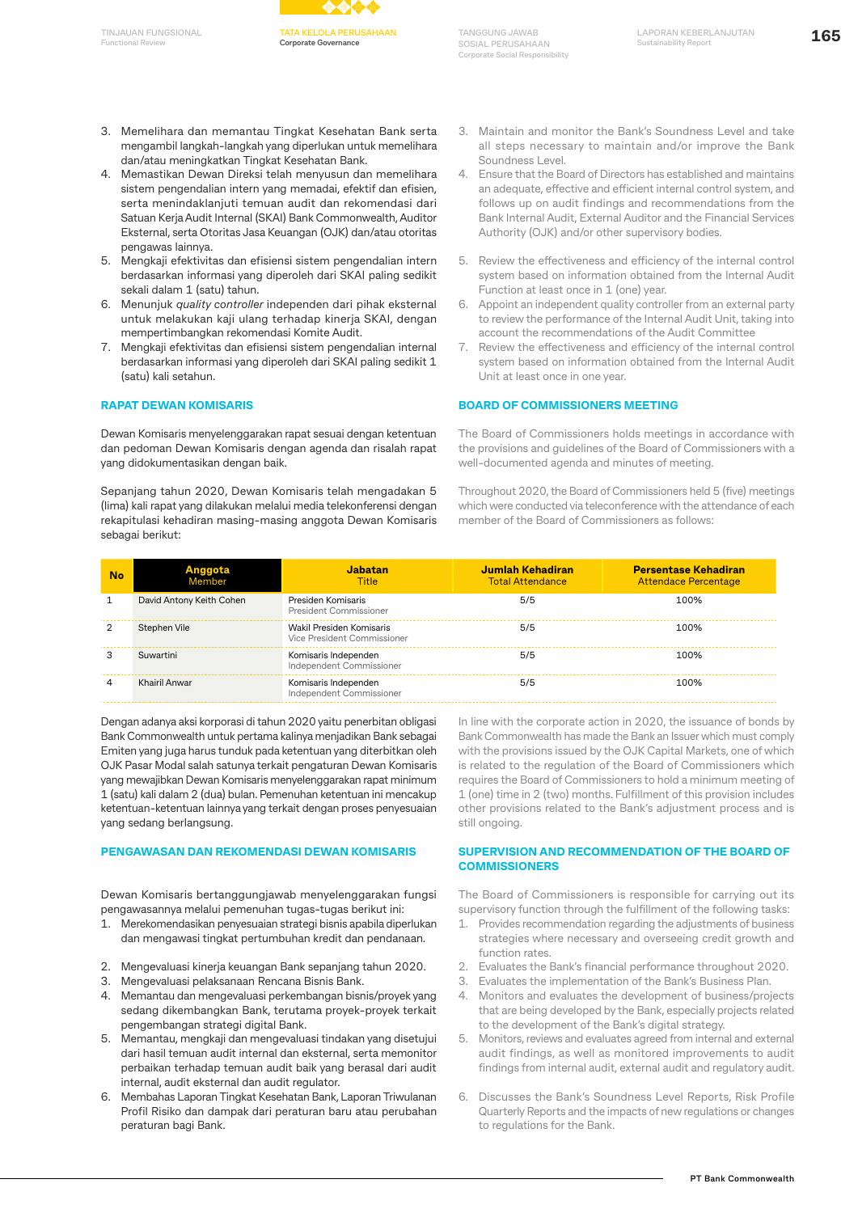3. Memelihara dan memantau Tingkat Kesehatan Bank serta mengambil langkah-langkah yang diperlukan untuk memelihara dan/atau meningkatkan Tingkat Kesehatan Bank.
4. Memastikan Dewan Direksi telah menyusun dan memelihara sistem pengendalian intern yang memadai, efektif dan efisien, serta menindaklanjuti temuan audit dan rekomendasi dari Satuan Kerja Audit Internal (SKAI) Bank Commonwealth, Auditor Eksternal, serta Otoritas Jasa Keuangan (OJK) dan/atau otoritas pengawas lainnya.
5. Mengkaji efektivitas dan efisiensi sistem pengendalian intern berdasarkan informasi yang diperoleh dari SKAI paling sedikit sekali dalam 1 (satu) tahun.
6. Menunjuk *quality controller* independen dari pihak eksternal untuk melakukan kaji ulang terhadap kinerja SKAI, dengan mempertimbangkan rekomendasi Komite Audit.
7. Mengkaji efektivitas dan efisiensi sistem pengendalian internal berdasarkan informasi yang diperoleh dari SKAI paling sedikit 1 (satu) kali setahun.

3. Maintain and monitor the Bank's Soundness Level and take all steps necessary to maintain and/or improve the Bank Soundness Level.
4. Ensure that the Board of Directors has established and maintains an adequate, effective and efficient internal control system, and follows up on audit findings and recommendations from the Bank Internal Audit, External Auditor and the Financial Services Authority (OJK) and/or other supervisory bodies.
5. Review the effectiveness and efficiency of the internal control system based on information obtained from the Internal Audit Function at least once in 1 (one) year.
6. Appoint an independent quality controller from an external party to review the performance of the Internal Audit Unit, taking into account the recommendations of the Audit Committee
7. Review the effectiveness and efficiency of the internal control system based on information obtained from the Internal Audit Unit at least once in one year.

## RAPAT DEWAN KOMISARIS

Dewan Komisaris menyelenggarakan rapat sesuai dengan ketentuan dan pedoman Dewan Komisaris dengan agenda dan risalah rapat yang didokumentasikan dengan baik.

Sepanjang tahun 2020, Dewan Komisaris telah mengadakan 5 (lima) kali rapat yang dilakukan melalui media telekonferensi dengan rekapitulasi kehadiran masing-masing anggota Dewan Komisaris sebagai berikut:

## BOARD OF COMMISSIONERS MEETING

The Board of Commissioners holds meetings in accordance with the provisions and guidelines of the Board of Commissioners with a well-documented agenda and minutes of meeting.

Throughout 2020, the Board of Commissioners held 5 (five) meetings which were conducted via teleconference with the attendance of each member of the Board of Commissioners as follows:

| No | Anggota<br>Member | Jabatan<br>Title | Jumlah Kehadiran<br>Total Attendance | Persentase Kehadiran<br>Attendace Percentage |
|---|---|---|---|---|
| 1 | David Antony Keith Cohen | Presiden Komisaris<br>President Commissioner | 5/5 | 100% |
| 2 | Stephen Vile | Wakil Presiden Komisaris<br>Vice President Commissioner | 5/5 | 100% |
| 3 | Suwartini | Komisaris Independen<br>Independent Commissioner | 5/5 | 100% |
| 4 | Khairil Anwar | Komisaris Independen<br>Independent Commissioner | 5/5 | 100% |

Dengan adanya aksi korporasi di tahun 2020 yaitu penerbitan obligasi Bank Commonwealth untuk pertama kalinya menjadikan Bank sebagai Emiten yang juga harus tunduk pada ketentuan yang diterbitkan oleh OJK Pasar Modal salah satunya terkait pengaturan Dewan Komisaris yang mewajibkan Dewan Komisaris menyelenggarakan rapat minimum 1 (satu) kali dalam 2 (dua) bulan. Pemenuhan ketentuan ini mencakup ketentuan-ketentuan lainnya yang terkait dengan proses penyesuaian yang sedang berlangsung.

In line with the corporate action in 2020, the issuance of bonds by Bank Commonwealth has made the Bank an Issuer which must comply with the provisions issued by the OJK Capital Markets, one of which is related to the regulation of the Board of Commissioners which requires the Board of Commissioners to hold a minimum meeting of 1 (one) time in 2 (two) months. Fulfillment of this provision includes other provisions related to the Bank's adjustment process and is still ongoing.

## PENGAWASAN DAN REKOMENDASI DEWAN KOMISARIS

Dewan Komisaris bertanggungjawab menyelenggarakan fungsi pengawasannya melalui pemenuhan tugas-tugas berikut ini:

1. Merekomendasikan penyesuaian strategi bisnis apabila diperlukan dan mengawasi tingkat pertumbuhan kredit dan pendanaan.
2. Mengevaluasi kinerja keuangan Bank sepanjang tahun 2020.
3. Mengevaluasi pelaksanaan Rencana Bisnis Bank.
4. Memantau dan mengevaluasi perkembangan bisnis/proyek yang sedang dikembangkan Bank, terutama proyek-proyek terkait pengembangan strategi digital Bank.
5. Memantau, mengkaji dan mengevaluasi tindakan yang disetujui dari hasil temuan audit internal dan eksternal, serta memonitor perbaikan terhadap temuan audit baik yang berasal dari audit internal, audit eksternal dan audit regulator.
6. Membahas Laporan Tingkat Kesehatan Bank, Laporan Triwulanan Profil Risiko dan dampak dari peraturan baru atau perubahan peraturan bagi Bank.

## SUPERVISION AND RECOMMENDATION OF THE BOARD OF COMMISSIONERS

The Board of Commissioners is responsible for carrying out its supervisory function through the fulfillment of the following tasks:

1. Provides recommendation regarding the adjustments of business strategies where necessary and overseeing credit growth and function rates.
2. Evaluates the Bank's financial performance throughout 2020.
3. Evaluates the implementation of the Bank's Business Plan.
4. Monitors and evaluates the development of business/projects that are being developed by the Bank, especially projects related to the development of the Bank's digital strategy.
5. Monitors, reviews and evaluates agreed from internal and external audit findings, as well as monitored improvements to audit findings from internal audit, external audit and regulatory audit.
6. Discusses the Bank's Soundness Level Reports, Risk Profile Quarterly Reports and the impacts of new regulations or changes to regulations for the Bank.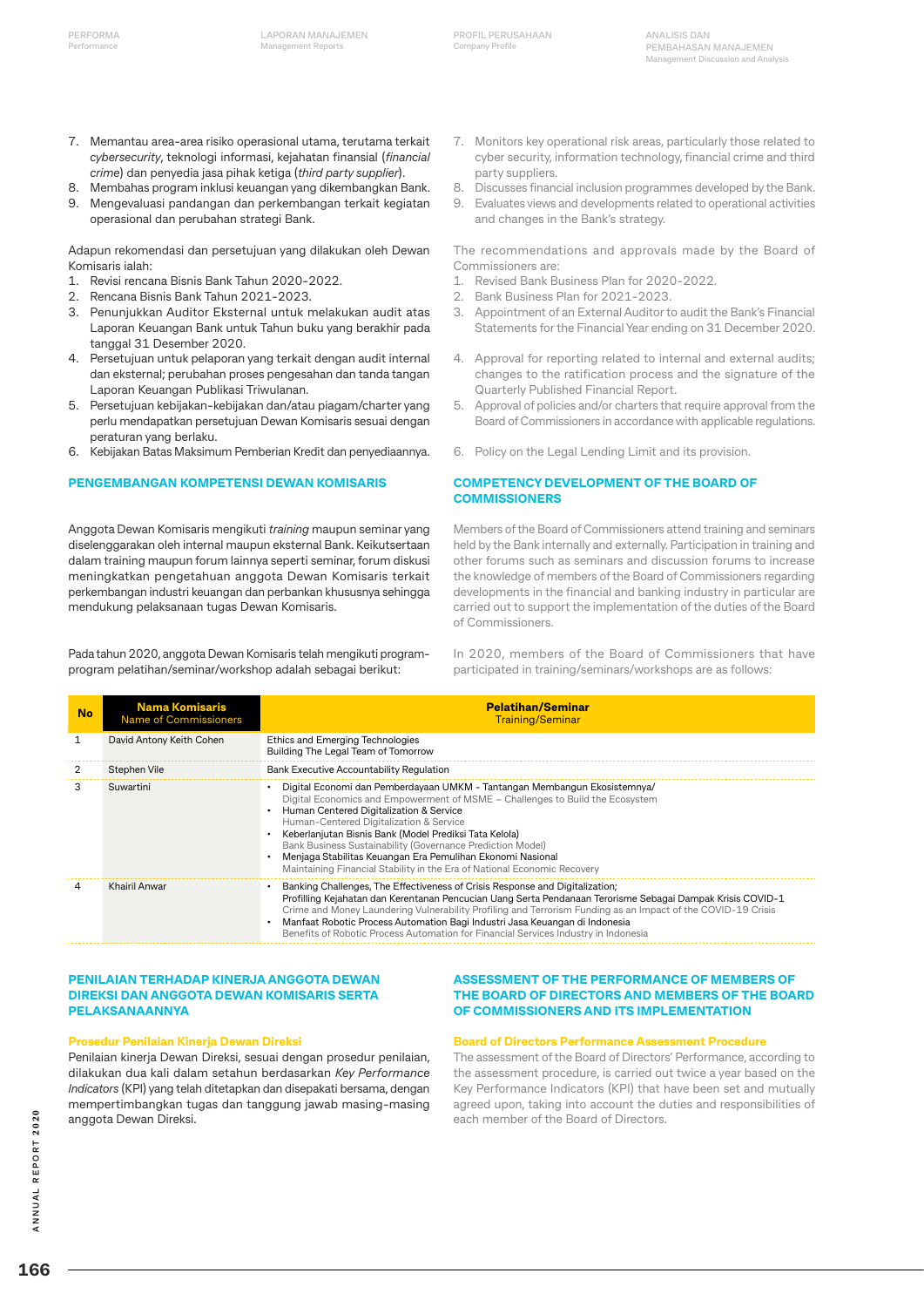7. Memantau area-area risiko operasional utama, terutama terkait *cybersecurity*, teknologi informasi, kejahatan finansial (*financial crime*) dan penyedia jasa pihak ketiga (*third party supplier*).
8. Membahas program inklusi keuangan yang dikembangkan Bank.
9. Mengevaluasi pandangan dan perkembangan terkait kegiatan operasional dan perubahan strategi Bank.

Adapun rekomendasi dan persetujuan yang dilakukan oleh Dewan Komisaris ialah:

1. Revisi rencana Bisnis Bank Tahun 2020-2022.
2. Rencana Bisnis Bank Tahun 2021-2023.
3. Penunjukkan Auditor Eksternal untuk melakukan audit atas Laporan Keuangan Bank untuk Tahun buku yang berakhir pada tanggal 31 Desember 2020.
4. Persetujuan untuk pelaporan yang terkait dengan audit internal dan eksternal; perubahan proses pengesahan dan tanda tangan Laporan Keuangan Publikasi Triwulanan.
5. Persetujuan kebijakan-kebijakan dan/atau piagam/charter yang perlu mendapatkan persetujuan Dewan Komisaris sesuai dengan peraturan yang berlaku.
6. Kebijakan Batas Maksimum Pemberian Kredit dan penyediaannya.

7. Monitors key operational risk areas, particularly those related to cyber security, information technology, financial crime and third party suppliers.
8. Discusses financial inclusion programmes developed by the Bank.
9. Evaluates views and developments related to operational activities and changes in the Bank's strategy.

The recommendations and approvals made by the Board of Commissioners are:

1. Revised Bank Business Plan for 2020-2022.
2. Bank Business Plan for 2021-2023.
3. Appointment of an External Auditor to audit the Bank's Financial Statements for the Financial Year ending on 31 December 2020.
4. Approval for reporting related to internal and external audits; changes to the ratification process and the signature of the Quarterly Published Financial Report.
5. Approval of policies and/or charters that require approval from the Board of Commissioners in accordance with applicable regulations.
6. Policy on the Legal Lending Limit and its provision.

## PENGEMBANGAN KOMPETENSI DEWAN KOMISARIS

Anggota Dewan Komisaris mengikuti *training* maupun seminar yang diselenggarakan oleh internal maupun eksternal Bank. Keikutsertaan dalam training maupun forum lainnya seperti seminar, forum diskusi meningkatkan pengetahuan anggota Dewan Komisaris terkait perkembangan industri keuangan dan perbankan khususnya sehingga mendukung pelaksanaan tugas Dewan Komisaris.

Pada tahun 2020, anggota Dewan Komisaris telah mengikuti program-program pelatihan/seminar/workshop adalah sebagai berikut:

## COMPETENCY DEVELOPMENT OF THE BOARD OF COMMISSIONERS

Members of the Board of Commissioners attend training and seminars held by the Bank internally and externally. Participation in training and other forums such as seminars and discussion forums to increase the knowledge of members of the Board of Commissioners regarding developments in the financial and banking industry in particular are carried out to support the implementation of the duties of the Board of Commissioners.

In 2020, members of the Board of Commissioners that have participated in training/seminars/workshops are as follows:

| No | Nama Komisaris<br>Name of Commissioners | Pelatihan/Seminar<br>Training/Seminar |
|---|---|---|
| 1 | David Antony Keith Cohen | Ethics and Emerging Technologies<br>Building The Legal Team of Tomorrow |
| 2 | Stephen Vile | Bank Executive Accountability Regulation |
| 3 | Suwartini | • Digital Economi dan Pemberdayaan UMKM - Tantangan Membangun Ekosistemnya/<br>Digital Economics and Empowerment of MSME – Challenges to Build the Ecosystem<br>• Human Centered Digitalization & Service<br>Human-Centered Digitalization & Service<br>• Keberlanjutan Bisnis Bank (Model Prediksi Tata Kelola)<br>Bank Business Sustainability (Governance Prediction Model)<br>• Menjaga Stabilitas Keuangan Era Pemulihan Ekonomi Nasional<br>Maintaining Financial Stability in the Era of National Economic Recovery |
| 4 | Khairil Anwar | • Banking Challenges, The Effectiveness of Crisis Response and Digitalization;<br>Profilling Kejahatan dan Kerentanan Pencucian Uang Serta Pendanaan Terorisme Sebagai Dampak Krisis COVID-1<br>Crime and Money Laundering Vulnerability Profiling and Terrorism Funding as an Impact of the COVID-19 Crisis<br>• Manfaat Robotic Process Automation Bagi Industri Jasa Keuangan di Indonesia<br>Benefits of Robotic Process Automation for Financial Services Industry in Indonesia |

## PENILAIAN TERHADAP KINERJA ANGGOTA DEWAN DIREKSI DAN ANGGOTA DEWAN KOMISARIS SERTA PELAKSANAANNYA

### Prosedur Penilaian Kinerja Dewan Direksi

Penilaian kinerja Dewan Direksi, sesuai dengan prosedur penilaian, dilakukan dua kali dalam setahun berdasarkan *Key Performance Indicators* (KPI) yang telah ditetapkan dan disepakati bersama, dengan mempertimbangkan tugas dan tanggung jawab masing-masing anggota Dewan Direksi.

## ASSESSMENT OF THE PERFORMANCE OF MEMBERS OF THE BOARD OF DIRECTORS AND MEMBERS OF THE BOARD OF COMMISSIONERS AND ITS IMPLEMENTATION

### Board of Directors Performance Assessment Procedure

The assessment of the Board of Directors' Performance, according to the assessment procedure, is carried out twice a year based on the Key Performance Indicators (KPI) that have been set and mutually agreed upon, taking into account the duties and responsibilities of each member of the Board of Directors.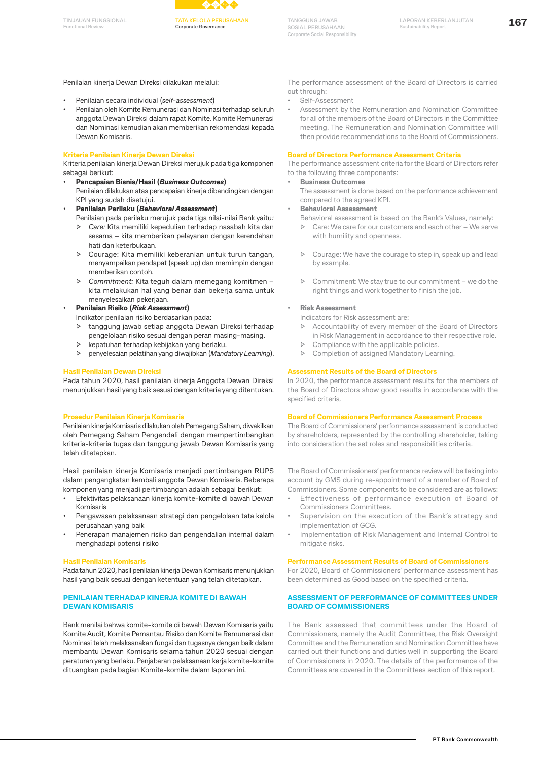Penilaian kinerja Dewan Direksi dilakukan melalui:

- Penilaian secara individual (*self-assessment*)
- Penilaian oleh Komite Remunerasi dan Nominasi terhadap seluruh anggota Dewan Direksi dalam rapat Komite. Komite Remunerasi dan Nominasi kemudian akan memberikan rekomendasi kepada Dewan Komisaris.

### Kriteria Penilaian Kinerja Dewan Direksi

Kriteria penilaian kinerja Dewan Direksi merujuk pada tiga komponen sebagai berikut:

- **Pencapaian Bisnis/Hasil (*Business Outcomes*)**
  Penilaian dilakukan atas pencapaian kinerja dibandingkan dengan KPI yang sudah disetujui.
- **Penilaian Perilaku (*Behavioral Assessment*)**
  Penilaian pada perilaku merujuk pada tiga nilai-nilai Bank yaitu:
  - *Care:* Kita memiliki kepedulian terhadap nasabah kita dan sesama – kita memberikan pelayanan dengan kerendahan hati dan keterbukaan.
  - Courage: Kita memiliki keberanian untuk turun tangan, menyampaikan pendapat (speak up) dan memimpin dengan memberikan contoh.
  - *Commitment:* Kita teguh dalam memegang komitmen – kita melakukan hal yang benar dan bekerja sama untuk menyelesaikan pekerjaan.
- **Penilaian Risiko (*Risk Assessment*)**
  Indikator penilaian risiko berdasarkan pada:
  - tanggung jawab setiap anggota Dewan Direksi terhadap pengelolaan risiko sesuai dengan peran masing-masing.
  - kepatuhan terhadap kebijakan yang berlaku.
  - penyelesaian pelatihan yang diwajibkan (*Mandatory Learning*).

### Hasil Penilaian Dewan Direksi

Pada tahun 2020, hasil penilaian kinerja Anggota Dewan Direksi menunjukkan hasil yang baik sesuai dengan kriteria yang ditentukan.

### Prosedur Penilaian Kinerja Komisaris

Penilaian kinerja Komisaris dilakukan oleh Pemegang Saham, diwakilkan oleh Pemegang Saham Pengendali dengan mempertimbangkan kriteria-kriteria tugas dan tanggung jawab Dewan Komisaris yang telah ditetapkan.

Hasil penilaian kinerja Komisaris menjadi pertimbangan RUPS dalam pengangkatan kembali anggota Dewan Komisaris. Beberapa komponen yang menjadi pertimbangan adalah sebagai berikut:

- Efektivitas pelaksanaan kinerja komite-komite di bawah Dewan Komisaris
- Pengawasan pelaksanaan strategi dan pengelolaan tata kelola perusahaan yang baik
- Penerapan manajemen risiko dan pengendalian internal dalam menghadapi potensi risiko

### Hasil Penilaian Komisaris

Pada tahun 2020, hasil penilaian kinerja Dewan Komisaris menunjukkan hasil yang baik sesuai dengan ketentuan yang telah ditetapkan.

## PENILAIAN TERHADAP KINERJA KOMITE DI BAWAH DEWAN KOMISARIS

Bank menilai bahwa komite-komite di bawah Dewan Komisaris yaitu Komite Audit, Komite Pemantau Risiko dan Komite Remunerasi dan Nominasi telah melaksanakan fungsi dan tugasnya dengan baik dalam membantu Dewan Komisaris selama tahun 2020 sesuai dengan peraturan yang berlaku. Penjabaran pelaksanaan kerja komite-komite dituangkan pada bagian Komite-komite dalam laporan ini.

---

The performance assessment of the Board of Directors is carried out through:

- Self-Assessment
- Assessment by the Remuneration and Nomination Committee for all of the members of the Board of Directors in the Committee meeting. The Remuneration and Nomination Committee will then provide recommendations to the Board of Commissioners.

### Board of Directors Performance Assessment Criteria

The performance assessment criteria for the Board of Directors refer to the following three components:

- **Business Outcomes**
  The assessment is done based on the performance achievement compared to the agreed KPI.
- **Behavioral Assessment**
  Behavioral assessment is based on the Bank's Values, namely:
  - Care: We care for our customers and each other – We serve with humility and openness.
  - Courage: We have the courage to step in, speak up and lead by example.
  - Commitment: We stay true to our commitment – we do the right things and work together to finish the job.
- **Risk Assessment**
  Indicators for Risk assessment are:
  - Accountability of every member of the Board of Directors in Risk Management in accordance to their respective role.
  - Compliance with the applicable policies.
  - Completion of assigned Mandatory Learning.

### Assessment Results of the Board of Directors

In 2020, the performance assessment results for the members of the Board of Directors show good results in accordance with the specified criteria.

### Board of Commissioners Performance Assessment Process

The Board of Commissioners' performance assessment is conducted by shareholders, represented by the controlling shareholder, taking into consideration the set roles and responsibilities criteria.

The Board of Commissioners' performance review will be taking into account by GMS during re-appointment of a member of Board of Commissioners. Some components to be considered are as follows:

- Effectiveness of performance execution of Board of Commissioners Committees.
- Supervision on the execution of the Bank's strategy and implementation of GCG.
- Implementation of Risk Management and Internal Control to mitigate risks.

### Performance Assessment Results of Board of Commissioners

For 2020, Board of Commissioners' performance assessment has been determined as Good based on the specified criteria.

## ASSESSMENT OF PERFORMANCE OF COMMITTEES UNDER BOARD OF COMMISSIONERS

The Bank assessed that committees under the Board of Commissioners, namely the Audit Committee, the Risk Oversight Committee and the Remuneration and Nomination Committee have carried out their functions and duties well in supporting the Board of Commissioners in 2020. The details of the performance of the Committees are covered in the Committees section of this report.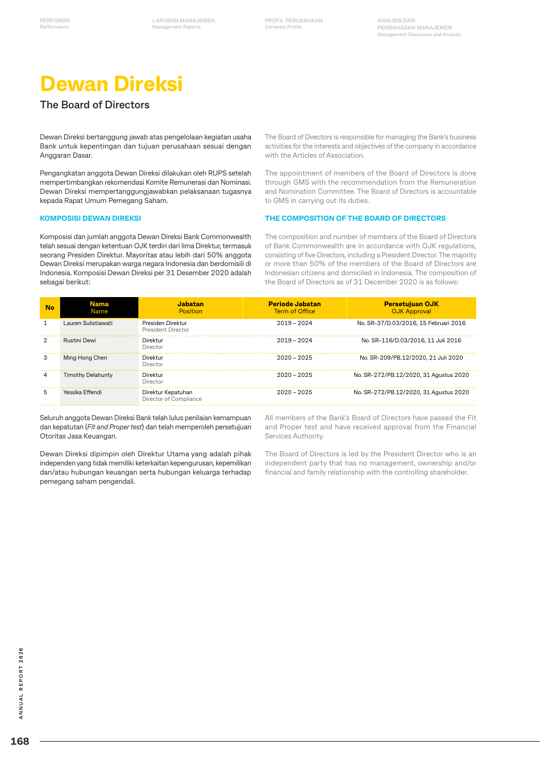# Dewan Direksi

## The Board of Directors

Dewan Direksi bertanggung jawab atas pengelolaan kegiatan usaha Bank untuk kepentingan dan tujuan perusahaan sesuai dengan Anggaran Dasar.

Pengangkatan anggota Dewan Direksi dilakukan oleh RUPS setelah mempertimbangkan rekomendasi Komite Remunerasi dan Nominasi. Dewan Direksi mempertanggungjawabkan pelaksanaan tugasnya kepada Rapat Umum Pemegang Saham.

The Board of Directors is responsible for managing the Bank's business activities for the interests and objectives of the company in accordance with the Articles of Association.

The appointment of members of the Board of Directors is done through GMS with the recommendation from the Remuneration and Nomination Committee. The Board of Directors is accountable to GMS in carrying out its duties.

### KOMPOSISI DEWAN DIREKSI

Komposisi dan jumlah anggota Dewan Direksi Bank Commonwealth telah sesuai dengan ketentuan OJK terdiri dari lima Direktur, termasuk seorang Presiden Direktur. Mayoritas atau lebih dari 50% anggota Dewan Direksi merupakan warga negara Indonesia dan berdomisili di Indonesia. Komposisi Dewan Direksi per 31 Desember 2020 adalah sebagai berikut:

### THE COMPOSITION OF THE BOARD OF DIRECTORS

The composition and number of members of the Board of Directors of Bank Commonwealth are in accordance with OJK regulations, consisting of five Directors, including a President Director. The majority or more than 50% of the members of the Board of Directors are Indonesian citizens and domiciled in Indonesia. The composition of the Board of Directors as of 31 December 2020 is as follows:

| No | Nama<br>Name | Jabatan<br>Position | Periode Jabatan<br>Term of Office | Persetujuan OJK<br>OJK Approval |
|---|---|---|---|---|
| 1 | Lauren Sulistiawati | Presiden Direktur<br>President Director | 2019 – 2024 | No. SR-37/D.03/2016, 15 Februari 2016 |
| 2 | Rustini Dewi | Direktur<br>Director | 2019 – 2024 | No. SR-116/D.03/2016, 11 Juli 2016 |
| 3 | Ming Hong Chen | Direktur<br>Director | 2020 – 2025 | No. SR-209/PB.12/2020, 21 Juli 2020 |
| 4 | Timothy Delahunty | Direktur<br>Director | 2020 – 2025 | No. SR-272/PB.12/2020, 31 Agustus 2020 |
| 5 | Yessika Effendi | Direktur Kepatuhan<br>Director of Compliance | 2020 – 2025 | No. SR-272/PB.12/2020, 31 Agustus 2020 |

Seluruh anggota Dewan Direksi Bank telah lulus penilaian kemampuan dan kepatutan (*Fit and Proper test*) dan telah memperoleh persetujuan Otoritas Jasa Keuangan.

Dewan Direksi dipimpin oleh Direktur Utama yang adalah pihak independen yang tidak memiliki keterkaitan kepengurusan, kepemilikan dan/atau hubungan keuangan serta hubungan keluarga terhadap pemegang saham pengendali.

All members of the Bank's Board of Directors have passed the Fit and Proper test and have received approval from the Financial Services Authority.

The Board of Directors is led by the President Director who is an independent party that has no management, ownership and/or financial and family relationship with the controlling shareholder.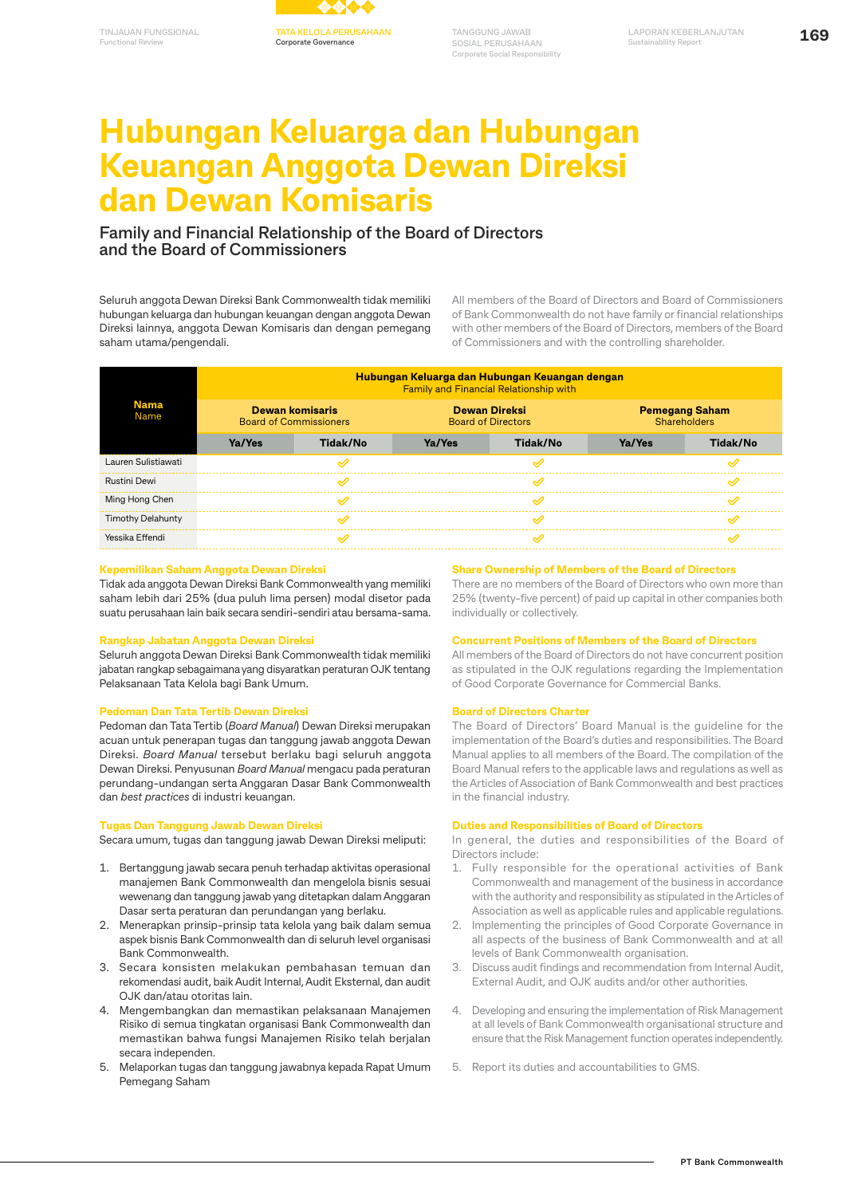# Hubungan Keluarga dan Hubungan Keuangan Anggota Dewan Direksi dan Dewan Komisaris

## Family and Financial Relationship of the Board of Directors and the Board of Commissioners

Seluruh anggota Dewan Direksi Bank Commonwealth tidak memiliki hubungan keluarga dan hubungan keuangan dengan anggota Dewan Direksi lainnya, anggota Dewan Komisaris dan dengan pemegang saham utama/pengendali.

All members of the Board of Directors and Board of Commissioners of Bank Commonwealth do not have family or financial relationships with other members of the Board of Directors, members of the Board of Commissioners and with the controlling shareholder.

| Nama<br>Name | Hubungan Keluarga dan Hubungan Keuangan dengan<br>Family and Financial Relationship with | | | | | |
|---|---|---|---|---|---|---|
| | Dewan komisaris<br>Board of Commissioners | | Dewan Direksi<br>Board of Directors | | Pemegang Saham<br>Shareholders | |
| | Ya/Yes | Tidak/No | Ya/Yes | Tidak/No | Ya/Yes | Tidak/No |
| Lauren Sulistiawati | | ✓ | | ✓ | | ✓ |
| Rustini Dewi | | ✓ | | ✓ | | ✓ |
| Ming Hong Chen | | ✓ | | ✓ | | ✓ |
| Timothy Delahunty | | ✓ | | ✓ | | ✓ |
| Yessika Effendi | | ✓ | | ✓ | | ✓ |

### Kepemilikan Saham Anggota Dewan Direksi

Tidak ada anggota Dewan Direksi Bank Commonwealth yang memiliki saham lebih dari 25% (dua puluh lima persen) modal disetor pada suatu perusahaan lain baik secara sendiri-sendiri atau bersama-sama.

### Share Ownership of Members of the Board of Directors

There are no members of the Board of Directors who own more than 25% (twenty-five percent) of paid up capital in other companies both individually or collectively.

### Rangkap Jabatan Anggota Dewan Direksi

Seluruh anggota Dewan Direksi Bank Commonwealth tidak memiliki jabatan rangkap sebagaimana yang disyaratkan peraturan OJK tentang Pelaksanaan Tata Kelola bagi Bank Umum.

### Concurrent Positions of Members of the Board of Directors

All members of the Board of Directors do not have concurrent position as stipulated in the OJK regulations regarding the Implementation of Good Corporate Governance for Commercial Banks.

### Pedoman Dan Tata Tertib Dewan Direksi

Pedoman dan Tata Tertib (*Board Manual*) Dewan Direksi merupakan acuan untuk penerapan tugas dan tanggung jawab anggota Dewan Direksi. *Board Manual* tersebut berlaku bagi seluruh anggota Dewan Direksi. Penyusunan *Board Manual* mengacu pada peraturan perundang-undangan serta Anggaran Dasar Bank Commonwealth dan *best practices* di industri keuangan.

### Board of Directors Charter

The Board of Directors' Board Manual is the guideline for the implementation of the Board's duties and responsibilities. The Board Manual applies to all members of the Board. The compilation of the Board Manual refers to the applicable laws and regulations as well as the Articles of Association of Bank Commonwealth and best practices in the financial industry.

### Tugas Dan Tanggung Jawab Dewan Direksi

Secara umum, tugas dan tanggung jawab Dewan Direksi meliputi:

1. Bertanggung jawab secara penuh terhadap aktivitas operasional manajemen Bank Commonwealth dan mengelola bisnis sesuai wewenang dan tanggung jawab yang ditetapkan dalam Anggaran Dasar serta peraturan dan perundangan yang berlaku.
2. Menerapkan prinsip-prinsip tata kelola yang baik dalam semua aspek bisnis Bank Commonwealth dan di seluruh level organisasi Bank Commonwealth.
3. Secara konsisten melakukan pembahasan temuan dan rekomendasi audit, baik Audit Internal, Audit Eksternal, dan audit OJK dan/atau otoritas lain.
4. Mengembangkan dan memastikan pelaksanaan Manajemen Risiko di semua tingkatan organisasi Bank Commonwealth dan memastikan bahwa fungsi Manajemen Risiko telah berjalan secara independen.
5. Melaporkan tugas dan tanggung jawabnya kepada Rapat Umum Pemegang Saham

### Duties and Responsibilities of Board of Directors

In general, the duties and responsibilities of the Board of Directors include:

1. Fully responsible for the operational activities of Bank Commonwealth and management of the business in accordance with the authority and responsibility as stipulated in the Articles of Association as well as applicable rules and applicable regulations.
2. Implementing the principles of Good Corporate Governance in all aspects of the business of Bank Commonwealth and at all levels of Bank Commonwealth organisation.
3. Discuss audit findings and recommendation from Internal Audit, External Audit, and OJK audits and/or other authorities.
4. Developing and ensuring the implementation of Risk Management at all levels of Bank Commonwealth organisational structure and ensure that the Risk Management function operates independently.
5. Report its duties and accountabilities to GMS.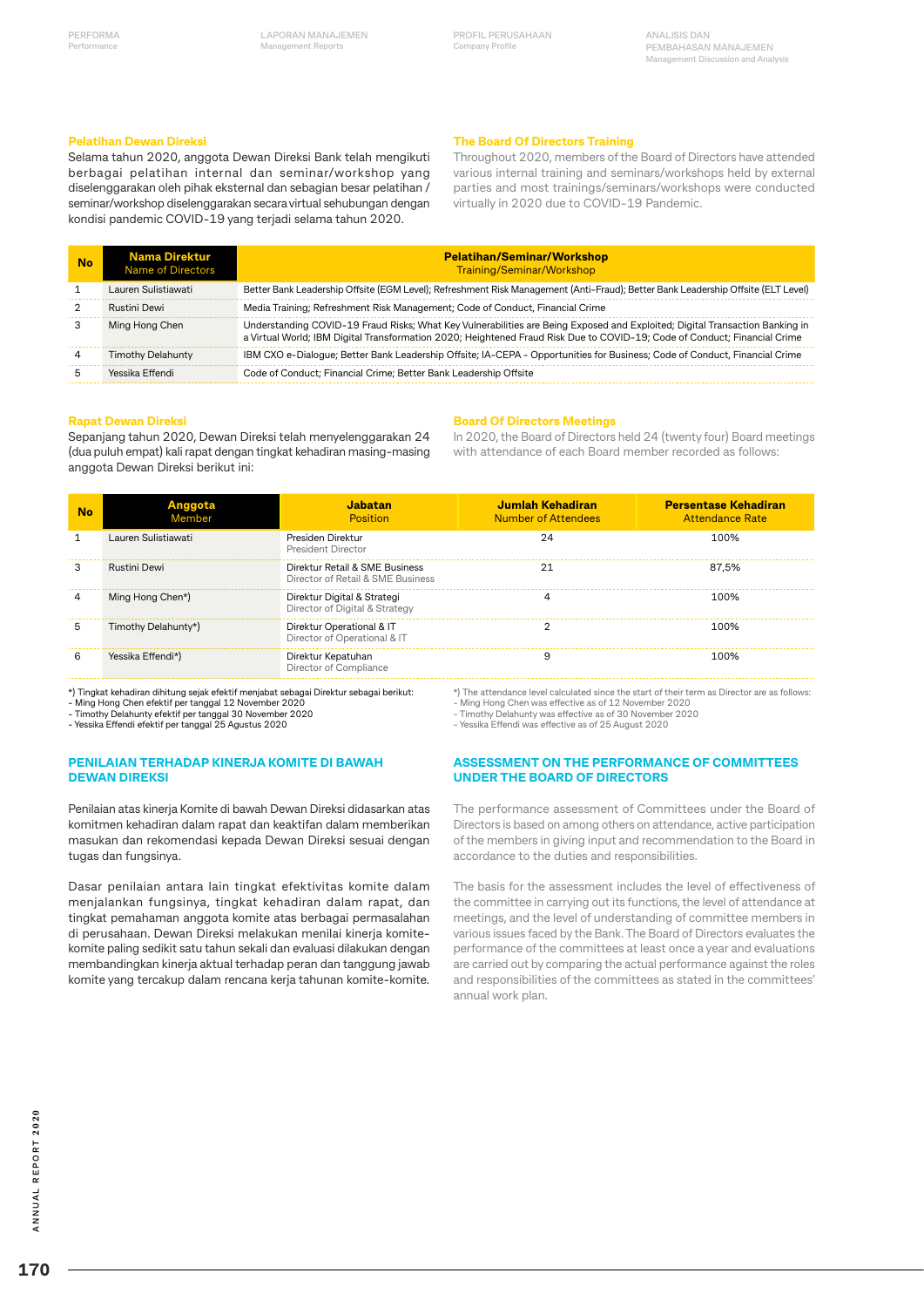### Pelatihan Dewan Direksi

Selama tahun 2020, anggota Dewan Direksi Bank telah mengikuti berbagai pelatihan internal dan seminar/workshop yang diselenggarakan oleh pihak eksternal dan sebagian besar pelatihan / seminar/workshop diselenggarakan secara virtual sehubungan dengan kondisi pandemic COVID-19 yang terjadi selama tahun 2020.

### The Board Of Directors Training

Throughout 2020, members of the Board of Directors have attended various internal training and seminars/workshops held by external parties and most trainings/seminars/workshops were conducted virtually in 2020 due to COVID-19 Pandemic.

| No | Nama Direktur<br>Name of Directors | Pelatihan/Seminar/Workshop<br>Training/Seminar/Workshop |
|---|---|---|
| 1 | Lauren Sulistiawati | Better Bank Leadership Offsite (EGM Level); Refreshment Risk Management (Anti-Fraud); Better Bank Leadership Offsite (ELT Level) |
| 2 | Rustini Dewi | Media Training; Refreshment Risk Management; Code of Conduct, Financial Crime |
| 3 | Ming Hong Chen | Understanding COVID-19 Fraud Risks; What Key Vulnerabilities are Being Exposed and Exploited; Digital Transaction Banking in a Virtual World; IBM Digital Transformation 2020; Heightened Fraud Risk Due to COVID-19; Code of Conduct; Financial Crime |
| 4 | Timothy Delahunty | IBM CXO e-Dialogue; Better Bank Leadership Offsite; IA-CEPA - Opportunities for Business; Code of Conduct, Financial Crime |
| 5 | Yessika Effendi | Code of Conduct; Financial Crime; Better Bank Leadership Offsite |

### Rapat Dewan Direksi

Sepanjang tahun 2020, Dewan Direksi telah menyelenggarakan 24 (dua puluh empat) kali rapat dengan tingkat kehadiran masing-masing anggota Dewan Direksi berikut ini:

### Board Of Directors Meetings

In 2020, the Board of Directors held 24 (twenty four) Board meetings with attendance of each Board member recorded as follows:

| No | Anggota<br>Member | Jabatan<br>Position | Jumlah Kehadiran<br>Number of Attendees | Persentase Kehadiran<br>Attendance Rate |
|---|---|---|---|---|
| 1 | Lauren Sulistiawati | Presiden Direktur<br>President Director | 24 | 100% |
| 3 | Rustini Dewi | Direktur Retail & SME Business<br>Director of Retail & SME Business | 21 | 87,5% |
| 4 | Ming Hong Chen*) | Direktur Digital & Strategi<br>Director of Digital & Strategy | 4 | 100% |
| 5 | Timothy Delahunty*) | Direktur Operational & IT<br>Director of Operational & IT | 2 | 100% |
| 6 | Yessika Effendi*) | Direktur Kepatuhan<br>Director of Compliance | 9 | 100% |

*) Tingkat kehadiran dihitung sejak efektif menjabat sebagai Direktur sebagai berikut:
- Ming Hong Chen efektif per tanggal 12 November 2020
- Timothy Delahunty efektif per tanggal 30 November 2020
- Yessika Effendi efektif per tanggal 25 Agustus 2020

*) The attendance level calculated since the start of their term as Director are as follows:
- Ming Hong Chen was effective as of 12 November 2020
- Timothy Delahunty was effective as of 30 November 2020
- Yessika Effendi was effective as of 25 August 2020

## PENILAIAN TERHADAP KINERJA KOMITE DI BAWAH DEWAN DIREKSI

Penilaian atas kinerja Komite di bawah Dewan Direksi didasarkan atas komitmen kehadiran dalam rapat dan keaktifan dalam memberikan masukan dan rekomendasi kepada Dewan Direksi sesuai dengan tugas dan fungsinya.

Dasar penilaian antara lain tingkat efektivitas komite dalam menjalankan fungsinya, tingkat kehadiran dalam rapat, dan tingkat pemahaman anggota komite atas berbagai permasalahan di perusahaan. Dewan Direksi melakukan menilai kinerja komite-komite paling sedikit satu tahun sekali dan evaluasi dilakukan dengan membandingkan kinerja aktual terhadap peran dan tanggung jawab komite yang tercakup dalam rencana kerja tahunan komite-komite.

## ASSESSMENT ON THE PERFORMANCE OF COMMITTEES UNDER THE BOARD OF DIRECTORS

The performance assessment of Committees under the Board of Directors is based on among others on attendance, active participation of the members in giving input and recommendation to the Board in accordance to the duties and responsibilities.

The basis for the assessment includes the level of effectiveness of the committee in carrying out its functions, the level of attendance at meetings, and the level of understanding of committee members in various issues faced by the Bank. The Board of Directors evaluates the performance of the committees at least once a year and evaluations are carried out by comparing the actual performance against the roles and responsibilities of the committees as stated in the committees' annual work plan.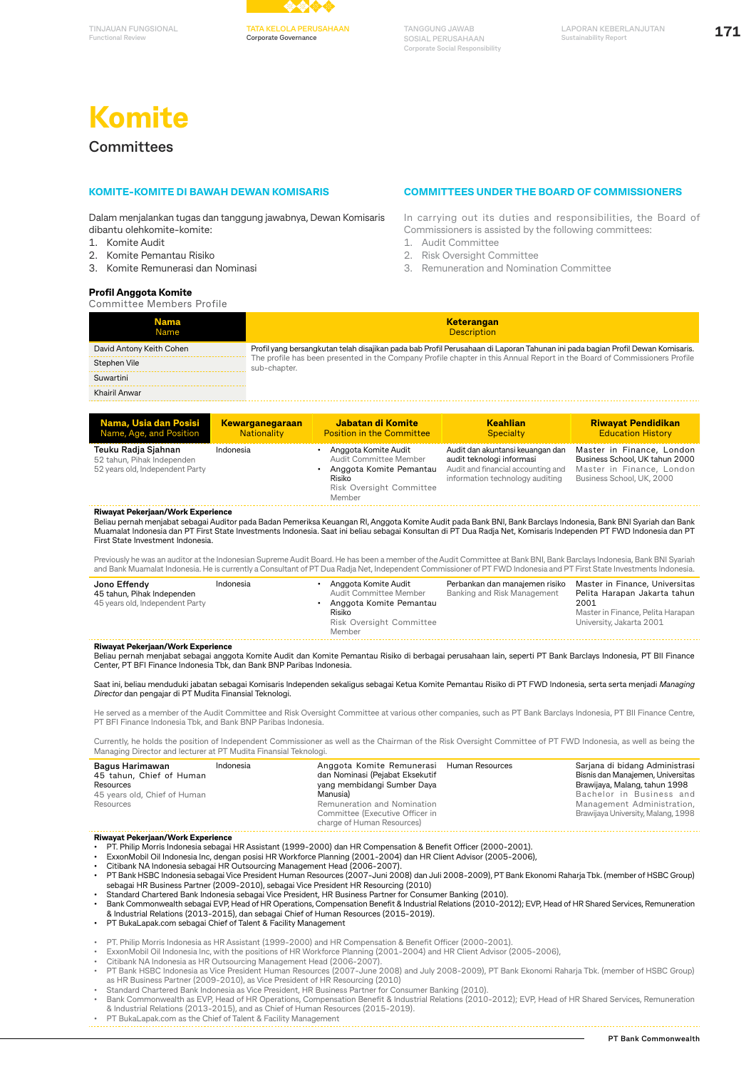# Komite

## Committees

### KOMITE-KOMITE DI BAWAH DEWAN KOMISARIS

Dalam menjalankan tugas dan tanggung jawabnya, Dewan Komisaris dibantu olehkomite-komite:

1. Komite Audit
2. Komite Pemantau Risiko
3. Komite Remunerasi dan Nominasi

### COMMITTEES UNDER THE BOARD OF COMMISSIONERS

In carrying out its duties and responsibilities, the Board of Commissioners is assisted by the following committees:

1. Audit Committee
2. Risk Oversight Committee
3. Remuneration and Nomination Committee

**Profil Anggota Komite**
Committee Members Profile

| Nama<br>Name | Keterangan<br>Description |
|---|---|
| David Antony Keith Cohen | Profil yang bersangkutan telah disajikan pada bab Profil Perusahaan di Laporan Tahunan ini pada bagian Profil Dewan Komisaris.<br>The profile has been presented in the Company Profile chapter in this Annual Report in the Board of Commissioners Profile sub-chapter. |
| Stephen Vile | |
| Suwartini | |
| Khairil Anwar | |

| Nama, Usia dan Posisi<br>Name, Age, and Position | Kewarganegaraan<br>Nationality | Jabatan di Komite<br>Position in the Committee | Keahlian<br>Specialty | Riwayat Pendidikan<br>Education History |
|---|---|---|---|---|
| **Teuku Radja Sjahnan**<br>52 tahun, Pihak Independen<br>52 years old, Independent Party | Indonesia | • Anggota Komite Audit<br>Audit Committee Member<br>• Anggota Komite Pemantau Risiko<br>Risk Oversight Committee Member | Audit dan akuntansi keuangan dan audit teknologi informasi<br>Audit and financial accounting and information technology auditing | Master in Finance, London Business School, UK tahun 2000<br>Master in Finance, London Business School, UK, 2000 |

**Riwayat Pekerjaan/Work Experience**

Beliau pernah menjabat sebagai Auditor pada Badan Pemeriksa Keuangan RI, Anggota Komite Audit pada Bank BNI, Bank Barclays Indonesia, Bank BNI Syariah dan Bank Muamalat Indonesia dan PT First State Investments Indonesia. Saat ini beliau sebagai Konsultan di PT Dua Radja Net, Komisaris Independen PT FWD Indonesia dan PT First State Investment Indonesia.

Previously he was an auditor at the Indonesian Supreme Audit Board. He has been a member of the Audit Committee at Bank BNI, Bank Barclays Indonesia, Bank BNI Syariah and Bank Muamalat Indonesia. He is currently a Consultant of PT Dua Radja Net, Independent Commissioner of PT FWD Indonesia and PT First State Investments Indonesia.

| Nama, Usia dan Posisi<br>Name, Age, and Position | Kewarganegaraan<br>Nationality | Jabatan di Komite<br>Position in the Committee | Keahlian<br>Specialty | Riwayat Pendidikan<br>Education History |
|---|---|---|---|---|
| **Jono Effendy**<br>45 tahun, Pihak Independen<br>45 years old, Independent Party | Indonesia | • Anggota Komite Audit<br>Audit Committee Member<br>• Anggota Komite Pemantau Risiko<br>Risk Oversight Committee Member | Perbankan dan manajemen risiko<br>Banking and Risk Management | Master in Finance, Universitas Pelita Harapan Jakarta tahun 2001<br>Master in Finance, Pelita Harapan University, Jakarta 2001 |

**Riwayat Pekerjaan/Work Experience**

Beliau pernah menjabat sebagai anggota Komite Audit dan Komite Pemantau Risiko di berbagai perusahaan lain, seperti PT Bank Barclays Indonesia, PT BII Finance Center, PT BFI Finance Indonesia Tbk, dan Bank BNP Paribas Indonesia.

Saat ini, beliau menduduki jabatan sebagai Komisaris Independen sekaligus sebagai Ketua Komite Pemantau Risiko di PT FWD Indonesia, serta serta menjadi *Managing Director* dan pengajar di PT Mudita Finansial Teknologi.

He served as a member of the Audit Committee and Risk Oversight Committee at various other companies, such as PT Bank Barclays Indonesia, PT BII Finance Centre, PT BFI Finance Indonesia Tbk, and Bank BNP Paribas Indonesia.

Currently, he holds the position of Independent Commissioner as well as the Chairman of the Risk Oversight Committee of PT FWD Indonesia, as well as being the Managing Director and lecturer at PT Mudita Finansial Teknologi.

| Nama, Usia dan Posisi<br>Name, Age, and Position | Kewarganegaraan<br>Nationality | Jabatan di Komite<br>Position in the Committee | Keahlian<br>Specialty | Riwayat Pendidikan<br>Education History |
|---|---|---|---|---|
| **Bagus Harimawan**<br>45 tahun, Chief of Human Resources<br>45 years old, Chief of Human Resources | Indonesia | Anggota Komite Remunerasi dan Nominasi (Pejabat Eksekutif yang membidangi Sumber Daya Manusia)<br>Remuneration and Nomination Committee (Executive Officer in charge of Human Resources) | Human Resources | Sarjana di bidang Administrasi Bisnis dan Manajemen, Universitas Brawijaya, Malang, tahun 1998<br>Bachelor in Business and Management Administration, Brawijaya University, Malang, 1998 |

**Riwayat Pekerjaan/Work Experience**

- PT. Philip Morris Indonesia sebagai HR Assistant (1999-2000) dan HR Compensation & Benefit Officer (2000-2001).
- ExxonMobil Oil Indonesia Inc, dengan posisi HR Workforce Planning (2001-2004) dan HR Client Advisor (2005-2006),
- Citibank NA Indonesia sebagai HR Outsourcing Management Head (2006-2007).
- PT Bank HSBC Indonesia sebagai Vice President Human Resources (2007-Juni 2008) dan Juli 2008-2009), PT Bank Ekonomi Raharja Tbk. (member of HSBC Group) sebagai HR Business Partner (2009-2010), sebagai Vice President HR Resourcing (2010)
- Standard Chartered Bank Indonesia sebagai Vice President, HR Business Partner for Consumer Banking (2010).
- Bank Commonwealth sebagai EVP, Head of HR Operations, Compensation Benefit & Industrial Relations (2010-2012); EVP, Head of HR Shared Services, Remuneration & Industrial Relations (2013-2015), dan sebagai Chief of Human Resources (2015-2019).
- PT BukaLapak.com sebagai Chief of Talent & Facility Management

- PT. Philip Morris Indonesia as HR Assistant (1999-2000) and HR Compensation & Benefit Officer (2000-2001).
- ExxonMobil Oil Indonesia Inc, with the positions of HR Workforce Planning (2001-2004) and HR Client Advisor (2005-2006),
- Citibank NA Indonesia as HR Outsourcing Management Head (2006-2007).
- PT Bank HSBC Indonesia as Vice President Human Resources (2007-June 2008) and July 2008-2009), PT Bank Ekonomi Raharja Tbk. (member of HSBC Group) as HR Business Partner (2009-2010), as Vice President of HR Resourcing (2010)
- Standard Chartered Bank Indonesia as Vice President, HR Business Partner for Consumer Banking (2010).
- Bank Commonwealth as EVP, Head of HR Operations, Compensation Benefit & Industrial Relations (2010-2012); EVP, Head of HR Shared Services, Remuneration & Industrial Relations (2013-2015), and as Chief of Human Resources (2015-2019).
- PT BukaLapak.com as the Chief of Talent & Facility Management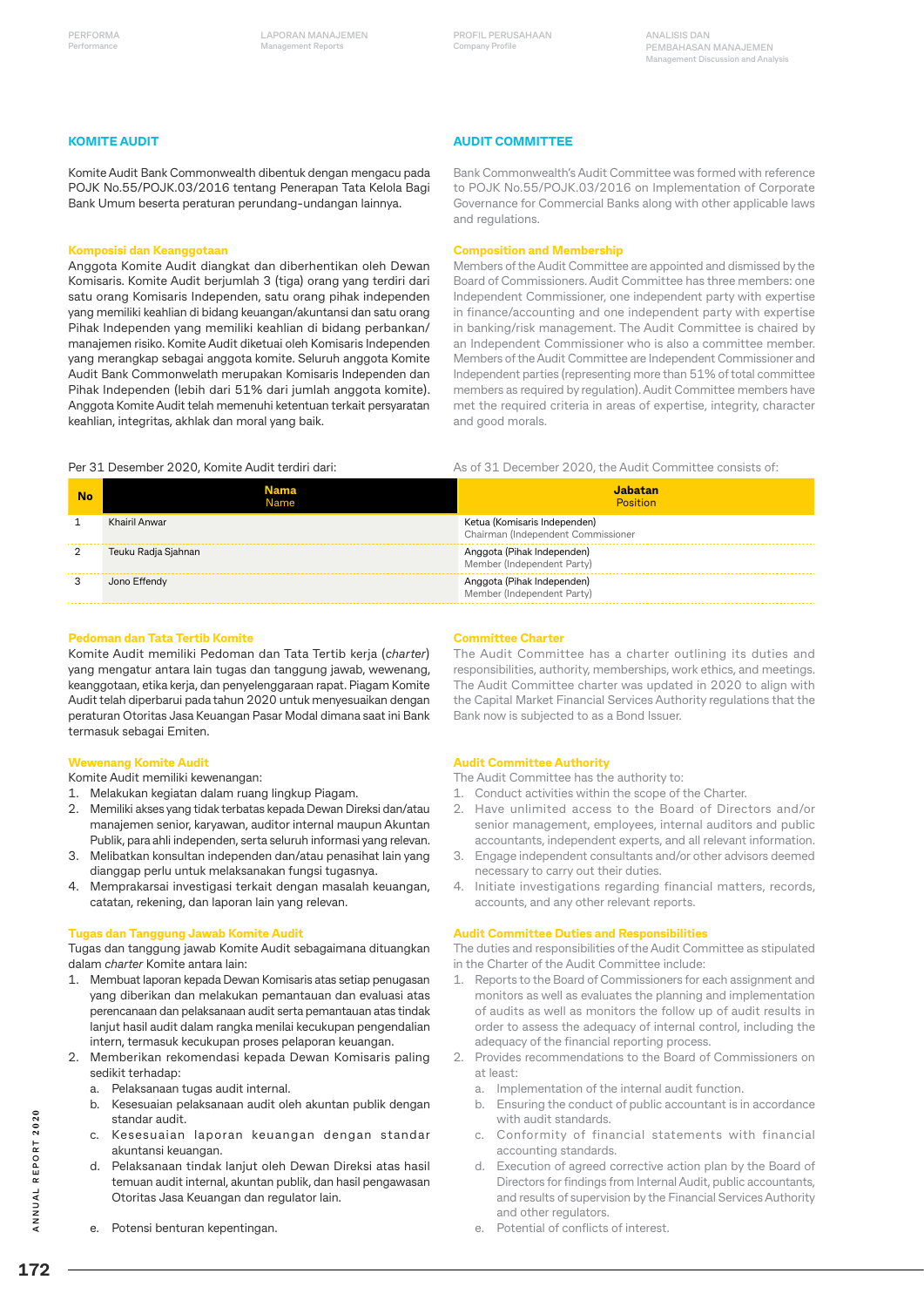## KOMITE AUDIT

Komite Audit Bank Commonwealth dibentuk dengan mengacu pada POJK No.55/POJK.03/2016 tentang Penerapan Tata Kelola Bagi Bank Umum beserta peraturan perundang-undangan lainnya.

### Komposisi dan Keanggotaan

Anggota Komite Audit diangkat dan diberhentikan oleh Dewan Komisaris. Komite Audit berjumlah 3 (tiga) orang yang terdiri dari satu orang Komisaris Independen, satu orang pihak independen yang memiliki keahlian di bidang keuangan/akuntansi dan satu orang Pihak Independen yang memiliki keahlian di bidang perbankan/manajemen risiko. Komite Audit diketuai oleh Komisaris Independen yang merangkap sebagai anggota komite. Seluruh anggota Komite Audit Bank Commonwealth merupakan Komisaris Independen dan Pihak Independen (lebih dari 51% dari jumlah anggota komite). Anggota Komite Audit telah memenuhi ketentuan terkait persyaratan keahlian, integritas, akhlak dan moral yang baik.

Per 31 Desember 2020, Komite Audit terdiri dari:

| No | Nama<br>Name | Jabatan<br>Position |
|---|---|---|
| 1 | Khairil Anwar | Ketua (Komisaris Independen)<br>Chairman (Independent Commissioner |
| 2 | Teuku Radja Sjahnan | Anggota (Pihak Independen)<br>Member (Independent Party) |
| 3 | Jono Effendy | Anggota (Pihak Independen)<br>Member (Independent Party) |

### Pedoman dan Tata Tertib Komite

Komite Audit memiliki Pedoman dan Tata Tertib kerja (*charter*) yang mengatur antara lain tugas dan tanggung jawab, wewenang, keanggotaan, etika kerja, dan penyelenggaraan rapat. Piagam Komite Audit telah diperbarui pada tahun 2020 untuk menyesuaikan dengan peraturan Otoritas Jasa Keuangan Pasar Modal dimana saat ini Bank termasuk sebagai Emiten.

### Wewenang Komite Audit

Komite Audit memiliki kewenangan:

1. Melakukan kegiatan dalam ruang lingkup Piagam.
2. Memiliki akses yang tidak terbatas kepada Dewan Direksi dan/atau manajemen senior, karyawan, auditor internal maupun Akuntan Publik, para ahli independen, serta seluruh informasi yang relevan.
3. Melibatkan konsultan independen dan/atau penasihat lain yang dianggap perlu untuk melaksanakan fungsi tugasnya.
4. Memprakarsai investigasi terkait dengan masalah keuangan, catatan, rekening, dan laporan lain yang relevan.

### Tugas dan Tanggung Jawab Komite Audit

Tugas dan tanggung jawab Komite Audit sebagaimana dituangkan dalam *charter* Komite antara lain:

1. Membuat laporan kepada Dewan Komisaris atas setiap penugasan yang diberikan dan melakukan pemantauan dan evaluasi atas perencanaan dan pelaksanaan audit serta pemantauan atas tindak lanjut hasil audit dalam rangka menilai kecukupan pengendalian intern, termasuk kecukupan proses pelaporan keuangan.
2. Memberikan rekomendasi kepada Dewan Komisaris paling sedikit terhadap:
   a. Pelaksanaan tugas audit internal.
   b. Kesesuaian pelaksanaan audit oleh akuntan publik dengan standar audit.
   c. Kesesuaian laporan keuangan dengan standar akuntansi keuangan.
   d. Pelaksanaan tindak lanjut oleh Dewan Direksi atas hasil temuan audit internal, akuntan publik, dan hasil pengawasan Otoritas Jasa Keuangan dan regulator lain.
   e. Potensi benturan kepentingan.

## AUDIT COMMITTEE

Bank Commonwealth's Audit Committee was formed with reference to POJK No.55/POJK.03/2016 on Implementation of Corporate Governance for Commercial Banks along with other applicable laws and regulations.

### Composition and Membership

Members of the Audit Committee are appointed and dismissed by the Board of Commissioners. Audit Committee has three members: one Independent Commissioner, one independent party with expertise in finance/accounting and one independent party with expertise in banking/risk management. The Audit Committee is chaired by an Independent Commissioner who is also a committee member. Members of the Audit Committee are Independent Commissioner and Independent parties (representing more than 51% of total committee members as required by regulation). Audit Committee members have met the required criteria in areas of expertise, integrity, character and good morals.

As of 31 December 2020, the Audit Committee consists of:

### Committee Charter

The Audit Committee has a charter outlining its duties and responsibilities, authority, memberships, work ethics, and meetings. The Audit Committee charter was updated in 2020 to align with the Capital Market Financial Services Authority regulations that the Bank now is subjected to as a Bond Issuer.

### Audit Committee Authority

The Audit Committee has the authority to:

1. Conduct activities within the scope of the Charter.
2. Have unlimited access to the Board of Directors and/or senior management, employees, internal auditors and public accountants, independent experts, and all relevant information.
3. Engage independent consultants and/or other advisors deemed necessary to carry out their duties.
4. Initiate investigations regarding financial matters, records, accounts, and any other relevant reports.

### Audit Committee Duties and Responsibilities

The duties and responsibilities of the Audit Committee as stipulated in the Charter of the Audit Committee include:

1. Reports to the Board of Commissioners for each assignment and monitors as well as evaluates the planning and implementation of audits as well as monitors the follow up of audit results in order to assess the adequacy of internal control, including the adequacy of the financial reporting process.
2. Provides recommendations to the Board of Commissioners on at least:
   a. Implementation of the internal audit function.
   b. Ensuring the conduct of public accountant is in accordance with audit standards.
   c. Conformity of financial statements with financial accounting standards.
   d. Execution of agreed corrective action plan by the Board of Directors for findings from Internal Audit, public accountants, and results of supervision by the Financial Services Authority and other regulators.
   e. Potential of conflicts of interest.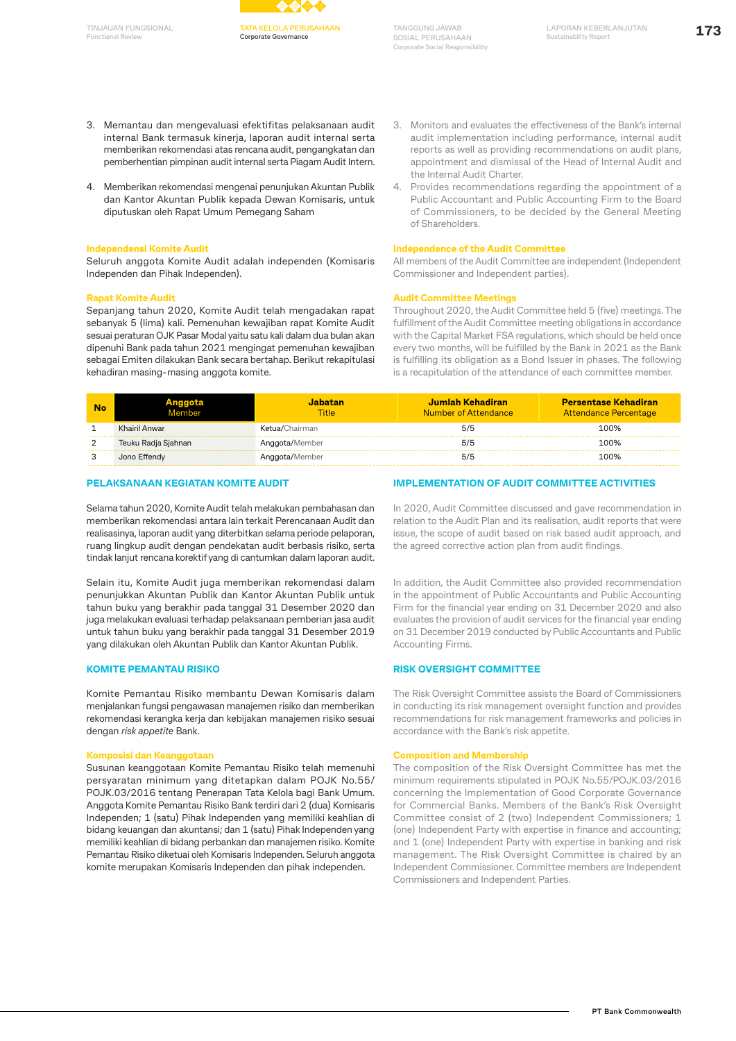3. Memantau dan mengevaluasi efektifitas pelaksanaan audit internal Bank termasuk kinerja, laporan audit internal serta memberikan rekomendasi atas rencana audit, pengangkatan dan pemberhentian pimpinan audit internal serta Piagam Audit Intern.

4. Memberikan rekomendasi mengenai penunjukan Akuntan Publik dan Kantor Akuntan Publik kepada Dewan Komisaris, untuk diputuskan oleh Rapat Umum Pemegang Saham

3. Monitors and evaluates the effectiveness of the Bank's internal audit implementation including performance, internal audit reports as well as providing recommendations on audit plans, appointment and dismissal of the Head of Internal Audit and the Internal Audit Charter.

4. Provides recommendations regarding the appointment of a Public Accountant and Public Accounting Firm to the Board of Commissioners, to be decided by the General Meeting of Shareholders.

**Independensi Komite Audit**

Seluruh anggota Komite Audit adalah independen (Komisaris Independen dan Pihak Independen).

**Independence of the Audit Committee**

All members of the Audit Committee are independent (Independent Commissioner and Independent parties).

**Rapat Komite Audit**

Sepanjang tahun 2020, Komite Audit telah mengadakan rapat sebanyak 5 (lima) kali. Pemenuhan kewajiban rapat Komite Audit sesuai peraturan OJK Pasar Modal yaitu satu kali dalam dua bulan akan dipenuhi Bank pada tahun 2021 mengingat pemenuhan kewajiban sebagai Emiten dilakukan Bank secara bertahap. Berikut rekapitulasi kehadiran masing-masing anggota komite.

**Audit Committee Meetings**

Throughout 2020, the Audit Committee held 5 (five) meetings. The fulfillment of the Audit Committee meeting obligations in accordance with the Capital Market FSA regulations, which should be held once every two months, will be fulfilled by the Bank in 2021 as the Bank is fulfilling its obligation as a Bond Issuer in phases. The following is a recapitulation of the attendance of each committee member.

| No | Anggota / Member | Jabatan / Title | Jumlah Kehadiran / Number of Attendance | Persentase Kehadiran / Attendance Percentage |
|---|---|---|---|---|
| 1 | Khairil Anwar | Ketua/Chairman | 5/5 | 100% |
| 2 | Teuku Radja Sjahnan | Anggota/Member | 5/5 | 100% |
| 3 | Jono Effendy | Anggota/Member | 5/5 | 100% |

## PELAKSANAAN KEGIATAN KOMITE AUDIT

Selama tahun 2020, Komite Audit telah melakukan pembahasan dan memberikan rekomendasi antara lain terkait Perencanaan Audit dan realisasinya, laporan audit yang diterbitkan selama periode pelaporan, ruang lingkup audit dengan pendekatan audit berbasis risiko, serta tindak lanjut rencana korektif yang di cantumkan dalam laporan audit.

Selain itu, Komite Audit juga memberikan rekomendasi dalam penunjukkan Akuntan Publik dan Kantor Akuntan Publik untuk tahun buku yang berakhir pada tanggal 31 Desember 2020 dan juga melakukan evaluasi terhadap pelaksanaan pemberian jasa audit untuk tahun buku yang berakhir pada tanggal 31 Desember 2019 yang dilakukan oleh Akuntan Publik dan Kantor Akuntan Publik.

## IMPLEMENTATION OF AUDIT COMMITTEE ACTIVITIES

In 2020, Audit Committee discussed and gave recommendation in relation to the Audit Plan and its realisation, audit reports that were issue, the scope of audit based on risk based audit approach, and the agreed corrective action plan from audit findings.

In addition, the Audit Committee also provided recommendation in the appointment of Public Accountants and Public Accounting Firm for the financial year ending on 31 December 2020 and also evaluates the provision of audit services for the financial year ending on 31 December 2019 conducted by Public Accountants and Public Accounting Firms.

## KOMITE PEMANTAU RISIKO

Komite Pemantau Risiko membantu Dewan Komisaris dalam menjalankan fungsi pengawasan manajemen risiko dan memberikan rekomendasi kerangka kerja dan kebijakan manajemen risiko sesuai dengan *risk appetite* Bank.

**Komposisi dan Keanggotaan**

Susunan keanggotaan Komite Pemantau Risiko telah memenuhi persyaratan minimum yang ditetapkan dalam POJK No.55/POJK.03/2016 tentang Penerapan Tata Kelola bagi Bank Umum. Anggota Komite Pemantau Risiko Bank terdiri dari 2 (dua) Komisaris Independen; 1 (satu) Pihak Independen yang memiliki keahlian di bidang keuangan dan akuntansi; dan 1 (satu) Pihak Independen yang memiliki keahlian di bidang perbankan dan manajemen risiko. Komite Pemantau Risiko diketuai oleh Komisaris Independen. Seluruh anggota komite merupakan Komisaris Independen dan pihak independen.

## RISK OVERSIGHT COMMITTEE

The Risk Oversight Committee assists the Board of Commissioners in conducting its risk management oversight function and provides recommendations for risk management frameworks and policies in accordance with the Bank's risk appetite.

**Composition and Membership**

The composition of the Risk Oversight Committee has met the minimum requirements stipulated in POJK No.55/POJK.03/2016 concerning the Implementation of Good Corporate Governance for Commercial Banks. Members of the Bank's Risk Oversight Committee consist of 2 (two) Independent Commissioners; 1 (one) Independent Party with expertise in finance and accounting; and 1 (one) Independent Party with expertise in banking and risk management. The Risk Oversight Committee is chaired by an Independent Commissioner. Committee members are Independent Commissioners and Independent Parties.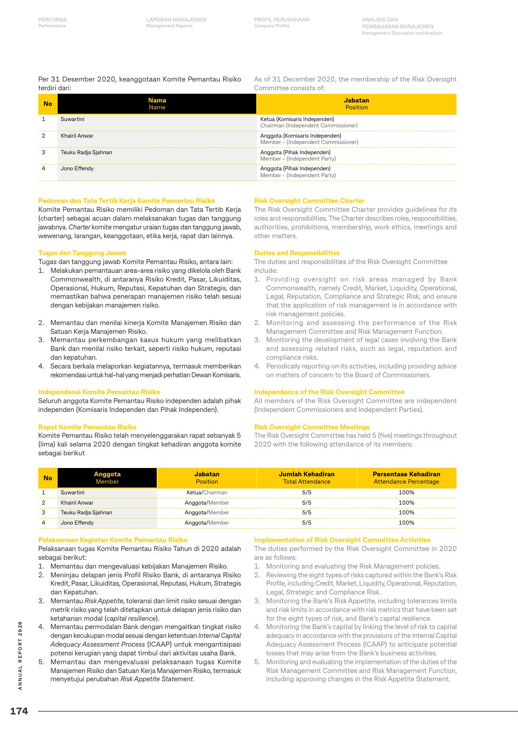Per 31 Desember 2020, keanggotaan Komite Pemantau Risiko terdiri dari:

As of 31 December 2020, the membership of the Risk Oversight Committee consists of:

| No | Nama<br>Name | Jabatan<br>Position |
|---|---|---|
| 1 | Suwartini | Ketua (Komisaris Independen)<br>Chairman (Independent Commissioner) |
| 2 | Khairil Anwar | Anggota (Komisaris Independen)<br>Member - (Independent Commissioner) |
| 3 | Teuku Radja Sjahnan | Anggota (Pihak Independen)<br>Member - (Independent Party) |
| 4 | Jono Effendy | Anggota (Pihak Independen)<br>Member - (Independent Party) |

### Pedoman dan Tata Tertib Kerja Komite Pemantau Risiko

Komite Pemantau Risiko memiliki Pedoman dan Tata Tertib Kerja (charter) sebagai acuan dalam melaksanakan tugas dan tanggung jawabnya. *Charter* komite mengatur uraian tugas dan tanggung jawab, wewenang, larangan, keanggotaan, etika kerja, rapat dan lainnya.

### Risk Oversight Committee Charter

The Risk Oversight Committee Charter provides guidelines for its roles and responsibilities. The Charter describes roles, responsibilities, authorities, prohibitions, membership, work ethics, meetings and other matters.

### Tugas dan Tanggung Jawab

Tugas dan tanggung jawab Komite Pemantau Risiko, antara lain:

1. Melakukan pemantauan area-area risiko yang dikelola oleh Bank Commonwealth, di antaranya Risiko Kredit, Pasar, Likuiditas, Operasional, Hukum, Reputasi, Kepatuhan dan Strategis, dan memastikan bahwa penerapan manajemen risiko telah sesuai dengan kebijakan manajemen risiko.
2. Memantau dan menilai kinerja Komite Manajemen Risiko dan Satuan Kerja Manajemen Risiko.
3. Memantau perkembangan kasus hukum yang melibatkan Bank dan menilai risiko terkait, seperti risiko hukum, reputasi dan kepatuhan.
4. Secara berkala melaporkan kegiatannya, termasuk memberikan rekomendasi untuk hal-hal yang menjadi perhatian Dewan Komisaris.

### Duties and Responsibilities

The duties and responsibilities of the Risk Oversight Committee include:

1. Providing oversight on risk areas managed by Bank Commonwealth, namely Credit, Market, Liquidity, Operational, Legal, Reputation, Compliance and Strategic Risk, and ensure that the application of risk management is in accordance with risk management policies.
2. Monitoring and assessing the performance of the Risk Management Committee and Risk Management Function.
3. Monitoring the development of legal cases involving the Bank and assessing related risks, such as legal, reputation and compliance risks.
4. Periodically reporting on its activities, including providing advice on matters of concern to the Board of Commissioners.

### Independensi Komite Pemantau Risiko

Seluruh anggota Komite Pemantau Risiko independen adalah pihak independen (Komisaris Independen dan Pihak Independen).

### Independence of the Risk Oversight Committee

All members of the Risk Oversight Committee are independent (Independent Commissioners and Independent Parties).

### Rapat Komite Pemantau Risiko

Komite Pemantau Risiko telah menyelenggarakan rapat sebanyak 5 (lima) kali selama 2020 dengan tingkat kehadiran anggota komite sebagai berikut

### Risk Oversight Committee Meetings

The Risk Oversight Committee has held 5 (five) meetings throughout 2020 with the following attendance of its members:

| No | Anggota<br>Member | Jabatan<br>Position | Jumlah Kehadiran<br>Total Attendance | Persentase Kehadiran<br>Attendance Percentage |
|---|---|---|---|---|
| 1 | Suwartini | Ketua/Chairman | 5/5 | 100% |
| 2 | Khairil Anwar | Anggota/Member | 5/5 | 100% |
| 3 | Teuku Radja Sjahnan | Anggota/Member | 5/5 | 100% |
| 4 | Jono Effendy | Anggota/Member | 5/5 | 100% |

### Pelaksanaan Kegiatan Komite Pemantau Risiko

Pelaksanaan tugas Komite Pemantau Risiko Tahun di 2020 adalah sebagai berikut:

1. Memantau dan mengevaluasi kebijakan Manajemen Risiko.
2. Meninjau delapan jenis Profil Risiko Bank, di antaranya Risiko Kredit, Pasar, Likuiditas, Operasional, Reputasi, Hukum, Strategis dan Kepatuhan.
3. Memantau *Risk Appetite*, toleransi dan limit risiko sesuai dengan metrik risiko yang telah ditetapkan untuk delapan jenis risiko dan ketahanan modal (*capital resilience*).
4. Memantau permodalan Bank dengan mengaitkan tingkat risiko dengan kecukupan modal sesuai dengan ketentuan *Internal Capital Adequacy Assessment Process* (ICAAP) untuk mengantisipasi potensi kerugian yang dapat timbul dari aktivitas usaha Bank.
5. Memantau dan mengevaluasi pelaksanaan tugas Komite Manajemen Risiko dan Satuan Kerja Manajemen Risiko, termasuk menyetujui perubahan *Risk Appetite Statement*.

### Implementation of Risk Oversight Committee Activities

The duties performed by the Risk Oversight Committee in 2020 are as follows:

1. Monitoring and evaluating the Risk Management policies.
2. Reviewing the eight types of risks captured within the Bank's Risk Profile, including Credit, Market, Liquidity, Operational, Reputation, Legal, Strategic and Compliance Risk.
3. Monitoring the Bank's Risk Appetite, including tolerances limits and risk limits in accordance with risk metrics that have been set for the eight types of risk, and Bank's capital resilience.
4. Monitoring the Bank's capital by linking the level of risk to capital adequacy in accordance with the provisions of the Internal Capital Adequacy Assessment Process (ICAAP) to anticipate potential losses that may arise from the Bank's business activities.
5. Monitoring and evaluating the implementation of the duties of the Risk Management Committee and Risk Management Function, including approving changes in the Risk Appetite Statement.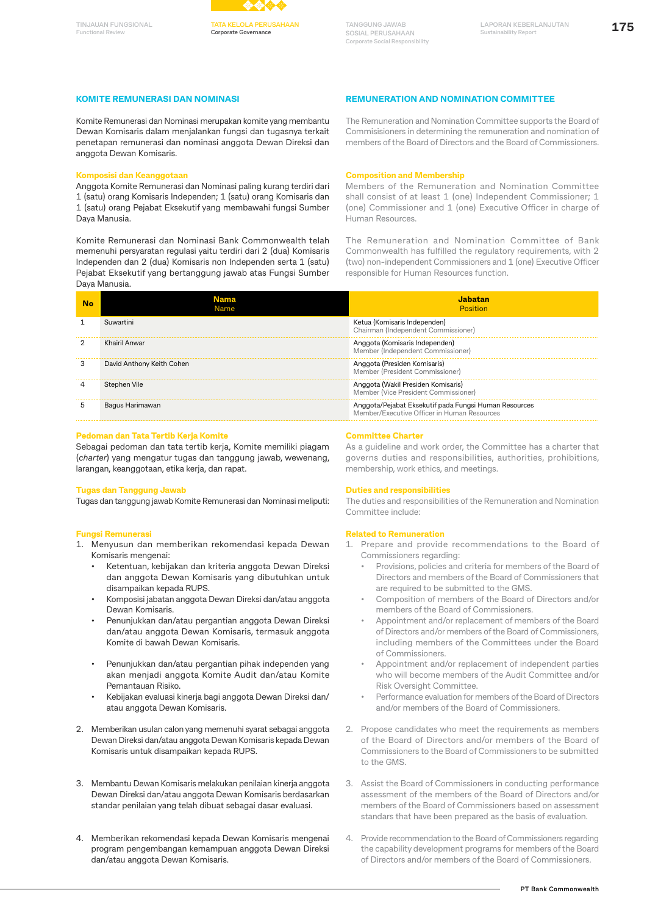## KOMITE REMUNERASI DAN NOMINASI

Komite Remunerasi dan Nominasi merupakan komite yang membantu Dewan Komisaris dalam menjalankan fungsi dan tugasnya terkait penetapan remunerasi dan nominasi anggota Dewan Direksi dan anggota Dewan Komisaris.

### Komposisi dan Keanggotaan

Anggota Komite Remunerasi dan Nominasi paling kurang terdiri dari 1 (satu) orang Komisaris Independen; 1 (satu) orang Komisaris dan 1 (satu) orang Pejabat Eksekutif yang membawahi fungsi Sumber Daya Manusia.

Komite Remunerasi dan Nominasi Bank Commonwealth telah memenuhi persyaratan regulasi yaitu terdiri dari 2 (dua) Komisaris Independen dan 2 (dua) Komisaris non Independen serta 1 (satu) Pejabat Eksekutif yang bertanggung jawab atas Fungsi Sumber Daya Manusia.

## REMUNERATION AND NOMINATION COMMITTEE

The Remuneration and Nomination Committee supports the Board of Commisisioners in determining the remuneration and nomination of members of the Board of Directors and the Board of Commissioners.

### Composition and Membership

Members of the Remuneration and Nomination Committee shall consist of at least 1 (one) Independent Commissioner; 1 (one) Commissioner and 1 (one) Executive Officer in charge of Human Resources.

The Remuneration and Nomination Committee of Bank Commonwealth has fulfilled the regulatory requirements, with 2 (two) non-independent Commissioners and 1 (one) Executive Officer responsible for Human Resources function.

| No | Nama<br>Name | Jabatan<br>Position |
|---|---|---|
| 1 | Suwartini | Ketua (Komisaris Independen)<br>Chairman (Independent Commissioner) |
| 2 | Khairil Anwar | Anggota (Komisaris Independen)<br>Member (Independent Commissioner) |
| 3 | David Anthony Keith Cohen | Anggota (Presiden Komisaris)<br>Member (President Commissioner) |
| 4 | Stephen Vile | Anggota (Wakil Presiden Komisaris)<br>Member (Vice President Commissioner) |
| 5 | Bagus Harimawan | Anggota/Pejabat Eksekutif pada Fungsi Human Resources<br>Member/Executive Officer in Human Resources |

### Pedoman dan Tata Tertib Kerja Komite

Sebagai pedoman dan tata tertib kerja, Komite memiliki piagam (*charter*) yang mengatur tugas dan tanggung jawab, wewenang, larangan, keanggotaan, etika kerja, dan rapat.

### Tugas dan Tanggung Jawab

Tugas dan tanggung jawab Komite Remunerasi dan Nominasi meliputi:

#### Fungsi Remunerasi

1. Menyusun dan memberikan rekomendasi kepada Dewan Komisaris mengenai:
   - Ketentuan, kebijakan dan kriteria anggota Dewan Direksi dan anggota Dewan Komisaris yang dibutuhkan untuk disampaikan kepada RUPS.
   - Komposisi jabatan anggota Dewan Direksi dan/atau anggota Dewan Komisaris.
   - Penunjukkan dan/atau pergantian anggota Dewan Direksi dan/atau anggota Dewan Komisaris, termasuk anggota Komite di bawah Dewan Komisaris.
   - Penunjukkan dan/atau pergantian pihak independen yang akan menjadi anggota Komite Audit dan/atau Komite Pemantauan Risiko.
   - Kebijakan evaluasi kinerja bagi anggota Dewan Direksi dan/atau anggota Dewan Komisaris.
2. Memberikan usulan calon yang memenuhi syarat sebagai anggota Dewan Direksi dan/atau anggota Dewan Komisaris kepada Dewan Komisaris untuk disampaikan kepada RUPS.
3. Membantu Dewan Komisaris melakukan penilaian kinerja anggota Dewan Direksi dan/atau anggota Dewan Komisaris berdasarkan standar penilaian yang telah dibuat sebagai dasar evaluasi.
4. Memberikan rekomendasi kepada Dewan Komisaris mengenai program pengembangan kemampuan anggota Dewan Direksi dan/atau anggota Dewan Komisaris.

### Committee Charter

As a guideline and work order, the Committee has a charter that governs duties and responsibilities, authorities, prohibitions, membership, work ethics, and meetings.

### Duties and responsibilities

The duties and responsibilities of the Remuneration and Nomination Committee include:

#### Related to Remuneration

1. Prepare and provide recommendations to the Board of Commissioners regarding:
   - Provisions, policies and criteria for members of the Board of Directors and members of the Board of Commissioners that are required to be submitted to the GMS.
   - Composition of members of the Board of Directors and/or members of the Board of Commissioners.
   - Appointment and/or replacement of members of the Board of Directors and/or members of the Board of Commissioners, including members of the Committees under the Board of Commissioners.
   - Appointment and/or replacement of independent parties who will become members of the Audit Committee and/or Risk Oversight Committee.
   - Performance evaluation for members of the Board of Directors and/or members of the Board of Commissioners.
2. Propose candidates who meet the requirements as members of the Board of Directors and/or members of the Board of Commissioners to the Board of Commissioners to be submitted to the GMS.
3. Assist the Board of Commissioners in conducting performance assessment of the members of the Board of Directors and/or members of the Board of Commissioners based on assessment standards that have been prepared as the basis of evaluation.
4. Provide recommendation to the Board of Commissioners regarding the capability development programs for members of the Board of Directors and/or members of the Board of Commissioners.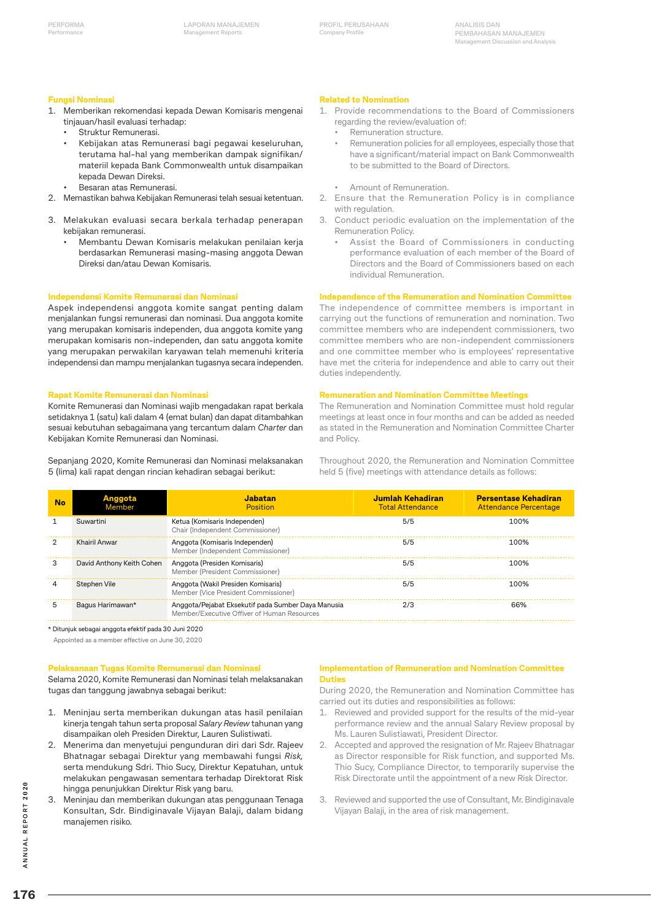### Fungsi Nominasi

1. Memberikan rekomendasi kepada Dewan Komisaris mengenai tinjauan/hasil evaluasi terhadap:
   - Struktur Remunerasi.
   - Kebijakan atas Remunerasi bagi pegawai keseluruhan, terutama hal-hal yang memberikan dampak signifikan/materiil kepada Bank Commonwealth untuk disampaikan kepada Dewan Direksi.
   - Besaran atas Remunerasi.
2. Memastikan bahwa Kebijakan Remunerasi telah sesuai ketentuan.
3. Melakukan evaluasi secara berkala terhadap penerapan kebijakan remunerasi.
   - Membantu Dewan Komisaris melakukan penilaian kerja berdasarkan Remunerasi masing-masing anggota Dewan Direksi dan/atau Dewan Komisaris.

### Related to Nomination

1. Provide recommendations to the Board of Commissioners regarding the review/evaluation of:
   - Remuneration structure.
   - Remuneration policies for all employees, especially those that have a significant/material impact on Bank Commonwealth to be submitted to the Board of Directors.
   - Amount of Remuneration.
2. Ensure that the Remuneration Policy is in compliance with regulation.
3. Conduct periodic evaluation on the implementation of the Remuneration Policy.
   - Assist the Board of Commissioners in conducting performance evaluation of each member of the Board of Directors and the Board of Commissioners based on each individual Remuneration.

### Independensi Komite Remunerasi dan Nominasi

Aspek independensi anggota komite sangat penting dalam menjalankan fungsi remunerasi dan nominasi. Dua anggota komite yang merupakan komisaris independen, dua anggota komite yang merupakan komisaris non-independen, dan satu anggota komite yang merupakan perwakilan karyawan telah memenuhi kriteria independensi dan mampu menjalankan tugasnya secara independen.

### Independence of the Remuneration and Nomination Committee

The independence of committee members is important in carrying out the functions of remuneration and nomination. Two committee members who are independent commissioners, two committee members who are non-independent commissioners and one committee member who is employees' representative have met the criteria for independence and able to carry out their duties independently.

### Rapat Komite Remunerasi dan Nominasi

Komite Remunerasi dan Nominasi wajib mengadakan rapat berkala setidaknya 1 (satu) kali dalam 4 (emat bulan) dan dapat ditambahkan sesuai kebutuhan sebagaimana yang tercantum dalam *Charter* dan Kebijakan Komite Remunerasi dan Nominasi.

Sepanjang 2020, Komite Remunerasi dan Nominasi melaksanakan 5 (lima) kali rapat dengan rincian kehadiran sebagai berikut:

### Remuneration and Nomination Committee Meetings

The Remuneration and Nomination Committee must hold regular meetings at least once in four months and can be added as needed as stated in the Remuneration and Nomination Committee Charter and Policy.

Throughout 2020, the Remuneration and Nomination Committee held 5 (five) meetings with attendance details as follows:

| No | Anggota<br>Member | Jabatan<br>Position | Jumlah Kehadiran<br>Total Attendance | Persentase Kehadiran<br>Attendance Percentage |
|---|---|---|---|---|
| 1 | Suwartini | Ketua (Komisaris Independen)<br>Chair (Independent Commissioner) | 5/5 | 100% |
| 2 | Khairil Anwar | Anggota (Komisaris Independen)<br>Member (Independent Commissioner) | 5/5 | 100% |
| 3 | David Anthony Keith Cohen | Anggota (Presiden Komisaris)<br>Member (President Commissioner) | 5/5 | 100% |
| 4 | Stephen Vile | Anggota (Wakil Presiden Komisaris)<br>Member (Vice President Commissioner) | 5/5 | 100% |
| 5 | Bagus Harimawan* | Anggota/Pejabat Eksekutif pada Sumber Daya Manusia<br>Member/Executive Offiver of Human Resources | 2/3 | 66% |

\* Ditunjuk sebagai anggota efektif pada 30 Juni 2020
Appointed as a member effective on June 30, 2020

### Pelaksanaan Tugas Komite Remunerasi dan Nominasi

Selama 2020, Komite Remunerasi dan Nominasi telah melaksanakan tugas dan tanggung jawabnya sebagai berikut:

1. Meninjau serta memberikan dukungan atas hasil penilaian kinerja tengah tahun serta proposal *Salary Review* tahunan yang disampaikan oleh Presiden Direktur, Lauren Sulistiwati.
2. Menerima dan menyetujui pengunduran diri dari Sdr. Rajeev Bhatnagar sebagai Direktur yang membawahi fungsi *Risk,* serta mendukung Sdri. Thio Sucy, Direktur Kepatuhan, untuk melakukan pengawasan sementara terhadap Direktorat Risk hingga penunjukkan Direktur Risk yang baru.
3. Meninjau dan memberikan dukungan atas penggunaan Tenaga Konsultan, Sdr. Bindiginavale Vijayan Balaji, dalam bidang manajemen risiko.

### Implementation of Remuneration and Nomination Committee Duties

During 2020, the Remuneration and Nomination Committee has carried out its duties and responsibilities as follows:

1. Reviewed and provided support for the results of the mid-year performance review and the annual Salary Review proposal by Ms. Lauren Sulistiawati, President Director.
2. Accepted and approved the resignation of Mr. Rajeev Bhatnagar as Director responsible for Risk function, and supported Ms. Thio Sucy, Compliance Director, to temporarily supervise the Risk Directorate until the appointment of a new Risk Director.
3. Reviewed and supported the use of Consultant, Mr. Bindiginavale Vijayan Balaji, in the area of risk management.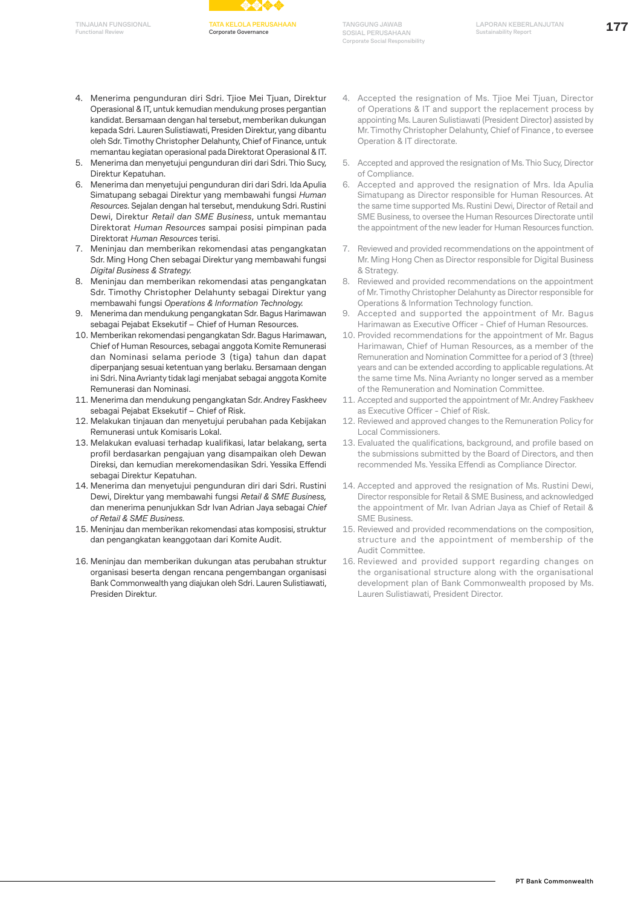4. Menerima pengunduran diri Sdri. Tjioe Mei Tjuan, Direktur Operasional & IT, untuk kemudian mendukung proses pergantian kandidat. Bersamaan dengan hal tersebut, memberikan dukungan kepada Sdri. Lauren Sulistiawati, Presiden Direktur, yang dibantu oleh Sdr. Timothy Christopher Delahunty, Chief of Finance, untuk memantau kegiatan operasional pada Direktorat Operasional & IT.
5. Menerima dan menyetujui pengunduran diri dari Sdri. Thio Sucy, Direktur Kepatuhan.
6. Menerima dan menyetujui pengunduran diri dari Sdri. Ida Apulia Simatupang sebagai Direktur yang membawahi fungsi *Human Resources*. Sejalan dengan hal tersebut, mendukung Sdri. Rustini Dewi, Direktur *Retail dan SME Business*, untuk memantau Direktorat *Human Resources* sampai posisi pimpinan pada Direktorat *Human Resources* terisi.
7. Meninjau dan memberikan rekomendasi atas pengangkatan Sdr. Ming Hong Chen sebagai Direktur yang membawahi fungsi *Digital Business & Strategy.*
8. Meninjau dan memberikan rekomendasi atas pengangkatan Sdr. Timothy Christopher Delahunty sebagai Direktur yang membawahi fungsi *Operations & Information Technology.*
9. Menerima dan mendukung pengangkatan Sdr. Bagus Harimawan sebagai Pejabat Eksekutif – Chief of Human Resources.
10. Memberikan rekomendasi pengangkatan Sdr. Bagus Harimawan, Chief of Human Resources, sebagai anggota Komite Remunerasi dan Nominasi selama periode 3 (tiga) tahun dan dapat diperpanjang sesuai ketentuan yang berlaku. Bersamaan dengan ini Sdri. Nina Avrianty tidak lagi menjabat sebagai anggota Komite Remunerasi dan Nominasi.
11. Menerima dan mendukung pengangkatan Sdr. Andrey Faskheev sebagai Pejabat Eksekutif – Chief of Risk.
12. Melakukan tinjauan dan menyetujui perubahan pada Kebijakan Remunerasi untuk Komisaris Lokal.
13. Melakukan evaluasi terhadap kualifikasi, latar belakang, serta profil berdasarkan pengajuan yang disampaikan oleh Dewan Direksi, dan kemudian merekomendasikan Sdri. Yessika Effendi sebagai Direktur Kepatuhan.
14. Menerima dan menyetujui pengunduran diri dari Sdri. Rustini Dewi, Direktur yang membawahi fungsi *Retail & SME Business,* dan menerima penunjukkan Sdr Ivan Adrian Jaya sebagai *Chief of Retail & SME Business.*
15. Meninjau dan memberikan rekomendasi atas komposisi, struktur dan pengangkatan keanggotaan dari Komite Audit.
16. Meninjau dan memberikan dukungan atas perubahan struktur organisasi beserta dengan rencana pengembangan organisasi Bank Commonwealth yang diajukan oleh Sdri. Lauren Sulistiawati, Presiden Direktur.

4. Accepted the resignation of Ms. Tjioe Mei Tjuan, Director of Operations & IT and support the replacement process by appointing Ms. Lauren Sulistiawati (President Director) assisted by Mr. Timothy Christopher Delahunty, Chief of Finance , to eversee Operation & IT directorate.
5. Accepted and approved the resignation of Ms. Thio Sucy, Director of Compliance.
6. Accepted and approved the resignation of Mrs. Ida Apulia Simatupang as Director responsible for Human Resources. At the same time supported Ms. Rustini Dewi, Director of Retail and SME Business, to oversee the Human Resources Directorate until the appointment of the new leader for Human Resources function.
7. Reviewed and provided recommendations on the appointment of Mr. Ming Hong Chen as Director responsible for Digital Business & Strategy.
8. Reviewed and provided recommendations on the appointment of Mr. Timothy Christopher Delahunty as Director responsible for Operations & Information Technology function.
9. Accepted and supported the appointment of Mr. Bagus Harimawan as Executive Officer - Chief of Human Resources.
10. Provided recommendations for the appointment of Mr. Bagus Harimawan, Chief of Human Resources, as a member of the Remuneration and Nomination Committee for a period of 3 (three) years and can be extended according to applicable regulations. At the same time Ms. Nina Avrianty no longer served as a member of the Remuneration and Nomination Committee.
11. Accepted and supported the appointment of Mr. Andrey Faskheev as Executive Officer - Chief of Risk.
12. Reviewed and approved changes to the Remuneration Policy for Local Commissioners.
13. Evaluated the qualifications, background, and profile based on the submissions submitted by the Board of Directors, and then recommended Ms. Yessika Effendi as Compliance Director.
14. Accepted and approved the resignation of Ms. Rustini Dewi, Director responsible for Retail & SME Business, and acknowledged the appointment of Mr. Ivan Adrian Jaya as Chief of Retail & SME Business.
15. Reviewed and provided recommendations on the composition, structure and the appointment of membership of the Audit Committee.
16. Reviewed and provided support regarding changes on the organisational structure along with the organisational development plan of Bank Commonwealth proposed by Ms. Lauren Sulistiawati, President Director.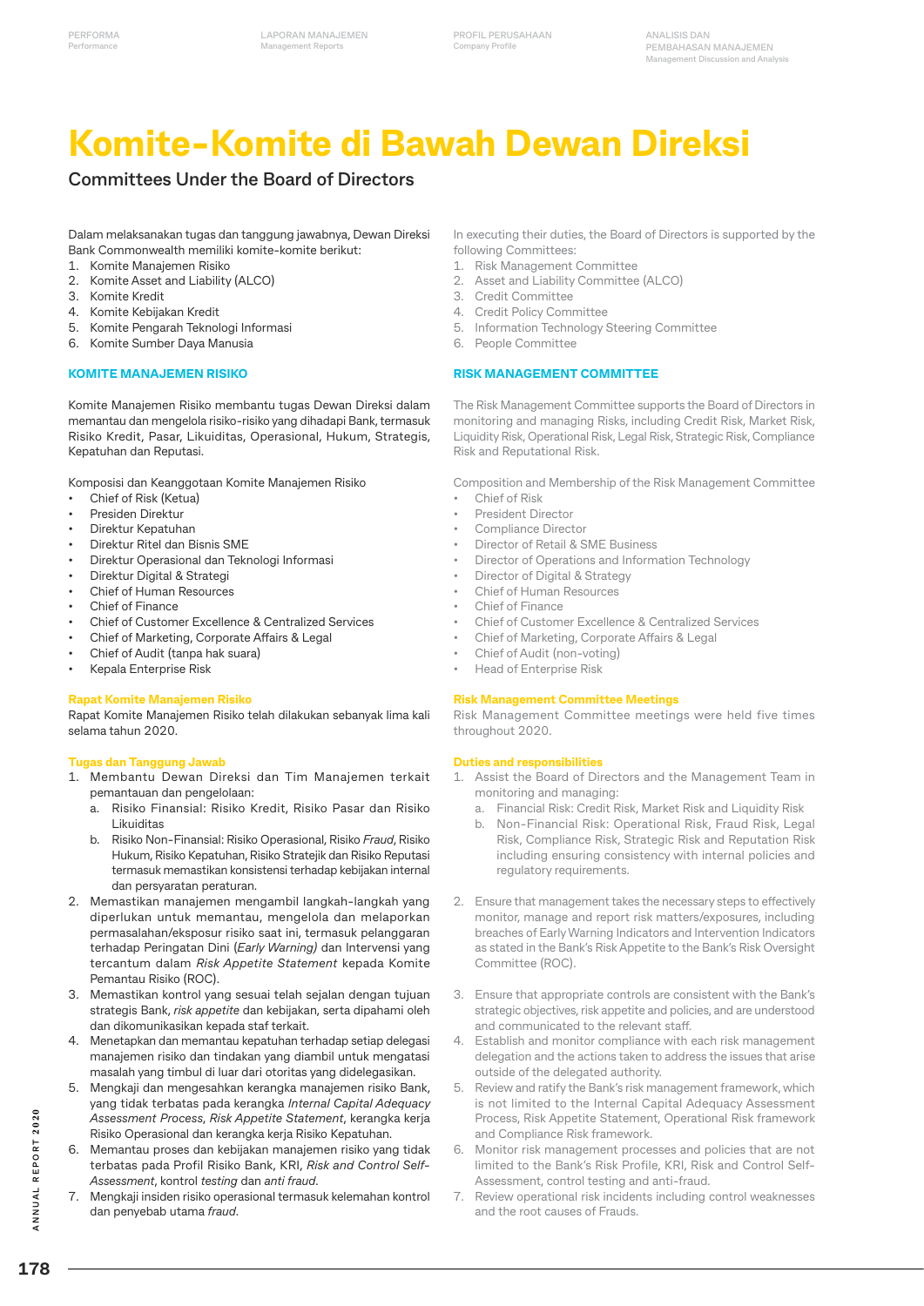# Komite-Komite di Bawah Dewan Direksi

## Committees Under the Board of Directors

Dalam melaksanakan tugas dan tanggung jawabnya, Dewan Direksi Bank Commonwealth memiliki komite-komite berikut:

1. Komite Manajemen Risiko
2. Komite Asset and Liability (ALCO)
3. Komite Kredit
4. Komite Kebijakan Kredit
5. Komite Pengarah Teknologi Informasi
6. Komite Sumber Daya Manusia

In executing their duties, the Board of Directors is supported by the following Committees:

1. Risk Management Committee
2. Asset and Liability Committee (ALCO)
3. Credit Committee
4. Credit Policy Committee
5. Information Technology Steering Committee
6. People Committee

### KOMITE MANAJEMEN RISIKO

Komite Manajemen Risiko membantu tugas Dewan Direksi dalam memantau dan mengelola risiko-risiko yang dihadapi Bank, termasuk Risiko Kredit, Pasar, Likuiditas, Operasional, Hukum, Strategis, Kepatuhan dan Reputasi.

Komposisi dan Keanggotaan Komite Manajemen Risiko

- Chief of Risk (Ketua)
- Presiden Direktur
- Direktur Kepatuhan
- Direktur Ritel dan Bisnis SME
- Direktur Operasional dan Teknologi Informasi
- Direktur Digital & Strategi
- Chief of Human Resources
- Chief of Finance
- Chief of Customer Excellence & Centralized Services
- Chief of Marketing, Corporate Affairs & Legal
- Chief of Audit (tanpa hak suara)
- Kepala Enterprise Risk

**Rapat Komite Manajemen Risiko**

Rapat Komite Manajemen Risiko telah dilakukan sebanyak lima kali selama tahun 2020.

**Tugas dan Tanggung Jawab**

1. Membantu Dewan Direksi dan Tim Manajemen terkait pemantauan dan pengelolaan:
   a. Risiko Finansial: Risiko Kredit, Risiko Pasar dan Risiko Likuiditas
   b. Risiko Non-Finansial: Risiko Operasional, Risiko *Fraud*, Risiko Hukum, Risiko Kepatuhan, Risiko Stratejik dan Risiko Reputasi termasuk memastikan konsistensi terhadap kebijakan internal dan persyaratan peraturan.
2. Memastikan manajemen mengambil langkah-langkah yang diperlukan untuk memantau, mengelola dan melaporkan permasalahan/eksposur risiko saat ini, termasuk pelanggaran terhadap Peringatan Dini (*Early Warning)* dan Intervensi yang tercantum dalam *Risk Appetite Statement* kepada Komite Pemantau Risiko (ROC).
3. Memastikan kontrol yang sesuai telah sejalan dengan tujuan strategis Bank, *risk appetite* dan kebijakan, serta dipahami oleh dan dikomunikasikan kepada staf terkait.
4. Menetapkan dan memantau kepatuhan terhadap setiap delegasi manajemen risiko dan tindakan yang diambil untuk mengatasi masalah yang timbul di luar dari otoritas yang didelegasikan.
5. Mengkaji dan mengesahkan kerangka manajemen risiko Bank, yang tidak terbatas pada kerangka *Internal Capital Adequacy Assessment Process*, *Risk Appetite Statement*, kerangka kerja Risiko Operasional dan kerangka kerja Risiko Kepatuhan.
6. Memantau proses dan kebijakan manajemen risiko yang tidak terbatas pada Profil Risiko Bank, KRI, *Risk and Control Self-Assessment*, kontrol *testing* dan *anti fraud*.
7. Mengkaji insiden risiko operasional termasuk kelemahan kontrol dan penyebab utama *fraud*.

### RISK MANAGEMENT COMMITTEE

The Risk Management Committee supports the Board of Directors in monitoring and managing Risks, including Credit Risk, Market Risk, Liquidity Risk, Operational Risk, Legal Risk, Strategic Risk, Compliance Risk and Reputational Risk.

Composition and Membership of the Risk Management Committee

- Chief of Risk
- President Director
- Compliance Director
- Director of Retail & SME Business
- Director of Operations and Information Technology
- Director of Digital & Strategy
- Chief of Human Resources
- Chief of Finance
- Chief of Customer Excellence & Centralized Services
- Chief of Marketing, Corporate Affairs & Legal
- Chief of Audit (non-voting)
- Head of Enterprise Risk

**Risk Management Committee Meetings**

Risk Management Committee meetings were held five times throughout 2020.

**Duties and responsibilities**

1. Assist the Board of Directors and the Management Team in monitoring and managing:
   a. Financial Risk: Credit Risk, Market Risk and Liquidity Risk
   b. Non-Financial Risk: Operational Risk, Fraud Risk, Legal Risk, Compliance Risk, Strategic Risk and Reputation Risk including ensuring consistency with internal policies and regulatory requirements.
2. Ensure that management takes the necessary steps to effectively monitor, manage and report risk matters/exposures, including breaches of Early Warning Indicators and Intervention Indicators as stated in the Bank's Risk Appetite to the Bank's Risk Oversight Committee (ROC).
3. Ensure that appropriate controls are consistent with the Bank's strategic objectives, risk appetite and policies, and are understood and communicated to the relevant staff.
4. Establish and monitor compliance with each risk management delegation and the actions taken to address the issues that arise outside of the delegated authority.
5. Review and ratify the Bank's risk management framework, which is not limited to the Internal Capital Adequacy Assessment Process, Risk Appetite Statement, Operational Risk framework and Compliance Risk framework.
6. Monitor risk management processes and policies that are not limited to the Bank's Risk Profile, KRI, Risk and Control Self-Assessment, control testing and anti-fraud.
7. Review operational risk incidents including control weaknesses and the root causes of Frauds.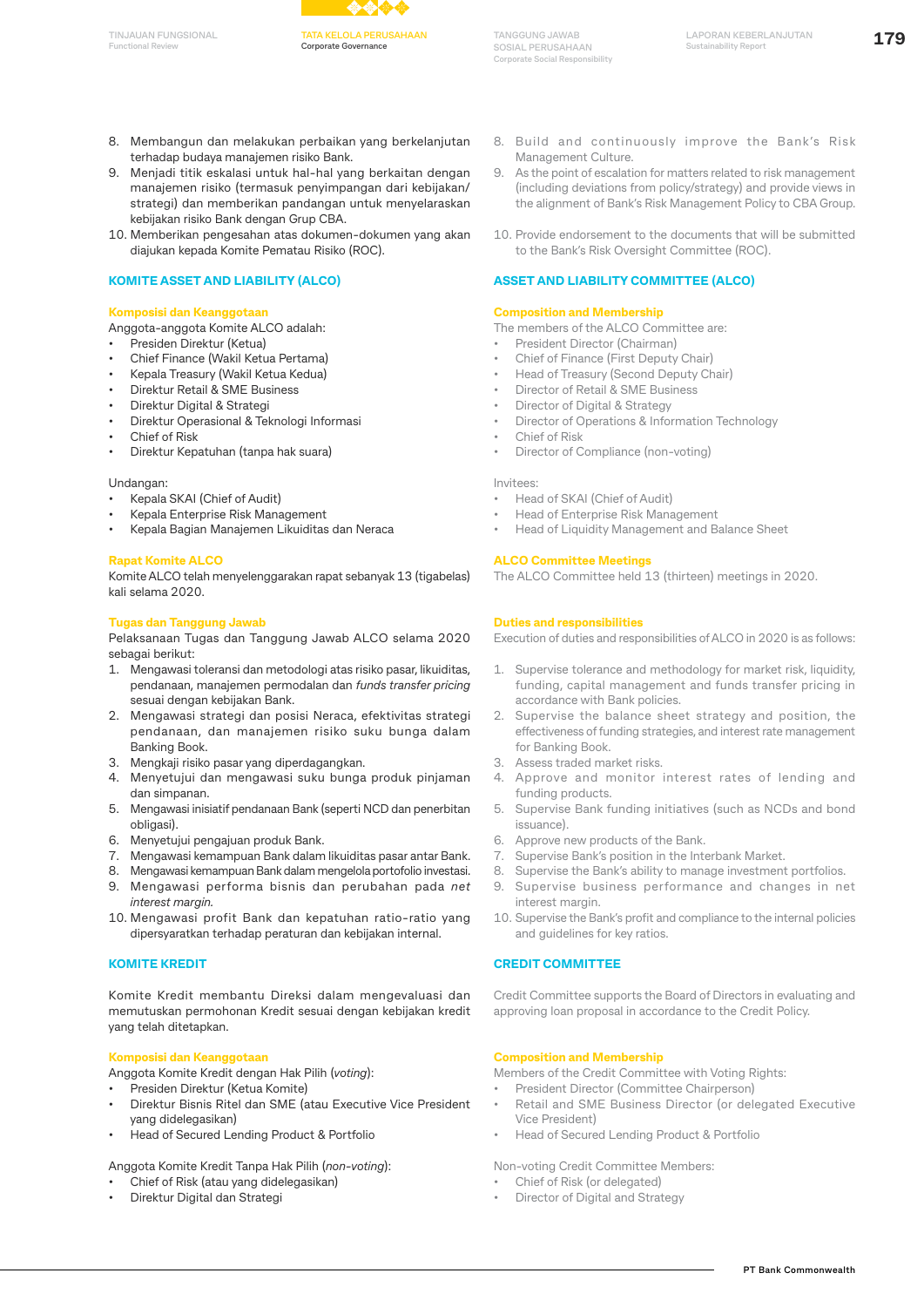8. Membangun dan melakukan perbaikan yang berkelanjutan terhadap budaya manajemen risiko Bank.
9. Menjadi titik eskalasi untuk hal-hal yang berkaitan dengan manajemen risiko (termasuk penyimpangan dari kebijakan/strategi) dan memberikan pandangan untuk menyelaraskan kebijakan risiko Bank dengan Grup CBA.
10. Memberikan pengesahan atas dokumen-dokumen yang akan diajukan kepada Komite Pematau Risiko (ROC).

## KOMITE ASSET AND LIABILITY (ALCO)

### Komposisi dan Keanggotaan

Anggota-anggota Komite ALCO adalah:

- Presiden Direktur (Ketua)
- Chief Finance (Wakil Ketua Pertama)
- Kepala Treasury (Wakil Ketua Kedua)
- Direktur Retail & SME Business
- Direktur Digital & Strategi
- Direktur Operasional & Teknologi Informasi
- Chief of Risk
- Direktur Kepatuhan (tanpa hak suara)

Undangan:

- Kepala SKAI (Chief of Audit)
- Kepala Enterprise Risk Management
- Kepala Bagian Manajemen Likuiditas dan Neraca

### Rapat Komite ALCO

Komite ALCO telah menyelenggarakan rapat sebanyak 13 (tigabelas) kali selama 2020.

### Tugas dan Tanggung Jawab

Pelaksanaan Tugas dan Tanggung Jawab ALCO selama 2020 sebagai berikut:

1. Mengawasi toleransi dan metodologi atas risiko pasar, likuiditas, pendanaan, manajemen permodalan dan *funds transfer pricing* sesuai dengan kebijakan Bank.
2. Mengawasi strategi dan posisi Neraca, efektivitas strategi pendanaan, dan manajemen risiko suku bunga dalam Banking Book.
3. Mengkaji risiko pasar yang diperdagangkan.
4. Menyetujui dan mengawasi suku bunga produk pinjaman dan simpanan.
5. Mengawasi inisiatif pendanaan Bank (seperti NCD dan penerbitan obligasi).
6. Menyetujui pengajuan produk Bank.
7. Mengawasi kemampuan Bank dalam likuiditas pasar antar Bank.
8. Mengawasi kemampuan Bank dalam mengelola portofolio investasi.
9. Mengawasi performa bisnis dan perubahan pada *net interest margin.*
10. Mengawasi profit Bank dan kepatuhan ratio-ratio yang dipersyaratkan terhadap peraturan dan kebijakan internal.

## KOMITE KREDIT

Komite Kredit membantu Direksi dalam mengevaluasi dan memutuskan permohonan Kredit sesuai dengan kebijakan kredit yang telah ditetapkan.

### Komposisi dan Keanggotaan

Anggota Komite Kredit dengan Hak Pilih (*voting*):

- Presiden Direktur (Ketua Komite)
- Direktur Bisnis Ritel dan SME (atau Executive Vice President yang didelegasikan)
- Head of Secured Lending Product & Portfolio

Anggota Komite Kredit Tanpa Hak Pilih (*non-voting*):

- Chief of Risk (atau yang didelegasikan)
- Direktur Digital dan Strategi

---

8. Build and continuously improve the Bank's Risk Management Culture.
9. As the point of escalation for matters related to risk management (including deviations from policy/strategy) and provide views in the alignment of Bank's Risk Management Policy to CBA Group.
10. Provide endorsement to the documents that will be submitted to the Bank's Risk Oversight Committee (ROC).

## ASSET AND LIABILITY COMMITTEE (ALCO)

### Composition and Membership

The members of the ALCO Committee are:

- President Director (Chairman)
- Chief of Finance (First Deputy Chair)
- Head of Treasury (Second Deputy Chair)
- Director of Retail & SME Business
- Director of Digital & Strategy
- Director of Operations & Information Technology
- Chief of Risk
- Director of Compliance (non-voting)

Invitees:

- Head of SKAI (Chief of Audit)
- Head of Enterprise Risk Management
- Head of Liquidity Management and Balance Sheet

### ALCO Committee Meetings

The ALCO Committee held 13 (thirteen) meetings in 2020.

### Duties and responsibilities

Execution of duties and responsibilities of ALCO in 2020 is as follows:

1. Supervise tolerance and methodology for market risk, liquidity, funding, capital management and funds transfer pricing in accordance with Bank policies.
2. Supervise the balance sheet strategy and position, the effectiveness of funding strategies, and interest rate management for Banking Book.
3. Assess traded market risks.
4. Approve and monitor interest rates of lending and funding products.
5. Supervise Bank funding initiatives (such as NCDs and bond issuance).
6. Approve new products of the Bank.
7. Supervise Bank's position in the Interbank Market.
8. Supervise the Bank's ability to manage investment portfolios.
9. Supervise business performance and changes in net interest margin.
10. Supervise the Bank's profit and compliance to the internal policies and guidelines for key ratios.

## CREDIT COMMITTEE

Credit Committee supports the Board of Directors in evaluating and approving loan proposal in accordance to the Credit Policy.

### Composition and Membership

Members of the Credit Committee with Voting Rights:

- President Director (Committee Chairperson)
- Retail and SME Business Director (or delegated Executive Vice President)
- Head of Secured Lending Product & Portfolio

Non-voting Credit Committee Members:

- Chief of Risk (or delegated)
- Director of Digital and Strategy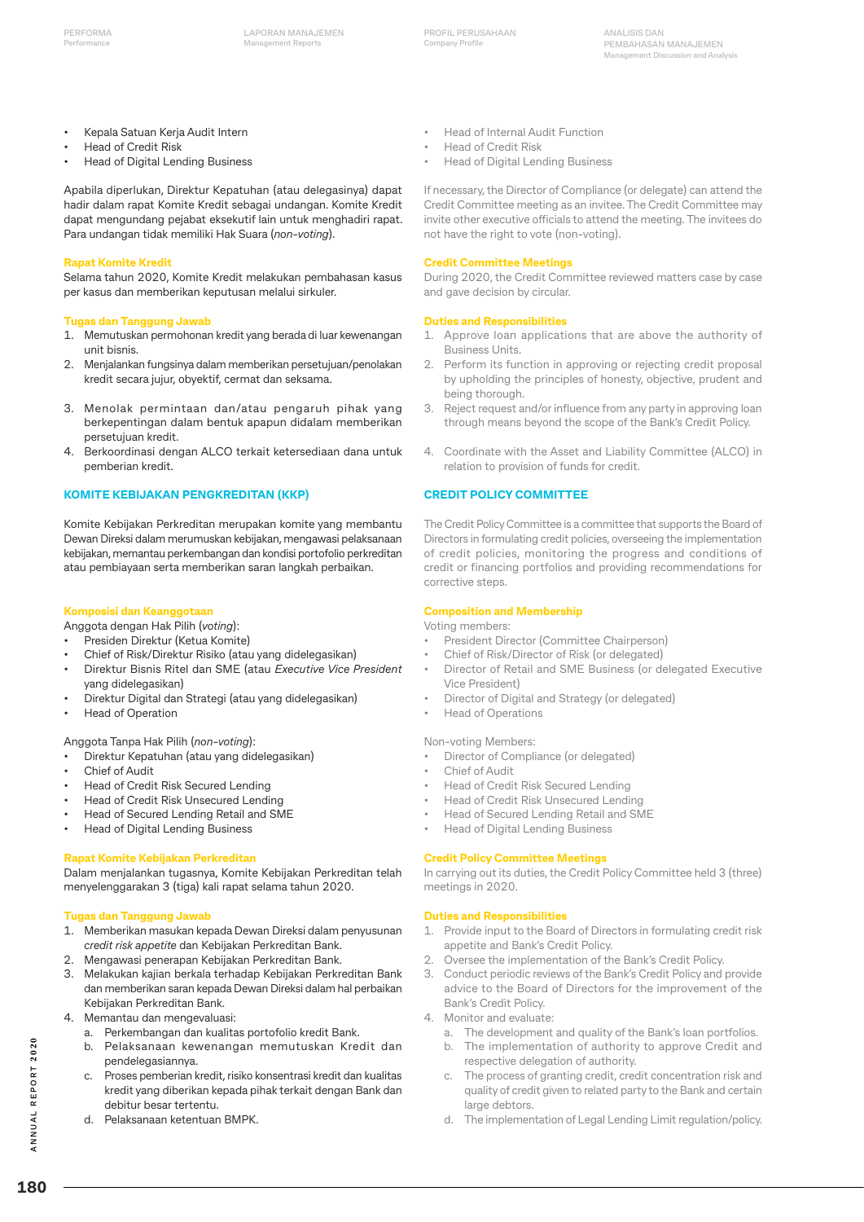- Kepala Satuan Kerja Audit Intern
- Head of Credit Risk
- Head of Digital Lending Business

Apabila diperlukan, Direktur Kepatuhan (atau delegasinya) dapat hadir dalam rapat Komite Kredit sebagai undangan. Komite Kredit dapat mengundang pejabat eksekutif lain untuk menghadiri rapat. Para undangan tidak memiliki Hak Suara (*non-voting*).

**Rapat Komite Kredit**

Selama tahun 2020, Komite Kredit melakukan pembahasan kasus per kasus dan memberikan keputusan melalui sirkuler.

**Tugas dan Tanggung Jawab**

1. Memutuskan permohonan kredit yang berada di luar kewenangan unit bisnis.
2. Menjalankan fungsinya dalam memberikan persetujuan/penolakan kredit secara jujur, obyektif, cermat dan seksama.
3. Menolak permintaan dan/atau pengaruh pihak yang berkepentingan dalam bentuk apapun didalam memberikan persetujuan kredit.
4. Berkoordinasi dengan ALCO terkait ketersediaan dana untuk pemberian kredit.

## KOMITE KEBIJAKAN PENGKREDITAN (KKP)

Komite Kebijakan Perkreditan merupakan komite yang membantu Dewan Direksi dalam merumuskan kebijakan, mengawasi pelaksanaan kebijakan, memantau perkembangan dan kondisi portofolio perkreditan atau pembiayaan serta memberikan saran langkah perbaikan.

**Komposisi dan Keanggotaan**

Anggota dengan Hak Pilih (*voting*):

- Presiden Direktur (Ketua Komite)
- Chief of Risk/Direktur Risiko (atau yang didelegasikan)
- Direktur Bisnis Ritel dan SME (atau *Executive Vice President* yang didelegasikan)
- Direktur Digital dan Strategi (atau yang didelegasikan)
- Head of Operation

Anggota Tanpa Hak Pilih (*non-voting*):

- Direktur Kepatuhan (atau yang didelegasikan)
- Chief of Audit
- Head of Credit Risk Secured Lending
- Head of Credit Risk Unsecured Lending
- Head of Secured Lending Retail and SME
- Head of Digital Lending Business

**Rapat Komite Kebijakan Perkreditan**

Dalam menjalankan tugasnya, Komite Kebijakan Perkreditan telah menyelenggarakan 3 (tiga) kali rapat selama tahun 2020.

**Tugas dan Tanggung Jawab**

1. Memberikan masukan kepada Dewan Direksi dalam penyusunan *credit risk appetite* dan Kebijakan Perkreditan Bank.
2. Mengawasi penerapan Kebijakan Perkreditan Bank.
3. Melakukan kajian berkala terhadap Kebijakan Perkreditan Bank dan memberikan saran kepada Dewan Direksi dalam hal perbaikan Kebijakan Perkreditan Bank.
4. Memantau dan mengevaluasi:
   a. Perkembangan dan kualitas portofolio kredit Bank.
   b. Pelaksanaan kewenangan memutuskan Kredit dan pendelegasiannya.
   c. Proses pemberian kredit, risiko konsentrasi kredit dan kualitas kredit yang diberikan kepada pihak terkait dengan Bank dan debitur besar tertentu.
   d. Pelaksanaan ketentuan BMPK.

---

- Head of Internal Audit Function
- Head of Credit Risk
- Head of Digital Lending Business

If necessary, the Director of Compliance (or delegate) can attend the Credit Committee meeting as an invitee. The Credit Committee may invite other executive officials to attend the meeting. The invitees do not have the right to vote (non-voting).

**Credit Committee Meetings**

During 2020, the Credit Committee reviewed matters case by case and gave decision by circular.

**Duties and Responsibilities**

1. Approve loan applications that are above the authority of Business Units.
2. Perform its function in approving or rejecting credit proposal by upholding the principles of honesty, objective, prudent and being thorough.
3. Reject request and/or influence from any party in approving loan through means beyond the scope of the Bank's Credit Policy.
4. Coordinate with the Asset and Liability Committee (ALCO) in relation to provision of funds for credit.

## CREDIT POLICY COMMITTEE

The Credit Policy Committee is a committee that supports the Board of Directors in formulating credit policies, overseeing the implementation of credit policies, monitoring the progress and conditions of credit or financing portfolios and providing recommendations for corrective steps.

**Composition and Membership**

Voting members:

- President Director (Committee Chairperson)
- Chief of Risk/Director of Risk (or delegated)
- Director of Retail and SME Business (or delegated Executive Vice President)
- Director of Digital and Strategy (or delegated)
- Head of Operations

Non-voting Members:

- Director of Compliance (or delegated)
- Chief of Audit
- Head of Credit Risk Secured Lending
- Head of Credit Risk Unsecured Lending
- Head of Secured Lending Retail and SME
- Head of Digital Lending Business

**Credit Policy Committee Meetings**

In carrying out its duties, the Credit Policy Committee held 3 (three) meetings in 2020.

**Duties and Responsibilities**

1. Provide input to the Board of Directors in formulating credit risk appetite and Bank's Credit Policy.
2. Oversee the implementation of the Bank's Credit Policy.
3. Conduct periodic reviews of the Bank's Credit Policy and provide advice to the Board of Directors for the improvement of the Bank's Credit Policy.
4. Monitor and evaluate:
   a. The development and quality of the Bank's loan portfolios.
   b. The implementation of authority to approve Credit and respective delegation of authority.
   c. The process of granting credit, credit concentration risk and quality of credit given to related party to the Bank and certain large debtors.
   d. The implementation of Legal Lending Limit regulation/policy.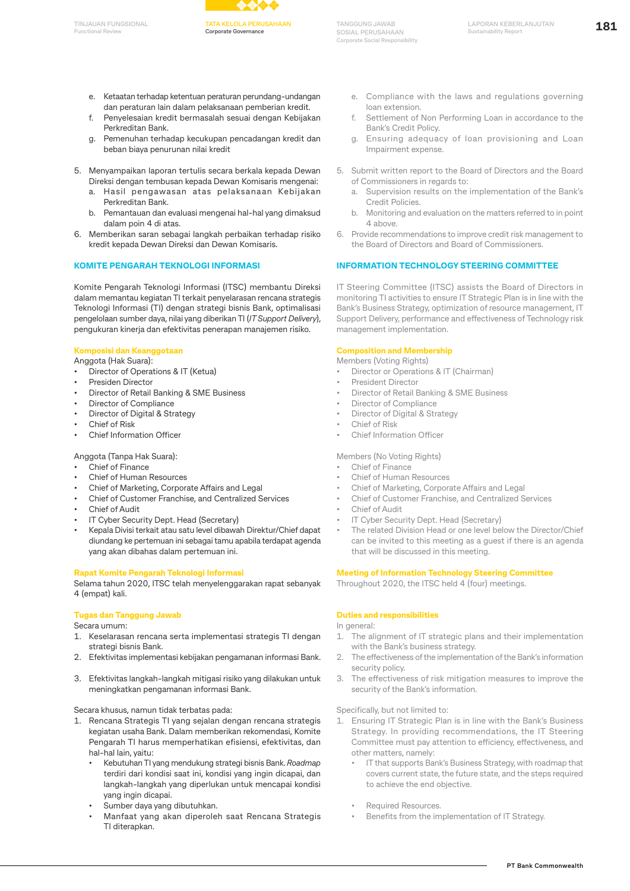e. Ketaatan terhadap ketentuan peraturan perundang-undangan dan peraturan lain dalam pelaksanaan pemberian kredit.
f. Penyelesaian kredit bermasalah sesuai dengan Kebijakan Perkreditan Bank.
g. Pemenuhan terhadap kecukupan pencadangan kredit dan beban biaya penurunan nilai kredit

5. Menyampaikan laporan tertulis secara berkala kepada Dewan Direksi dengan tembusan kepada Dewan Komisaris mengenai:
   a. Hasil pengawasan atas pelaksanaan Kebijakan Perkreditan Bank.
   b. Pemantauan dan evaluasi mengenai hal-hal yang dimaksud dalam poin 4 di atas.
6. Memberikan saran sebagai langkah perbaikan terhadap risiko kredit kepada Dewan Direksi dan Dewan Komisaris.

## KOMITE PENGARAH TEKNOLOGI INFORMASI

Komite Pengarah Teknologi Informasi (ITSC) membantu Direksi dalam memantau kegiatan TI terkait penyelarasan rencana strategis Teknologi Informasi (TI) dengan strategi bisnis Bank, optimalisasi pengelolaan sumber daya, nilai yang diberikan TI (*IT Support Delivery*), pengukuran kinerja dan efektivitas penerapan manajemen risiko.

### Komposisi dan Keanggotaan

Anggota (Hak Suara):

- Director of Operations & IT (Ketua)
- Presiden Director
- Director of Retail Banking & SME Business
- Director of Compliance
- Director of Digital & Strategy
- Chief of Risk
- Chief Information Officer

Anggota (Tanpa Hak Suara):

- Chief of Finance
- Chief of Human Resources
- Chief of Marketing, Corporate Affairs and Legal
- Chief of Customer Franchise, and Centralized Services
- Chief of Audit
- IT Cyber Security Dept. Head (Secretary)
- Kepala Divisi terkait atau satu level dibawah Direktur/Chief dapat diundang ke pertemuan ini sebagai tamu apabila terdapat agenda yang akan dibahas dalam pertemuan ini.

### Rapat Komite Pengarah Teknologi Informasi

Selama tahun 2020, ITSC telah menyelenggarakan rapat sebanyak 4 (empat) kali.

### Tugas dan Tanggung Jawab

Secara umum:

1. Keselarasan rencana serta implementasi strategis TI dengan strategi bisnis Bank.
2. Efektivitas implementasi kebijakan pengamanan informasi Bank.
3. Efektivitas langkah-langkah mitigasi risiko yang dilakukan untuk meningkatkan pengamanan informasi Bank.

Secara khusus, namun tidak terbatas pada:

1. Rencana Strategis TI yang sejalan dengan rencana strategis kegiatan usaha Bank. Dalam memberikan rekomendasi, Komite Pengarah TI harus memperhatikan efisiensi, efektivitas, dan hal-hal lain, yaitu:
   - Kebutuhan TI yang mendukung strategi bisnis Bank. *Roadmap* terdiri dari kondisi saat ini, kondisi yang ingin dicapai, dan langkah-langkah yang diperlukan untuk mencapai kondisi yang ingin dicapai.
   - Sumber daya yang dibutuhkan.
   - Manfaat yang akan diperoleh saat Rencana Strategis TI diterapkan.

e. Compliance with the laws and regulations governing loan extension.
f. Settlement of Non Performing Loan in accordance to the Bank's Credit Policy.
g. Ensuring adequacy of loan provisioning and Loan Impairment expense.

5. Submit written report to the Board of Directors and the Board of Commissioners in regards to:
   a. Supervision results on the implementation of the Bank's Credit Policies.
   b. Monitoring and evaluation on the matters referred to in point 4 above.
6. Provide recommendations to improve credit risk management to the Board of Directors and Board of Commissioners.

## INFORMATION TECHNOLOGY STEERING COMMITTEE

IT Steering Committee (ITSC) assists the Board of Directors in monitoring TI activities to ensure IT Strategic Plan is in line with the Bank's Business Strategy, optimization of resource management, IT Support Delivery, performance and effectiveness of Technology risk management implementation.

### Composition and Membership

Members (Voting Rights)

- Director or Operations & IT (Chairman)
- President Director
- Director of Retail Banking & SME Business
- Director of Compliance
- Director of Digital & Strategy
- Chief of Risk
- Chief Information Officer

Members (No Voting Rights)

- Chief of Finance
- Chief of Human Resources
- Chief of Marketing, Corporate Affairs and Legal
- Chief of Customer Franchise, and Centralized Services
- Chief of Audit
- IT Cyber Security Dept. Head (Secretary)
- The related Division Head or one level below the Director/Chief can be invited to this meeting as a guest if there is an agenda that will be discussed in this meeting.

### Meeting of Information Technology Steering Committee

Throughout 2020, the ITSC held 4 (four) meetings.

### Duties and responsibilities

In general:

1. The alignment of IT strategic plans and their implementation with the Bank's business strategy.
2. The effectiveness of the implementation of the Bank's information security policy.
3. The effectiveness of risk mitigation measures to improve the security of the Bank's information.

Specifically, but not limited to:

1. Ensuring IT Strategic Plan is in line with the Bank's Business Strategy. In providing recommendations, the IT Steering Committee must pay attention to efficiency, effectiveness, and other matters, namely:
   - IT that supports Bank's Business Strategy, with roadmap that covers current state, the future state, and the steps required to achieve the end objective.
   - Required Resources.
   - Benefits from the implementation of IT Strategy.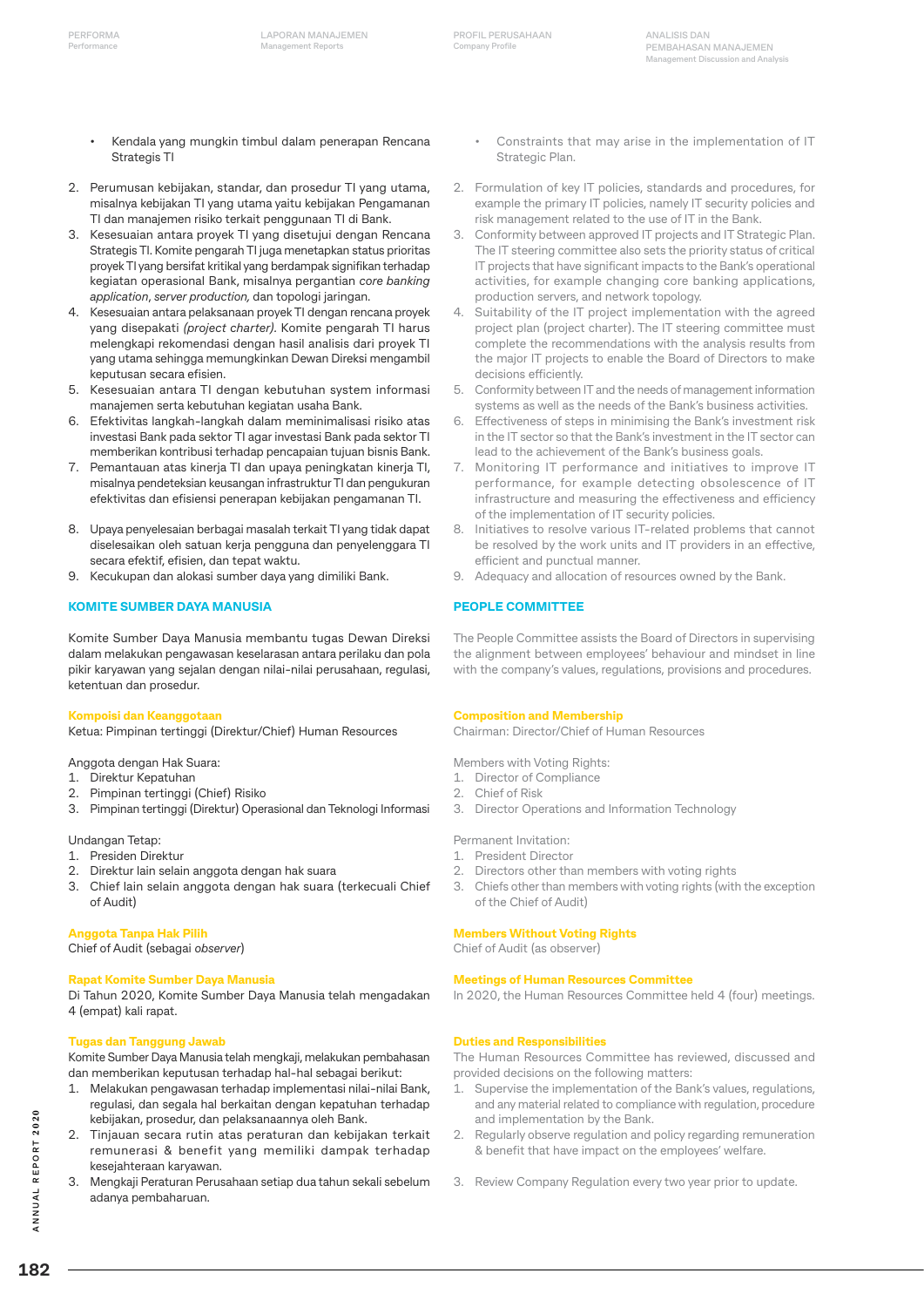- Kendala yang mungkin timbul dalam penerapan Rencana Strategis TI

2. Perumusan kebijakan, standar, dan prosedur TI yang utama, misalnya kebijakan TI yang utama yaitu kebijakan Pengamanan TI dan manajemen risiko terkait penggunaan TI di Bank.
3. Kesesuaian antara proyek TI yang disetujui dengan Rencana Strategis TI. Komite pengarah TI juga menetapkan status prioritas proyek TI yang bersifat kritikal yang berdampak signifikan terhadap kegiatan operasional Bank, misalnya pergantian *core banking application*, *server production,* dan topologi jaringan.
4. Kesesuaian antara pelaksanaan proyek TI dengan rencana proyek yang disepakati *(project charter)*. Komite pengarah TI harus melengkapi rekomendasi dengan hasil analisis dari proyek TI yang utama sehingga memungkinkan Dewan Direksi mengambil keputusan secara efisien.
5. Kesesuaian antara TI dengan kebutuhan system informasi manajemen serta kebutuhan kegiatan usaha Bank.
6. Efektivitas langkah-langkah dalam meminimalisasi risiko atas investasi Bank pada sektor TI agar investasi Bank pada sektor TI memberikan kontribusi terhadap pencapaian tujuan bisnis Bank.
7. Pemantauan atas kinerja TI dan upaya peningkatan kinerja TI, misalnya pendeteksian keusangan infrastruktur TI dan pengukuran efektivitas dan efisiensi penerapan kebijakan pengamanan TI.
8. Upaya penyelesaian berbagai masalah terkait TI yang tidak dapat diselesaikan oleh satuan kerja pengguna dan penyelenggara TI secara efektif, efisien, dan tepat waktu.
9. Kecukupan dan alokasi sumber daya yang dimiliki Bank.

- Constraints that may arise in the implementation of IT Strategic Plan.

2. Formulation of key IT policies, standards and procedures, for example the primary IT policies, namely IT security policies and risk management related to the use of IT in the Bank.
3. Conformity between approved IT projects and IT Strategic Plan. The IT steering committee also sets the priority status of critical IT projects that have significant impacts to the Bank's operational activities, for example changing core banking applications, production servers, and network topology.
4. Suitability of the IT project implementation with the agreed project plan (project charter). The IT steering committee must complete the recommendations with the analysis results from the major IT projects to enable the Board of Directors to make decisions efficiently.
5. Conformity between IT and the needs of management information systems as well as the needs of the Bank's business activities.
6. Effectiveness of steps in minimising the Bank's investment risk in the IT sector so that the Bank's investment in the IT sector can lead to the achievement of the Bank's business goals.
7. Monitoring IT performance and initiatives to improve IT performance, for example detecting obsolescence of IT infrastructure and measuring the effectiveness and efficiency of the implementation of IT security policies.
8. Initiatives to resolve various IT-related problems that cannot be resolved by the work units and IT providers in an effective, efficient and punctual manner.
9. Adequacy and allocation of resources owned by the Bank.

## KOMITE SUMBER DAYA MANUSIA

Komite Sumber Daya Manusia membantu tugas Dewan Direksi dalam melakukan pengawasan keselarasan antara perilaku dan pola pikir karyawan yang sejalan dengan nilai-nilai perusahaan, regulasi, ketentuan dan prosedur.

### Komposi dan Keanggotaan

Ketua: Pimpinan tertinggi (Direktur/Chief) Human Resources

Anggota dengan Hak Suara:
1. Direktur Kepatuhan
2. Pimpinan tertinggi (Chief) Risiko
3. Pimpinan tertinggi (Direktur) Operasional dan Teknologi Informasi

Undangan Tetap:
1. Presiden Direktur
2. Direktur lain selain anggota dengan hak suara
3. Chief lain selain anggota dengan hak suara (terkecuali Chief of Audit)

### Anggota Tanpa Hak Pilih

Chief of Audit (sebagai *observer*)

### Rapat Komite Sumber Daya Manusia

Di Tahun 2020, Komite Sumber Daya Manusia telah mengadakan 4 (empat) kali rapat.

### Tugas dan Tanggung Jawab

Komite Sumber Daya Manusia telah mengkaji, melakukan pembahasan dan memberikan keputusan terhadap hal-hal sebagai berikut:
1. Melakukan pengawasan terhadap implementasi nilai-nilai Bank, regulasi, dan segala hal berkaitan dengan kepatuhan terhadap kebijakan, prosedur, dan pelaksanaannya oleh Bank.
2. Tinjauan secara rutin atas peraturan dan kebijakan terkait remunerasi & benefit yang memiliki dampak terhadap kesejahteraan karyawan.
3. Mengkaji Peraturan Perusahaan setiap dua tahun sekali sebelum adanya pembaharuan.

## PEOPLE COMMITTEE

The People Committee assists the Board of Directors in supervising the alignment between employees' behaviour and mindset in line with the company's values, regulations, provisions and procedures.

### Composition and Membership

Chairman: Director/Chief of Human Resources

Members with Voting Rights:
1. Director of Compliance
2. Chief of Risk
3. Director Operations and Information Technology

Permanent Invitation:
1. President Director
2. Directors other than members with voting rights
3. Chiefs other than members with voting rights (with the exception of the Chief of Audit)

### Members Without Voting Rights

Chief of Audit (as observer)

### Meetings of Human Resources Committee

In 2020, the Human Resources Committee held 4 (four) meetings.

### Duties and Responsibilities

The Human Resources Committee has reviewed, discussed and provided decisions on the following matters:
1. Supervise the implementation of the Bank's values, regulations, and any material related to compliance with regulation, procedure and implementation by the Bank.
2. Regularly observe regulation and policy regarding remuneration & benefit that have impact on the employees' welfare.
3. Review Company Regulation every two year prior to update.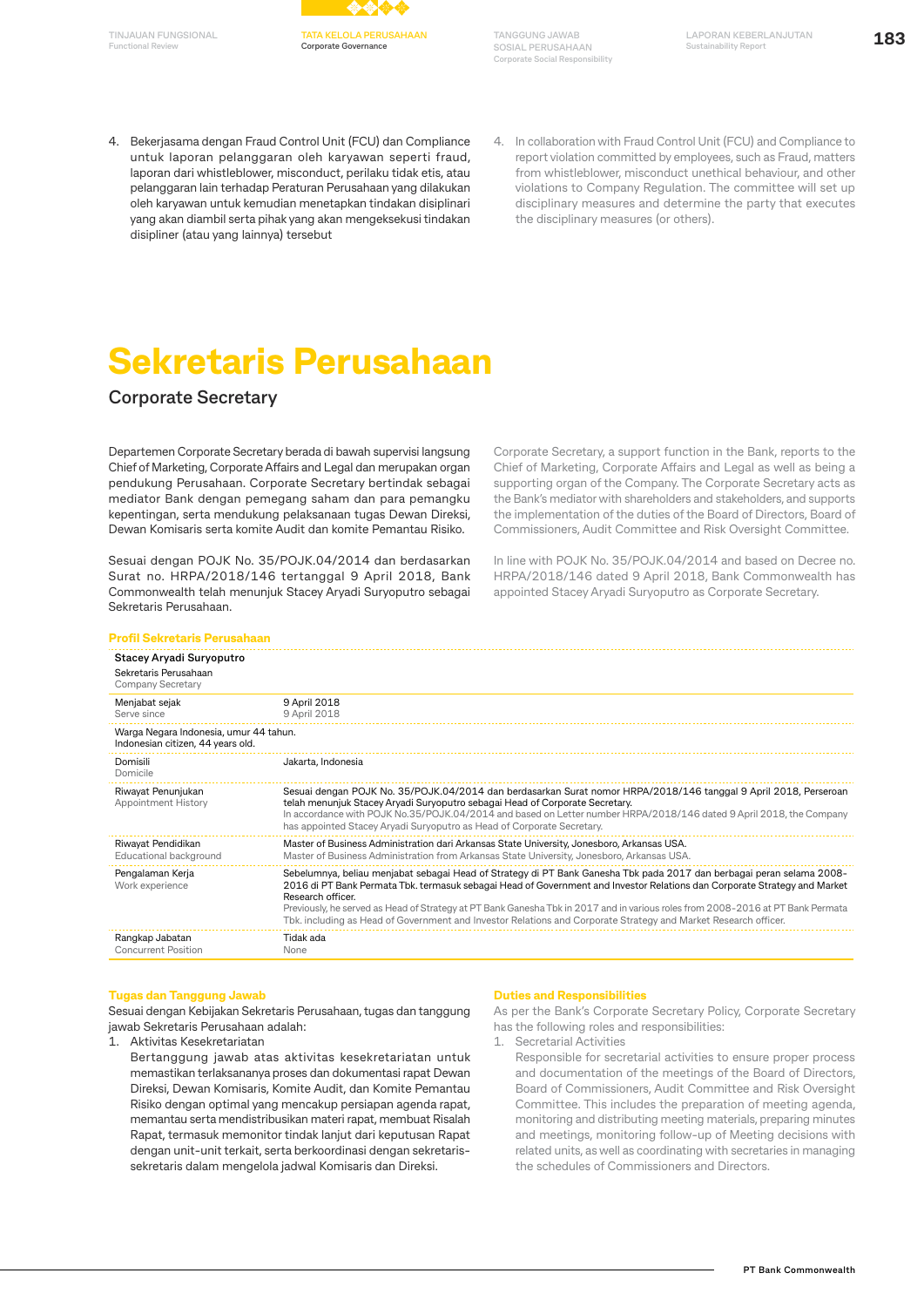4. Bekerjasama dengan Fraud Control Unit (FCU) dan Compliance untuk laporan pelanggaran oleh karyawan seperti fraud, laporan dari whistleblower, misconduct, perilaku tidak etis, atau pelanggaran lain terhadap Peraturan Perusahaan yang dilakukan oleh karyawan untuk kemudian menetapkan tindakan disiplinari yang akan diambil serta pihak yang akan mengeksekusi tindakan disipliner (atau yang lainnya) tersebut

4. In collaboration with Fraud Control Unit (FCU) and Compliance to report violation committed by employees, such as Fraud, matters from whistleblower, misconduct unethical behaviour, and other violations to Company Regulation. The committee will set up disciplinary measures and determine the party that executes the disciplinary measures (or others).

# Sekretaris Perusahaan

## Corporate Secretary

Departemen Corporate Secretary berada di bawah supervisi langsung Chief of Marketing, Corporate Affairs and Legal dan merupakan organ pendukung Perusahaan. Corporate Secretary bertindak sebagai mediator Bank dengan pemegang saham dan para pemangku kepentingan, serta mendukung pelaksanaan tugas Dewan Direksi, Dewan Komisaris serta komite Audit dan komite Pemantau Risiko.

Sesuai dengan POJK No. 35/POJK.04/2014 dan berdasarkan Surat no. HRPA/2018/146 tertanggal 9 April 2018, Bank Commonwealth telah menunjuk Stacey Aryadi Suryoputro sebagai Sekretaris Perusahaan.

Corporate Secretary, a support function in the Bank, reports to the Chief of Marketing, Corporate Affairs and Legal as being a supporting organ of the Company. The Corporate Secretary acts as the Bank's mediator with shareholders and stakeholders, and supports the implementation of the duties of the Board of Directors, Board of Commissioners, Audit Committee and Risk Oversight Committee.

In line with POJK No. 35/POJK.04/2014 and based on Decree no. HRPA/2018/146 dated 9 April 2018, Bank Commonwealth has appointed Stacey Aryadi Suryoputro as Corporate Secretary.

### Profil Sekretaris Perusahaan

| **Stacey Aryadi Suryoputro**<br>Sekretaris Perusahaan<br>Company Secretary | |
|---|---|
| Menjabat sejak<br>Serve since | 9 April 2018<br>9 April 2018 |
| Warga Negara Indonesia, umur 44 tahun.<br>Indonesian citizen, 44 years old. | |
| Domisili<br>Domicile | Jakarta, Indonesia |
| Riwayat Penunjukan<br>Appointment History | Sesuai dengan POJK No. 35/POJK.04/2014 dan berdasarkan Surat nomor HRPA/2018/146 tanggal 9 April 2018, Perseroan telah menunjuk Stacey Aryadi Suryoputro sebagai Head of Corporate Secretary.<br>In accordance with POJK No.35/POJK.04/2014 and based on Letter number HRPA/2018/146 dated 9 April 2018, the Company has appointed Stacey Aryadi Suryoputro as Head of Corporate Secretary. |
| Riwayat Pendidikan<br>Educational background | Master of Business Administration dari Arkansas State University, Jonesboro, Arkansas USA.<br>Master of Business Administration from Arkansas State University, Jonesboro, Arkansas USA. |
| Pengalaman Kerja<br>Work experience | Sebelumnya, beliau menjabat sebagai Head of Strategy di PT Bank Ganesha Tbk pada 2017 dan berbagai peran selama 2008-2016 di PT Bank Permata Tbk. termasuk sebagai Head of Government and Investor Relations dan Corporate Strategy and Market Research officer.<br>Previously, he served as Head of Strategy at PT Bank Ganesha Tbk in 2017 and in various roles from 2008-2016 at PT Bank Permata Tbk. including as Head of Government and Investor Relations and Corporate Strategy and Market Research officer. |
| Rangkap Jabatan<br>Concurrent Position | Tidak ada<br>None |

### Tugas dan Tanggung Jawab

Sesuai dengan Kebijakan Sekretaris Perusahaan, tugas dan tanggung jawab Sekretaris Perusahaan adalah:

1. Aktivitas Kesekretariatan
   Bertanggung jawab atas aktivitas kesekretariatan untuk memastikan terlaksananya proses dan dokumentasi rapat Dewan Direksi, Dewan Komisaris, Komite Audit, dan Komite Pemantau Risiko dengan optimal yang mencakup persiapan agenda rapat, memantau serta mendistribusikan materi rapat, membuat Risalah Rapat, termasuk memonitor tindak lanjut dari keputusan Rapat dengan unit-unit terkait, serta berkoordinasi dengan sekretaris-sekretaris dalam mengelola jadwal Komisaris dan Direksi.

### Duties and Responsibilities

As per the Bank's Corporate Secretary Policy, Corporate Secretary has the following roles and responsibilities:

1. Secretarial Activities
   Responsible for secretarial activities to ensure proper process and documentation of the meetings of the Board of Directors, Board of Commissioners, Audit Committee and Risk Oversight Committee. This includes the preparation of meeting agenda, monitoring and distributing meeting materials, preparing minutes and meetings, monitoring follow-up of Meeting decisions with related units, as well as coordinating with secretaries in managing the schedules of Commissioners and Directors.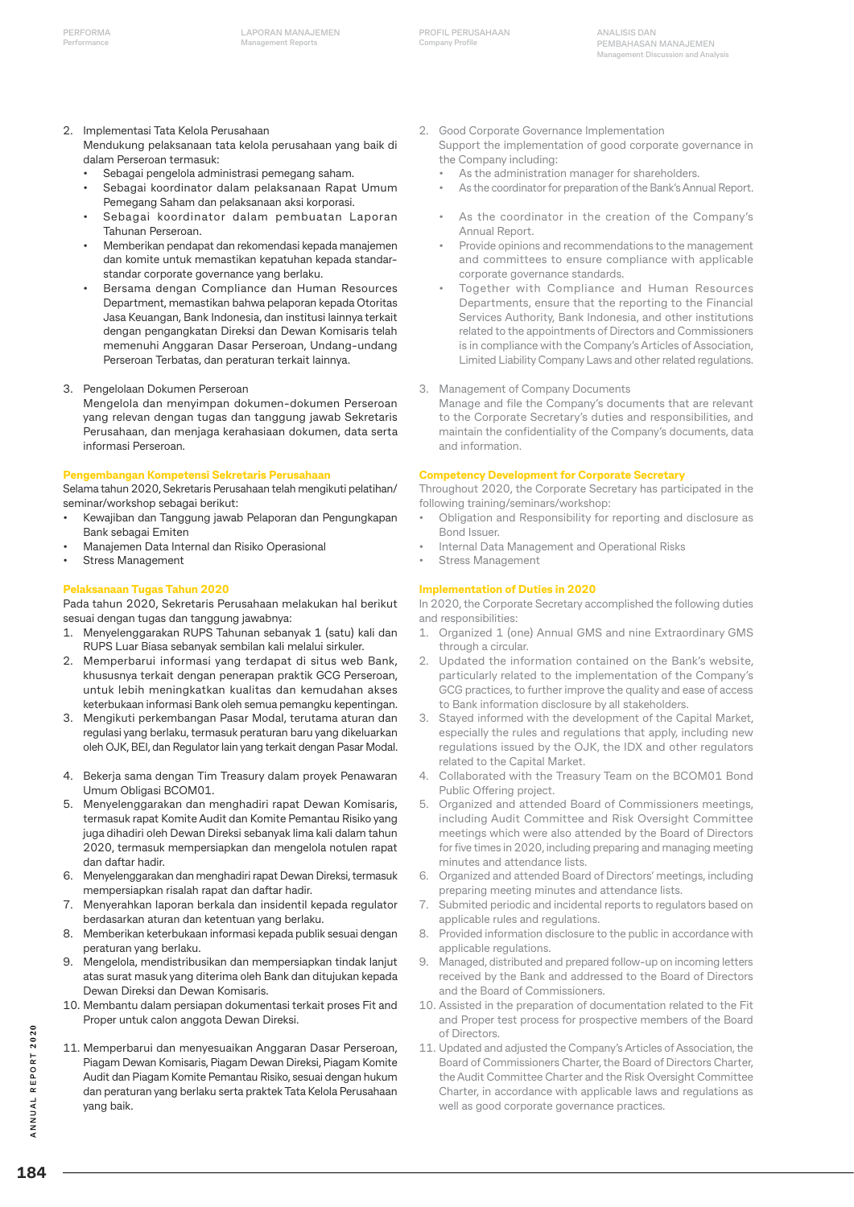2. Implementasi Tata Kelola Perusahaan
   Mendukung pelaksanaan tata kelola perusahaan yang baik di dalam Perseroan termasuk:
   - Sebagai pengelola administrasi pemegang saham.
   - Sebagai koordinator dalam pelaksanaan Rapat Umum Pemegang Saham dan pelaksanaan aksi korporasi.
   - Sebagai koordinator dalam pembuatan Laporan Tahunan Perseroan.
   - Memberikan pendapat dan rekomendasi kepada manajemen dan komite untuk memastikan kepatuhan kepada standar-standar corporate governance yang berlaku.
   - Bersama dengan Compliance dan Human Resources Department, memastikan bahwa pelaporan kepada Otoritas Jasa Keuangan, Bank Indonesia, dan institusi lainnya terkait dengan pengangkatan Direksi dan Dewan Komisaris telah memenuhi Anggaran Dasar Perseroan, Undang-undang Perseroan Terbatas, dan peraturan terkait lainnya.

3. Pengelolaan Dokumen Perseroan
   Mengelola dan menyimpan dokumen-dokumen Perseroan yang relevan dengan tugas dan tanggung jawab Sekretaris Perusahaan, dan menjaga kerahasiaan dokumen, data serta informasi Perseroan.

### Pengembangan Kompetensi Sekretaris Perusahaan

Selama tahun 2020, Sekretaris Perusahaan telah mengikuti pelatihan/seminar/workshop sebagai berikut:

- Kewajiban dan Tanggung jawab Pelaporan dan Pengungkapan Bank sebagai Emiten
- Manajemen Data Internal dan Risiko Operasional
- Stress Management

### Pelaksanaan Tugas Tahun 2020

Pada tahun 2020, Sekretaris Perusahaan melakukan hal berikut sesuai dengan tugas dan tanggung jawabnya:

1. Menyelenggarakan RUPS Tahunan sebanyak 1 (satu) kali dan RUPS Luar Biasa sebanyak sembilan kali melalui sirkuler.
2. Memperbarui informasi yang terdapat di situs web Bank, khususnya terkait dengan penerapan praktik GCG Perseroan, untuk lebih meningkatkan kualitas dan kemudahan akses keterbukaan informasi Bank oleh semua pemangku kepentingan.
3. Mengikuti perkembangan Pasar Modal, terutama aturan dan regulasi yang berlaku, termasuk peraturan baru yang dikeluarkan oleh OJK, BEI, dan Regulator lain yang terkait dengan Pasar Modal.
4. Bekerja sama dengan Tim Treasury dalam proyek Penawaran Umum Obligasi BCOM01.
5. Menyelenggarakan dan menghadiri rapat Dewan Komisaris, termasuk rapat Komite Audit dan Komite Pemantau Risiko yang juga dihadiri oleh Dewan Direksi sebanyak lima kali dalam tahun 2020, termasuk mempersiapkan dan mengelola notulen rapat dan daftar hadir.
6. Menyelenggarakan dan menghadiri rapat Dewan Direksi, termasuk mempersiapkan risalah rapat dan daftar hadir.
7. Menyerahkan laporan berkala dan insidentil kepada regulator berdasarkan aturan dan ketentuan yang berlaku.
8. Memberikan keterbukaan informasi kepada publik sesuai dengan peraturan yang berlaku.
9. Mengelola, mendistribusikan dan mempersiapkan tindak lanjut atas surat masuk yang diterima oleh Bank dan ditujukan kepada Dewan Direksi dan Dewan Komisaris.
10. Membantu dalam persiapan dokumentasi terkait proses Fit and Proper untuk calon anggota Dewan Direksi.
11. Memperbarui dan menyesuaikan Anggaran Dasar Perseroan, Piagam Dewan Komisaris, Piagam Dewan Direksi, Piagam Komite Audit dan Piagam Komite Pemantau Risiko, sesuai dengan hukum dan peraturan yang berlaku serta praktek Tata Kelola Perusahaan yang baik.

2. Good Corporate Governance Implementation
   Support the implementation of good corporate governance in the Company including:
   - As the administration manager for shareholders.
   - As the coordinator for preparation of the Bank's Annual Report.
   - As the coordinator in the creation of the Company's Annual Report.
   - Provide opinions and recommendations to the management and committees to ensure compliance with applicable corporate governance standards.
   - Together with Compliance and Human Resources Departments, ensure that the reporting to the Financial Services Authority, Bank Indonesia, and other institutions related to the appointments of Directors and Commissioners is in compliance with the Company's Articles of Association, Limited Liability Company Laws and other related regulations.

3. Management of Company Documents
   Manage and file the Company's documents that are relevant to the Corporate Secretary's duties and responsibilities, and maintain the confidentiality of the Company's documents, data and information.

### Competency Development for Corporate Secretary

Throughout 2020, the Corporate Secretary has participated in the following training/seminars/workshop:

- Obligation and Responsibility for reporting and disclosure as Bond Issuer.
- Internal Data Management and Operational Risks
- Stress Management

### Implementation of Duties in 2020

In 2020, the Corporate Secretary accomplished the following duties and responsibilities:

1. Organized 1 (one) Annual GMS and nine Extraordinary GMS through a circular.
2. Updated the information contained on the Bank's website, particularly related to the implementation of the Company's GCG practices, to further improve the quality and ease of access to Bank information disclosure by all stakeholders.
3. Stayed informed with the development of the Capital Market, especially the rules and regulations that apply, including new regulations issued by the OJK, the IDX and other regulators related to the Capital Market.
4. Collaborated with the Treasury Team on the BCOM01 Bond Public Offering project.
5. Organized and attended Board of Commissioners meetings, including Audit Committee and Risk Oversight Committee meetings which were also attended by the Board of Directors for five times in 2020, including preparing and managing meeting minutes and attendance lists.
6. Organized and attended Board of Directors' meetings, including preparing meeting minutes and attendance lists.
7. Submited periodic and incidental reports to regulators based on applicable rules and regulations.
8. Provided information disclosure to the public in accordance with applicable regulations.
9. Managed, distributed and prepared follow-up on incoming letters received by the Bank and addressed to the Board of Directors and the Board of Commissioners.
10. Assisted in the preparation of documentation related to the Fit and Proper test process for prospective members of the Board of Directors.
11. Updated and adjusted the Company's Articles of Association, the Board of Commissioners Charter, the Board of Directors Charter, the Audit Committee Charter and the Risk Oversight Committee Charter, in accordance with applicable laws and regulations as well as good corporate governance practices.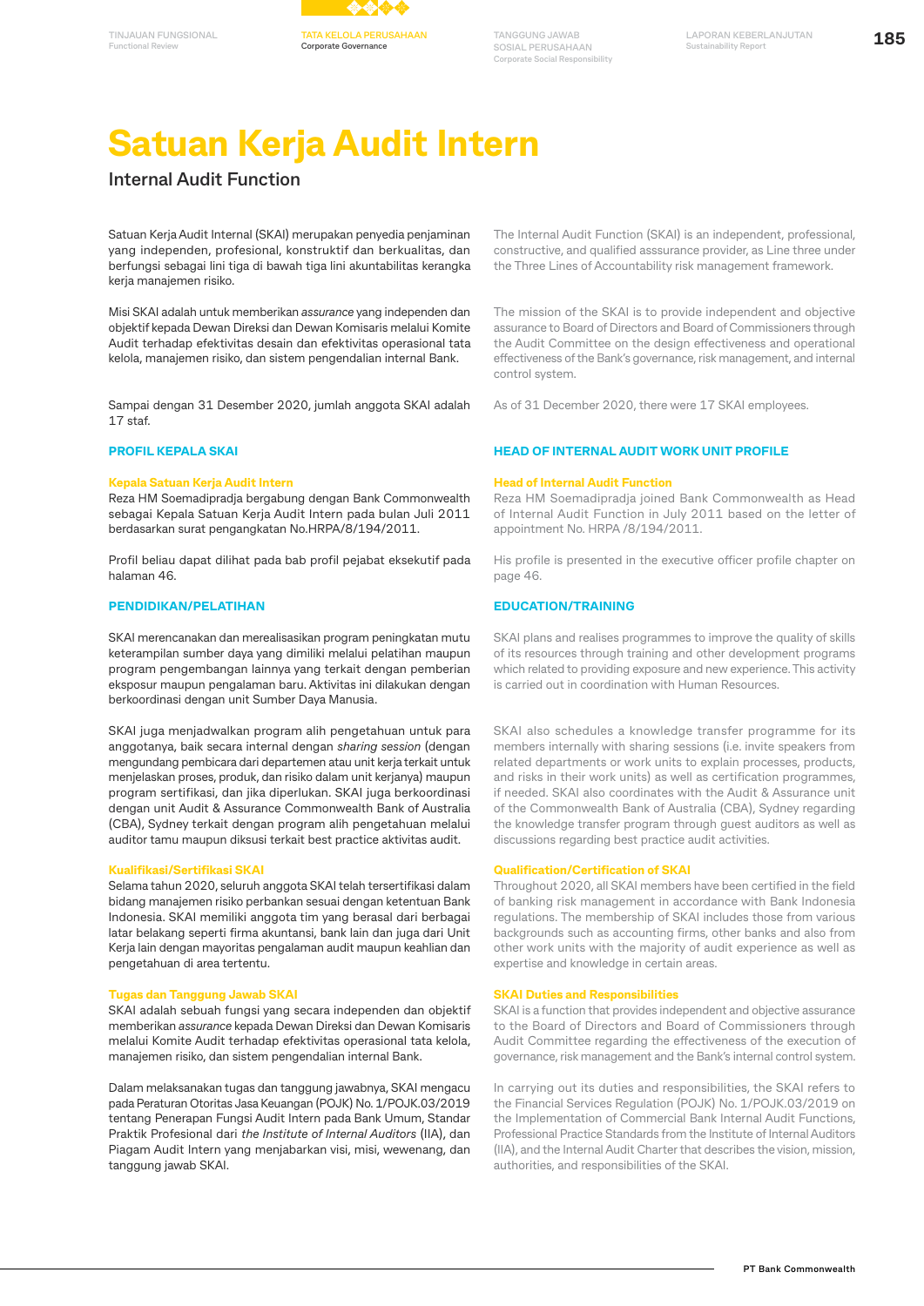# Satuan Kerja Audit Intern

## Internal Audit Function

Satuan Kerja Audit Internal (SKAI) merupakan penyedia penjaminan yang independen, profesional, konstruktif dan berkualitas, dan berfungsi sebagai lini tiga di bawah tiga lini akuntabilitas kerangka kerja manajemen risiko.

The Internal Audit Function (SKAI) is an independent, professional, constructive, and qualified asssurance provider, as Line three under the Three Lines of Accountability risk management framework.

Misi SKAI adalah untuk memberikan *assurance* yang independen dan objektif kepada Dewan Direksi dan Dewan Komisaris melalui Komite Audit terhadap efektivitas desain dan efektivitas operasional tata kelola, manajemen risiko, dan sistem pengendalian internal Bank.

The mission of the SKAI is to provide independent and objective assurance to Board of Directors and Board of Commissioners through the Audit Committee on the design effectiveness and operational effectiveness of the Bank's governance, risk management, and internal control system.

Sampai dengan 31 Desember 2020, jumlah anggota SKAI adalah 17 staf.

As of 31 December 2020, there were 17 SKAI employees.

### PROFIL KEPALA SKAI

### HEAD OF INTERNAL AUDIT WORK UNIT PROFILE

#### Kepala Satuan Kerja Audit Intern

Reza HM Soemadipradja bergabung dengan Bank Commonwealth sebagai Kepala Satuan Kerja Audit Intern pada bulan Juli 2011 berdasarkan surat pengangkatan No.HRPA/8/194/2011.

Profil beliau dapat dilihat pada bab profil pejabat eksekutif pada halaman 46.

#### Head of Internal Audit Function

Reza HM Soemadipradja joined Bank Commonwealth as Head of Internal Audit Function in July 2011 based on the letter of appointment No. HRPA /8/194/2011.

His profile is presented in the executive officer profile chapter on page 46.

### PENDIDIKAN/PELATIHAN

### EDUCATION/TRAINING

SKAI merencanakan dan merealisasikan program peningkatan mutu keterampilan sumber daya yang dimiliki melalui pelatihan maupun program pengembangan lainnya yang terkait dengan pemberian eksposur maupun pengalaman baru. Aktivitas ini dilakukan dengan berkoordinasi dengan unit Sumber Daya Manusia.

SKAI plans and realises programmes to improve the quality of skills of its resources through training and other development programs which related to providing exposure and new experience. This activity is carried out in coordination with Human Resources.

SKAI juga menjadwalkan program alih pengetahuan untuk para anggotanya, baik secara internal dengan *sharing session* (dengan mengundang pembicara dari departemen atau unit kerja terkait untuk menjelaskan proses, produk, dan risiko dalam unit kerjanya) maupun program sertifikasi, dan jika diperlukan. SKAI juga berkoordinasi dengan unit Audit & Assurance Commonwealth Bank of Australia (CBA), Sydney terkait dengan program alih pengetahuan melalui auditor tamu maupun diksusi terkait best practice aktivitas audit.

SKAI also schedules a knowledge transfer programme for its members internally with sharing sessions (i.e. invite speakers from related departments or work units to explain processes, products, and risks in their work units) as well as certification programmes, if needed. SKAI also coordinates with the Audit & Assurance unit of the Commonwealth Bank of Australia (CBA), Sydney regarding the knowledge transfer program through guest auditors as well as discussions regarding best practice audit activities.

#### Kualifikasi/Sertifikasi SKAI

Selama tahun 2020, seluruh anggota SKAI telah tersertifikasi dalam bidang manajemen risiko perbankan sesuai dengan ketentuan Bank Indonesia. SKAI memiliki anggota tim yang berasal dari berbagai latar belakang seperti firma akuntansi, bank lain dan juga dari Unit Kerja lain dengan mayoritas pengalaman audit maupun keahlian dan pengetahuan di area tertentu.

#### Qualification/Certification of SKAI

Throughout 2020, all SKAI members have been certified in the field of banking risk management in accordance with Bank Indonesia regulations. The membership of SKAI includes those from various backgrounds such as accounting firms, other banks and also from other work units with the majority of audit experience as well as expertise and knowledge in certain areas.

#### Tugas dan Tanggung Jawab SKAI

SKAI adalah sebuah fungsi yang secara independen dan objektif memberikan *assurance* kepada Dewan Direksi dan Dewan Komisaris melalui Komite Audit terhadap efektivitas operasional tata kelola, manajemen risiko, dan sistem pengendalian internal Bank.

Dalam melaksanakan tugas dan tanggung jawabnya, SKAI mengacu pada Peraturan Otoritas Jasa Keuangan (POJK) No. 1/POJK.03/2019 tentang Penerapan Fungsi Audit Intern pada Bank Umum, Standar Praktik Profesional dari *the Institute of Internal Auditors* (IIA), dan Piagam Audit Intern yang menjabarkan visi, misi, wewenang, dan tanggung jawab SKAI.

#### SKAI Duties and Responsibilities

SKAI is a function that provides independent and objective assurance to the Board of Directors and Board of Commissioners through the Audit Committee regarding the effectiveness of the execution of governance, risk management and the Bank's internal control system.

In carrying out its duties and responsibilities, the SKAI refers to the Financial Services Regulation (POJK) No. 1/POJK.03/2019 on the Implementation of Commercial Bank Internal Audit Functions, Professional Practice Standards from the Institute of Internal Auditors (IIA), and the Internal Audit Charter that describes the vision, mission, authorities, and responsibilities of the SKAI.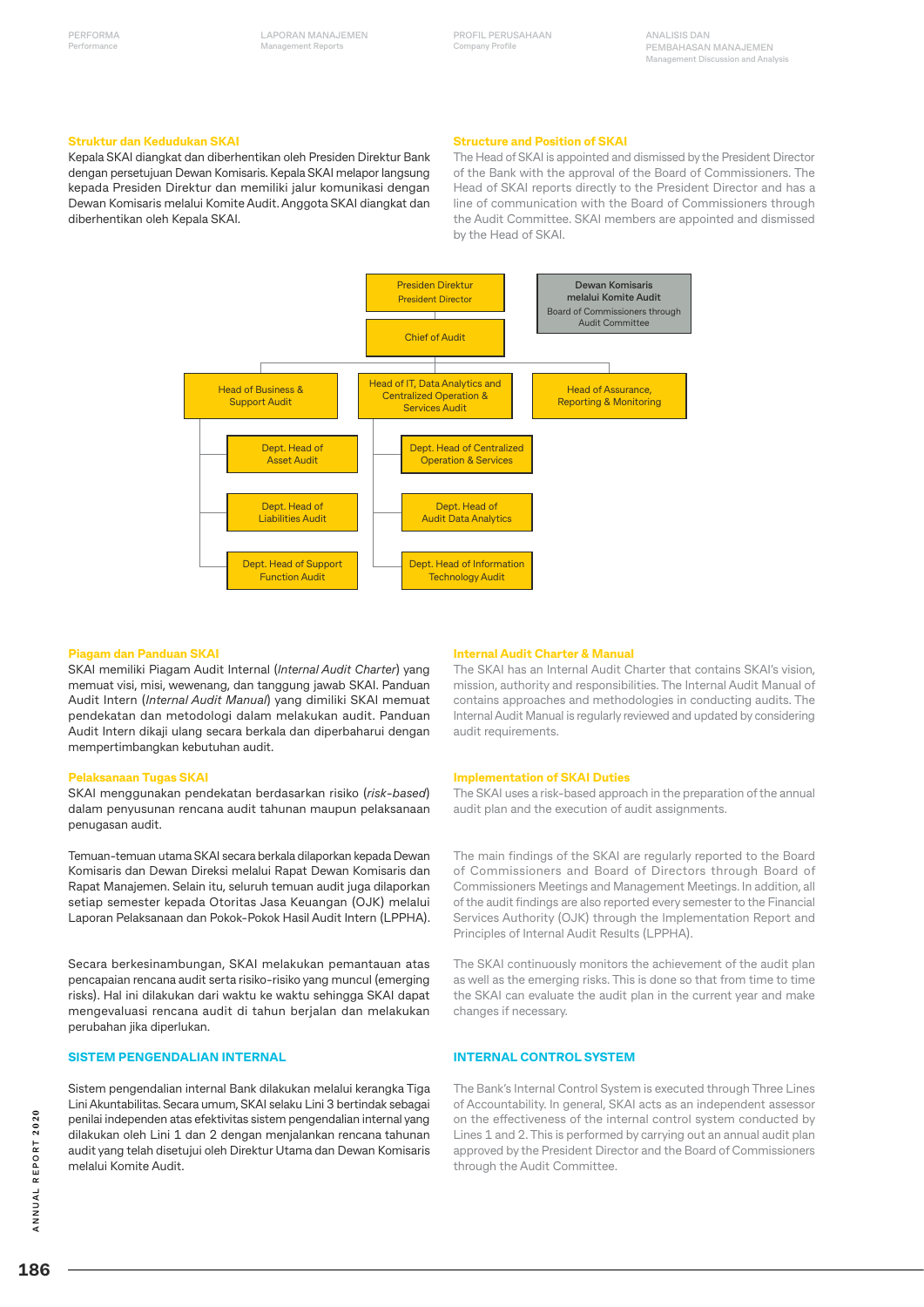### Struktur dan Kedudukan SKAI

Kepala SKAI diangkat dan diberhentikan oleh Presiden Direktur Bank dengan persetujuan Dewan Komisaris. Kepala SKAI melapor langsung kepada Presiden Direktur dan memiliki jalur komunikasi dengan Dewan Komisaris melalui Komite Audit. Anggota SKAI diangkat dan diberhentikan oleh Kepala SKAI.

### Structure and Position of SKAI

The Head of SKAI is appointed and dismissed by the President Director of the Bank with the approval of the Board of Commissioners. The Head of SKAI reports directly to the President Director and has a line of communication with the Board of Commissioners through the Audit Committee. SKAI members are appointed and dismissed by the Head of SKAI.

- Presiden Direktur / President Director
- **Dewan Komisaris melalui Komite Audit** / Board of Commissioners through Audit Committee
- Chief of Audit
  - Head of Business & Support Audit
    - Dept. Head of Asset Audit
    - Dept. Head of Liabilities Audit
    - Dept. Head of Support Function Audit
  - Head of IT, Data Analytics and Centralized Operation & Services Audit
    - Dept. Head of Centralized Operation & Services
    - Dept. Head of Audit Data Analytics
    - Dept. Head of Information Technology Audit
  - Head of Assurance, Reporting & Monitoring

### Piagam dan Panduan SKAI

SKAI memiliki Piagam Audit Internal (*Internal Audit Charter*) yang memuat visi, misi, wewenang, dan tanggung jawab SKAI. Panduan Audit Intern (*Internal Audit Manual*) yang dimiliki SKAI memuat pendekatan dan metodologi dalam melakukan audit. Panduan Audit Intern dikaji ulang secara berkala dan diperbaharui dengan mempertimbangkan kebutuhan audit.

### Internal Audit Charter & Manual

The SKAI has an Internal Audit Charter that contains SKAI's vision, mission, authority and responsibilities. The Internal Audit Manual of contains approaches and methodologies in conducting audits. The Internal Audit Manual is regularly reviewed and updated by considering audit requirements.

### Pelaksanaan Tugas SKAI

SKAI menggunakan pendekatan berdasarkan risiko (*risk-based*) dalam penyusunan rencana audit tahunan maupun pelaksanaan penugasan audit.

Temuan-temuan utama SKAI secara berkala dilaporkan kepada Dewan Komisaris dan Dewan Direksi melalui Rapat Dewan Komisaris dan Rapat Manajemen. Selain itu, seluruh temuan audit juga dilaporkan setiap semester kepada Otoritas Jasa Keuangan (OJK) melalui Laporan Pelaksanaan dan Pokok-Pokok Hasil Audit Intern (LPPHA).

Secara berkesinambungan, SKAI melakukan pemantauan atas pencapaian rencana audit serta risiko-risiko yang muncul (emerging risks). Hal ini dilakukan dari waktu ke waktu sehingga SKAI dapat mengevaluasi rencana audit di tahun berjalan dan melakukan perubahan jika diperlukan.

### Implementation of SKAI Duties

The SKAI uses a risk-based approach in the preparation of the annual audit plan and the execution of audit assignments.

The main findings of the SKAI are regularly reported to the Board of Commissioners and Board of Directors through Board of Commissioners Meetings and Management Meetings. In addition, all of the audit findings are also reported every semester to the Financial Services Authority (OJK) through the Implementation Report and Principles of Internal Audit Results (LPPHA).

The SKAI continuously monitors the achievement of the audit plan as well as the emerging risks. This is done so that from time to time the SKAI can evaluate the audit plan in the current year and make changes if necessary.

## SISTEM PENGENDALIAN INTERNAL

Sistem pengendalian internal Bank dilakukan melalui kerangka Tiga Lini Akuntabilitas. Secara umum, SKAI selaku Lini 3 bertindak sebagai penilai independen atas efektivitas sistem pengendalian internal yang dilakukan oleh Lini 1 dan 2 dengan menjalankan rencana tahunan audit yang telah disetujui oleh Direktur Utama dan Dewan Komisaris melalui Komite Audit.

## INTERNAL CONTROL SYSTEM

The Bank's Internal Control System is executed through Three Lines of Accountability. In general, SKAI acts as an independent assessor on the effectiveness of the internal control system conducted by Lines 1 and 2. This is performed by carrying out an annual audit plan approved by the President Director and the Board of Commissioners through the Audit Committee.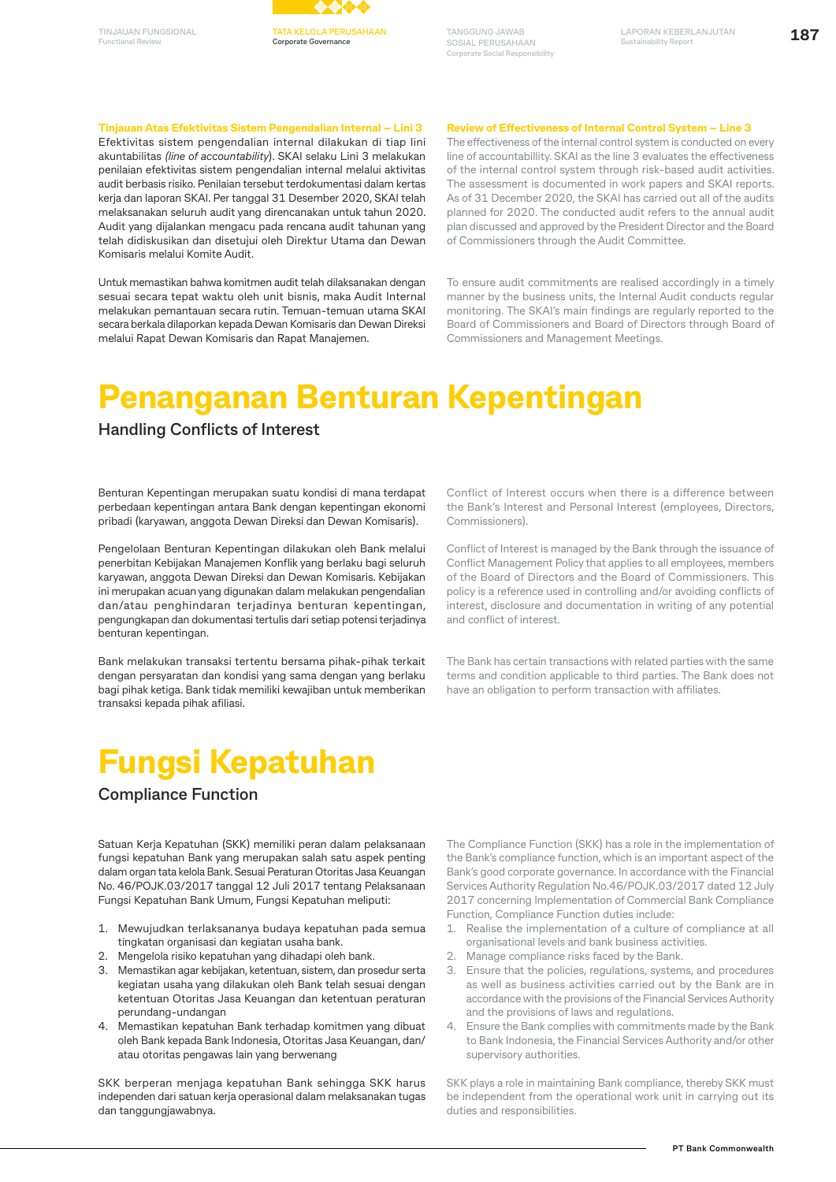### Tinjauan Atas Efektivitas Sistem Pengendalian Internal – Lini 3

Efektivitas sistem pengendalian internal dilakukan di tiap lini akuntabilitas *(line of accountability)*. SKAI selaku Lini 3 melakukan penilaian efektivitas sistem pengendalian internal melalui aktivitas audit berbasis risiko. Penilaian tersebut terdokumentasi dalam kertas kerja dan laporan SKAI. Per tanggal 31 Desember 2020, SKAI telah melaksanakan seluruh audit yang direncanakan untuk tahun 2020. Audit yang dijalankan mengacu pada rencana audit tahunan yang telah didiskusikan dan disetujui oleh Direktur Utama dan Dewan Komisaris melalui Komite Audit.

Untuk memastikan bahwa komitmen audit telah dilaksanakan dengan sesuai secara tepat waktu oleh unit bisnis, maka Audit Internal melakukan pemantauan secara rutin. Temuan-temuan utama SKAI secara berkala dilaporkan kepada Dewan Komisaris dan Dewan Direksi melalui Rapat Dewan Komisaris dan Rapat Manajemen.

### Review of Effectiveness of Internal Control System – Line 3

The effectiveness of the internal control system is conducted on every line of accountabillity. SKAI as the line 3 evaluates the effectiveness of the internal control system through risk-based audit activities. The assessment is documented in work papers and SKAI reports. As of 31 December 2020, the SKAI has carried out all of the audits planned for 2020. The conducted audit refers to the annual audit plan discussed and approved by the President Director and the Board of Commissioners through the Audit Committee.

To ensure audit commitments are realised accordingly in a timely manner by the business units, the Internal Audit conducts regular monitoring. The SKAI's main findings are regularly reported to the Board of Commissioners and Board of Directors through Board of Commissioners and Management Meetings.

# Penanganan Benturan Kepentingan

## Handling Conflicts of Interest

Benturan Kepentingan merupakan suatu kondisi di mana terdapat perbedaan kepentingan antara Bank dengan kepentingan ekonomi pribadi (karyawan, anggota Dewan Direksi dan Dewan Komisaris).

Pengelolaan Benturan Kepentingan dilakukan oleh Bank melalui penerbitan Kebijakan Manajemen Konflik yang berlaku bagi seluruh karyawan, anggota Dewan Direksi dan Dewan Komisaris. Kebijakan ini merupakan acuan yang digunakan dalam melakukan pengendalian dan/atau penghindaran terjadinya benturan kepentingan, pengungkapan dan dokumentasi tertulis dari setiap potensi terjadinya benturan kepentingan.

Bank melakukan transaksi tertentu bersama pihak-pihak terkait dengan persyaratan dan kondisi yang sama dengan yang berlaku bagi pihak ketiga. Bank tidak memiliki kewajiban untuk memberikan transaksi kepada pihak afiliasi.

Conflict of Interest occurs when there is a difference between the Bank's Interest and Personal Interest (employees, Directors, Commissioners).

Conflict of Interest is managed by the Bank through the issuance of Conflict Management Policy that applies to all employees, members of the Board of Directors and the Board of Commissioners. This policy is a reference used in controlling and/or avoiding conflicts of interest, disclosure and documentation in writing of any potential and conflict of interest.

The Bank has certain transactions with related parties with the same terms and condition applicable to third parties. The Bank does not have an obligation to perform transaction with affiliates.

# Fungsi Kepatuhan

## Compliance Function

Satuan Kerja Kepatuhan (SKK) memiliki peran dalam pelaksanaan fungsi kepatuhan Bank yang merupakan salah satu aspek penting dalam organ tata kelola Bank. Sesuai Peraturan Otoritas Jasa Keuangan No. 46/POJK.03/2017 tanggal 12 Juli 2017 tentang Pelaksanaan Fungsi Kepatuhan Bank Umum, Fungsi Kepatuhan meliputi:

1. Mewujudkan terlaksananya budaya kepatuhan pada semua tingkatan organisasi dan kegiatan usaha bank.
2. Mengelola risiko kepatuhan yang dihadapi oleh bank.
3. Memastikan agar kebijakan, ketentuan, sistem, dan prosedur serta kegiatan usaha yang dilakukan oleh Bank telah sesuai dengan ketentuan Otoritas Jasa Keuangan dan ketentuan peraturan perundang-undangan
4. Memastikan kepatuhan Bank terhadap komitmen yang dibuat oleh Bank kepada Bank Indonesia, Otoritas Jasa Keuangan, dan/atau otoritas pengawas lain yang berwenang

SKK berperan menjaga kepatuhan Bank sehingga SKK harus independen dari satuan kerja operasional dalam melaksanakan tugas dan tanggungjawabnya.

The Compliance Function (SKK) has a role in the implementation of the Bank's compliance function, which is an important aspect of the Bank's good corporate governance. In accordance with the Financial Services Authority Regulation No.46/POJK.03/2017 dated 12 July 2017 concerning Implementation of Commercial Bank Compliance Function, Compliance Function duties include:

1. Realise the implementation of a culture of compliance at all organisational levels and bank business activities.
2. Manage compliance risks faced by the Bank.
3. Ensure that the policies, regulations, systems, and procedures as well as business activities carried out by the Bank are in accordance with the provisions of the Financial Services Authority and the provisions of laws and regulations.
4. Ensure the Bank complies with commitments made by the Bank to Bank Indonesia, the Financial Services Authority and/or other supervisory authorities.

SKK plays a role in maintaining Bank compliance, thereby SKK must be independent from the operational work unit in carrying out its duties and responsibilities.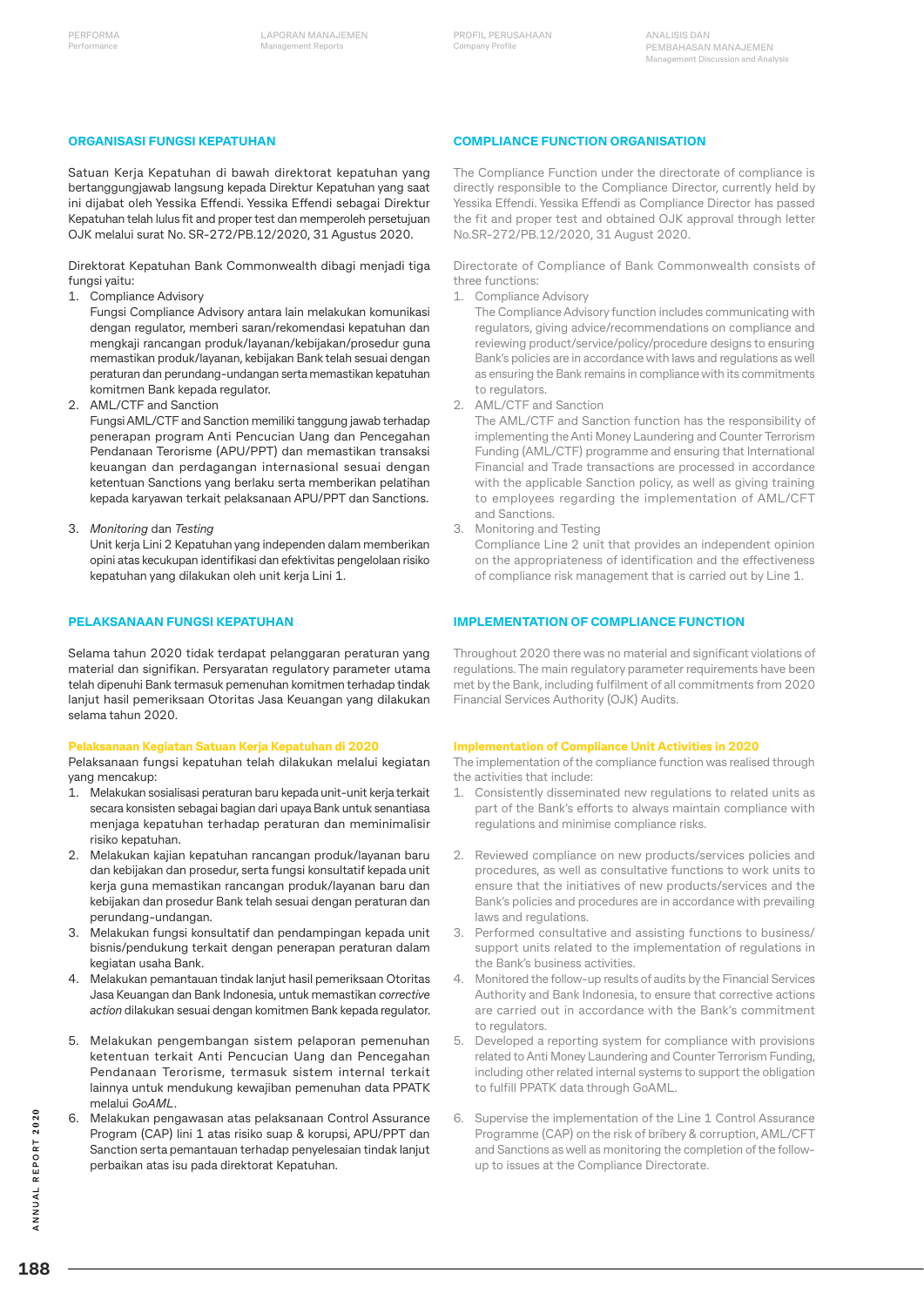## ORGANISASI FUNGSI KEPATUHAN

Satuan Kerja Kepatuhan di bawah direktorat kepatuhan yang bertanggungjawab langsung kepada Direktur Kepatuhan yang saat ini dijabat oleh Yessika Effendi. Yessika Effendi sebagai Direktur Kepatuhan telah lulus fit and proper test dan memperoleh persetujuan OJK melalui surat No. SR-272/PB.12/2020, 31 Agustus 2020.

Direktorat Kepatuhan Bank Commonwealth dibagi menjadi tiga fungsi yaitu:

1. Compliance Advisory
   Fungsi Compliance Advisory antara lain melakukan komunikasi dengan regulator, memberi saran/rekomendasi kepatuhan dan mengkaji rancangan produk/layanan/kebijakan/prosedur guna memastikan produk/layanan, kebijakan Bank telah sesuai dengan peraturan dan perundang-undangan serta memastikan kepatuhan komitmen Bank kepada regulator.
2. AML/CTF and Sanction
   Fungsi AML/CTF and Sanction memiliki tanggung jawab terhadap penerapan program Anti Pencucian Uang dan Pencegahan Pendanaan Terorisme (APU/PPT) dan memastikan transaksi keuangan dan perdagangan internasional sesuai dengan ketentuan Sanctions yang berlaku serta memberikan pelatihan kepada karyawan terkait pelaksanaan APU/PPT dan Sanctions.
3. *Monitoring* dan *Testing*
   Unit kerja Lini 2 Kepatuhan yang independen dalam memberikan opini atas kecukupan identifikasi dan efektivitas pengelolaan risiko kepatuhan yang dilakukan oleh unit kerja Lini 1.

## PELAKSANAAN FUNGSI KEPATUHAN

Selama tahun 2020 tidak terdapat pelanggaran peraturan yang material dan signifikan. Persyaratan regulatory parameter utama telah dipenuhi Bank termasuk pemenuhan komitmen terhadap tindak lanjut hasil pemeriksaan Otoritas Jasa Keuangan yang dilakukan selama tahun 2020.

### Pelaksanaan Kegiatan Satuan Kerja Kepatuhan di 2020

Pelaksanaan fungsi kepatuhan telah dilakukan melalui kegiatan yang mencakup:

1. Melakukan sosialisasi peraturan baru kepada unit-unit kerja terkait secara konsisten sebagai bagian dari upaya Bank untuk senantiasa menjaga kepatuhan terhadap peraturan dan meminimalisir risiko kepatuhan.
2. Melakukan kajian kepatuhan rancangan produk/layanan baru dan kebijakan dan prosedur, serta fungsi konsultatif kepada unit kerja guna memastikan rancangan produk/layanan baru dan kebijakan dan prosedur Bank telah sesuai dengan peraturan dan perundang-undangan.
3. Melakukan fungsi konsultatif dan pendampingan kepada unit bisnis/pendukung terkait dengan penerapan peraturan dalam kegiatan usaha Bank.
4. Melakukan pemantauan tindak lanjut hasil pemeriksaan Otoritas Jasa Keuangan dan Bank Indonesia, untuk memastikan *corrective action* dilakukan sesuai dengan komitmen Bank kepada regulator.
5. Melakukan pengembangan sistem pelaporan pemenuhan ketentuan terkait Anti Pencucian Uang dan Pencegahan Pendanaan Terorisme, termasuk sistem internal terkait lainnya untuk mendukung kewajiban pemenuhan data PPATK melalui *GoAML*.
6. Melakukan pengawasan atas pelaksanaan Control Assurance Program (CAP) lini 1 atas risiko suap & korupsi, APU/PPT dan Sanction serta pemantauan terhadap penyelesaian tindak lanjut perbaikan atas isu pada direktorat Kepatuhan.

## COMPLIANCE FUNCTION ORGANISATION

The Compliance Function under the directorate of compliance is directly responsible to the Compliance Director, currently held by Yessika Effendi. Yessika Effendi as Compliance Director has passed the fit and proper test and obtained OJK approval through letter No.SR-272/PB.12/2020, 31 August 2020.

Directorate of Compliance of Bank Commonwealth consists of three functions:

1. Compliance Advisory
   The Compliance Advisory function includes communicating with regulators, giving advice/recommendations on compliance and reviewing product/service/policy/procedure designs to ensuring Bank's policies are in accordance with laws and regulations as well as ensuring the Bank remains in compliance with its commitments to regulators.
2. AML/CTF and Sanction
   The AML/CTF and Sanction function has the responsibility of implementing the Anti Money Laundering and Counter Terrorism Funding (AML/CTF) programme and ensuring that International Financial and Trade transactions are processed in accordance with the applicable Sanction policy, as well as giving training to employees regarding the implementation of AML/CFT and Sanctions.
3. Monitoring and Testing
   Compliance Line 2 unit that provides an independent opinion on the appropriateness of identification and the effectiveness of compliance risk management that is carried out by Line 1.

## IMPLEMENTATION OF COMPLIANCE FUNCTION

Throughout 2020 there was no material and significant violations of regulations. The main regulatory parameter requirements have been met by the Bank, including fulfilment of all commitments from 2020 Financial Services Authority (OJK) Audits.

### Implementation of Compliance Unit Activities in 2020

The implementation of the compliance function was realised through the activities that include:

1. Consistently disseminated new regulations to related units as part of the Bank's efforts to always maintain compliance with regulations and minimise compliance risks.
2. Reviewed compliance on new products/services policies and procedures, as well as consultative functions to work units to ensure that the initiatives of new products/services and the Bank's policies and procedures are in accordance with prevailing laws and regulations.
3. Performed consultative and assisting functions to business/support units related to the implementation of regulations in the Bank's business activities.
4. Monitored the follow-up results of audits by the Financial Services Authority and Bank Indonesia, to ensure that corrective actions are carried out in accordance with the Bank's commitment to regulators.
5. Developed a reporting system for compliance with provisions related to Anti Money Laundering and Counter Terrorism Funding, including other related internal systems to support the obligation to fulfill PPATK data through GoAML.
6. Supervise the implementation of the Line 1 Control Assurance Programme (CAP) on the risk of bribery & corruption, AML/CFT and Sanctions as well as monitoring the completion of the follow-up to issues at the Compliance Directorate.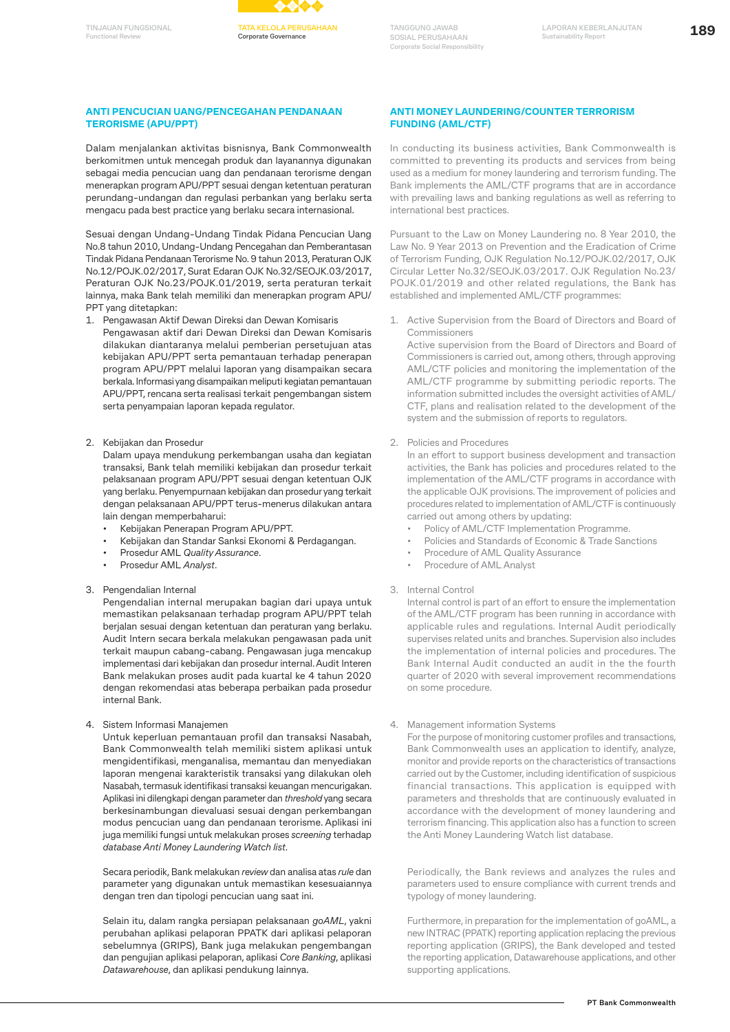## ANTI PENCUCIAN UANG/PENCEGAHAN PENDANAAN TERORISME (APU/PPT)

Dalam menjalankan aktivitas bisnisnya, Bank Commonwealth berkomitmen untuk mencegah produk dan layanannya digunakan sebagai media pencucian uang dan pendanaan terorisme dengan menerapkan program APU/PPT sesuai dengan ketentuan peraturan perundang-undangan dan regulasi perbankan yang berlaku serta mengacu pada best practice yang berlaku secara internasional.

Sesuai dengan Undang-Undang Tindak Pidana Pencucian Uang No.8 tahun 2010, Undang-Undang Pencegahan dan Pemberantasan Tindak Pidana Pendanaan Terorisme No. 9 tahun 2013, Peraturan OJK No.12/POJK.02/2017, Surat Edaran OJK No.32/SEOJK.03/2017, Peraturan OJK No.23/POJK.01/2019, serta peraturan terkait lainnya, maka Bank telah memiliki dan menerapkan program APU/PPT yang ditetapkan:

1. Pengawasan Aktif Dewan Direksi dan Dewan Komisaris
   Pengawasan aktif dari Dewan Direksi dan Dewan Komisaris dilakukan diantaranya melalui pemberian persetujuan atas kebijakan APU/PPT serta pemantauan terhadap penerapan program APU/PPT melalui laporan yang disampaikan secara berkala. Informasi yang disampaikan meliputi kegiatan pemantauan APU/PPT, rencana serta realisasi terkait pengembangan sistem serta penyampaian laporan kepada regulator.

2. Kebijakan dan Prosedur
   Dalam upaya mendukung perkembangan usaha dan kegiatan transaksi, Bank telah memiliki kebijakan dan prosedur terkait pelaksanaan program APU/PPT sesuai dengan ketentuan OJK yang berlaku. Penyempurnaan kebijakan dan prosedur yang terkait dengan pelaksanaan APU/PPT terus-menerus dilakukan antara lain dengan memperbaharui:
   - Kebijakan Penerapan Program APU/PPT.
   - Kebijakan dan Standar Sanksi Ekonomi & Perdagangan.
   - Prosedur AML *Quality Assurance*.
   - Prosedur AML *Analyst*.

3. Pengendalian Internal
   Pengendalian internal merupakan bagian dari upaya untuk memastikan pelaksanaan terhadap program APU/PPT telah berjalan sesuai dengan ketentuan dan peraturan yang berlaku. Audit Intern secara berkala melakukan pengawasan pada unit terkait maupun cabang-cabang. Pengawasan juga mencakup implementasi dari kebijakan dan prosedur internal. Audit Interen Bank melakukan proses audit pada kuartal ke 4 tahun 2020 dengan rekomendasi atas beberapa perbaikan pada prosedur internal Bank.

4. Sistem Informasi Manajemen
   Untuk keperluan pemantauan profil dan transaksi Nasabah, Bank Commonwealth telah memiliki sistem aplikasi untuk mengidentifikasi, menganalisa, memantau dan menyediakan laporan mengenai karakteristik transaksi yang dilakukan oleh Nasabah, termasuk identifikasi transaksi keuangan mencurigakan. Aplikasi ini dilengkapi dengan parameter dan *threshold* yang secara berkesinambungan dievaluasi sesuai dengan perkembangan modus pencucian uang dan pendanaan terorisme. Aplikasi ini juga memiliki fungsi untuk melakukan proses *screening* terhadap *database Anti Money Laundering Watch list*.

   Secara periodik, Bank melakukan *review* dan analisa atas *rule* dan parameter yang digunakan untuk memastikan kesesuaiannya dengan tren dan tipologi pencucian uang saat ini.

   Selain itu, dalam rangka persiapan pelaksanaan *goAML*, yakni perubahan aplikasi pelaporan PPATK dari aplikasi pelaporan sebelumnya (GRIPS), Bank juga melakukan pengembangan dan pengujian aplikasi pelaporan, aplikasi *Core Banking*, aplikasi *Datawarehouse*, dan aplikasi pendukung lainnya.

## ANTI MONEY LAUNDERING/COUNTER TERRORISM FUNDING (AML/CTF)

In conducting its business activities, Bank Commonwealth is committed to preventing its products and services from being used as a medium for money laundering and terrorism funding. The Bank implements the AML/CTF programs that are in accordance with prevailing laws and banking regulations as well as referring to international best practices.

Pursuant to the Law on Money Laundering no. 8 Year 2010, the Law No. 9 Year 2013 on Prevention and the Eradication of Crime of Terrorism Funding, OJK Regulation No.12/POJK.02/2017, OJK Circular Letter No.32/SEOJK.03/2017. OJK Regulation No.23/POJK.01/2019 and other related regulations, the Bank has established and implemented AML/CTF programmes:

1. Active Supervision from the Board of Directors and Board of Commissioners
   Active supervision from the Board of Directors and Board of Commissioners is carried out, among others, through approving AML/CTF policies and monitoring the implementation of the AML/CTF programme by submitting periodic reports. The information submitted includes the oversight activities of AML/CTF, plans and realisation related to the development of the system and the submission of reports to regulators.

2. Policies and Procedures
   In an effort to support business development and transaction activities, the Bank has policies and procedures related to the implementation of the AML/CTF programs in accordance with the applicable OJK provisions. The improvement of policies and procedures related to implementation of AML/CTF is continuously carried out among others by updating:
   - Policy of AML/CTF Implementation Programme.
   - Policies and Standards of Economic & Trade Sanctions
   - Procedure of AML Quality Assurance
   - Procedure of AML Analyst

3. Internal Control
   Internal control is part of an effort to ensure the implementation of the AML/CTF program has been running in accordance with applicable rules and regulations. Internal Audit periodically supervises related units and branches. Supervision also includes the implementation of internal policies and procedures. The Bank Internal Audit conducted an audit in the the fourth quarter of 2020 with several improvement recommendations on some procedure.

4. Management information Systems
   For the purpose of monitoring customer profiles and transactions, Bank Commonwealth uses an application to identify, analyze, monitor and provide reports on the characteristics of transactions carried out by the Customer, including identification of suspicious financial transactions. This application is equipped with parameters and thresholds that are continuously evaluated in accordance with the development of money laundering and terrorism financing. This application also has a function to screen the Anti Money Laundering Watch list database.

   Periodically, the Bank reviews and analyzes the rules and parameters used to ensure compliance with current trends and typology of money laundering.

   Furthermore, in preparation for the implementation of goAML, a new INTRAC (PPATK) reporting application replacing the previous reporting application (GRIPS), the Bank developed and tested the reporting application, Datawarehouse applications, and other supporting applications.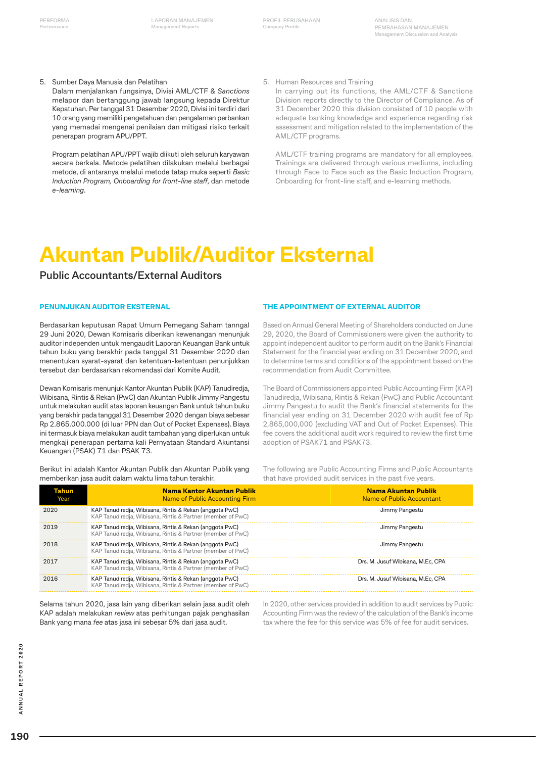5. Sumber Daya Manusia dan Pelatihan
   Dalam menjalankan fungsinya, Divisi AML/CTF & *Sanctions* melapor dan bertanggung jawab langsung kepada Direktur Kepatuhan. Per tanggal 31 Desember 2020, Divisi ini terdiri dari 10 orang yang memiliki pengetahuan dan pengalaman perbankan yang memadai mengenai penilaian dan mitigasi risiko terkait penerapan program APU/PPT.

   Program pelatihan APU/PPT wajib diikuti oleh seluruh karyawan secara berkala. Metode pelatihan dilakukan melalui berbagai metode, di antaranya melalui metode tatap muka seperti *Basic Induction Program, Onboarding for front-line staff*, dan metode *e-learning*.

5. Human Resources and Training
   In carrying out its functions, the AML/CTF & Sanctions Division reports directly to the Director of Compliance. As of 31 December 2020 this division consisted of 10 people with adequate banking knowledge and experience regarding risk assessment and mitigation related to the implementation of the AML/CTF programs.

   AML/CTF training programs are mandatory for all employees. Trainings are delivered through various mediums, including through Face to Face such as the Basic Induction Program, Onboarding for front-line staff, and e-learning methods.

# Akuntan Publik/Auditor Eksternal

## Public Accountants/External Auditors

### PENUNJUKAN AUDITOR EKSTERNAL

Berdasarkan keputusan Rapat Umum Pemegang Saham tanngal 29 Juni 2020, Dewan Komisaris diberikan kewenangan menunjuk auditor independen untuk mengaudit Laporan Keuangan Bank untuk tahun buku yang berakhir pada tanggal 31 Desember 2020 dan menentukan syarat-syarat dan ketentuan-ketentuan penunjukkan tersebut dan berdasarkan rekomendasi dari Komite Audit.

Dewan Komisaris menunjuk Kantor Akuntan Publik (KAP) Tanudiredja, Wibisana, Rintis & Rekan (PwC) dan Akuntan Publik Jimmy Pangestu untuk melakukan audit atas laporan keuangan Bank untuk tahun buku yang berakhir pada tanggal 31 Desember 2020 dengan biaya sebesar Rp 2.865.000.000 (di luar PPN dan Out of Pocket Expenses). Biaya ini termasuk biaya melakukan audit tambahan yang diperlukan untuk mengkaji penerapan pertama kali Pernyataan Standard Akuntansi Keuangan (PSAK) 71 dan PSAK 73.

Berikut ini adalah Kantor Akuntan Publik dan Akuntan Publik yang memberikan jasa audit dalam waktu lima tahun terakhir.

### THE APPOINTMENT OF EXTERNAL AUDITOR

Based on Annual General Meeting of Shareholders conducted on June 29, 2020, the Board of Commissioners were given the authority to appoint independent auditor to perform audit on the Bank's Financial Statement for the financial year ending on 31 December 2020, and to determine terms and conditions of the appointment based on the recommendation from Audit Committee.

The Board of Commissioners appointed Public Accounting Firm (KAP) Tanudiredja, Wibisana, Rintis & Rekan (PwC) and Public Accountant Jimmy Pangestu to audit the Bank's financial statements for the financial year ending on 31 December 2020 with audit fee of Rp 2,865,000,000 (excluding VAT and Out of Pocket Expenses). This fee covers the additional audit work required to review the first time adoption of PSAK71 and PSAK73.

The following are Public Accounting Firms and Public Accountants that have provided audit services in the past five years.

| Tahun<br>Year | Nama Kantor Akuntan Publik<br>Name of Public Accounting Firm | Nama Akuntan Publik<br>Name of Public Accountant |
|---|---|---|
| 2020 | KAP Tanudiredja, Wibisana, Rintis & Rekan (anggota PwC)<br>KAP Tanudiredja, Wibisana, Rintis & Partner (member of PwC) | Jimmy Pangestu |
| 2019 | KAP Tanudiredja, Wibisana, Rintis & Rekan (anggota PwC)<br>KAP Tanudiredja, Wibisana, Rintis & Partner (member of PwC) | Jimmy Pangestu |
| 2018 | KAP Tanudiredja, Wibisana, Rintis & Rekan (anggota PwC)<br>KAP Tanudiredja, Wibisana, Rintis & Partner (member of PwC) | Jimmy Pangestu |
| 2017 | KAP Tanudiredja, Wibisana, Rintis & Rekan (anggota PwC)<br>KAP Tanudiredja, Wibisana, Rintis & Partner (member of PwC) | Drs. M. Jusuf Wibisana, M.Ec, CPA |
| 2016 | KAP Tanudiredja, Wibisana, Rintis & Rekan (anggota PwC)<br>KAP Tanudiredja, Wibisana, Rintis & Partner (member of PwC) | Drs. M. Jusuf Wibisana, M.Ec, CPA |

Selama tahun 2020, jasa lain yang diberikan selain jasa audit oleh KAP adalah melakukan *review* atas perhitungan pajak penghasilan Bank yang mana *fee* atas jasa ini sebesar 5% dari jasa audit.

In 2020, other services provided in addition to audit services by Public Accounting Firm was the review of the calculation of the Bank's income tax where the fee for this service was 5% of fee for audit services.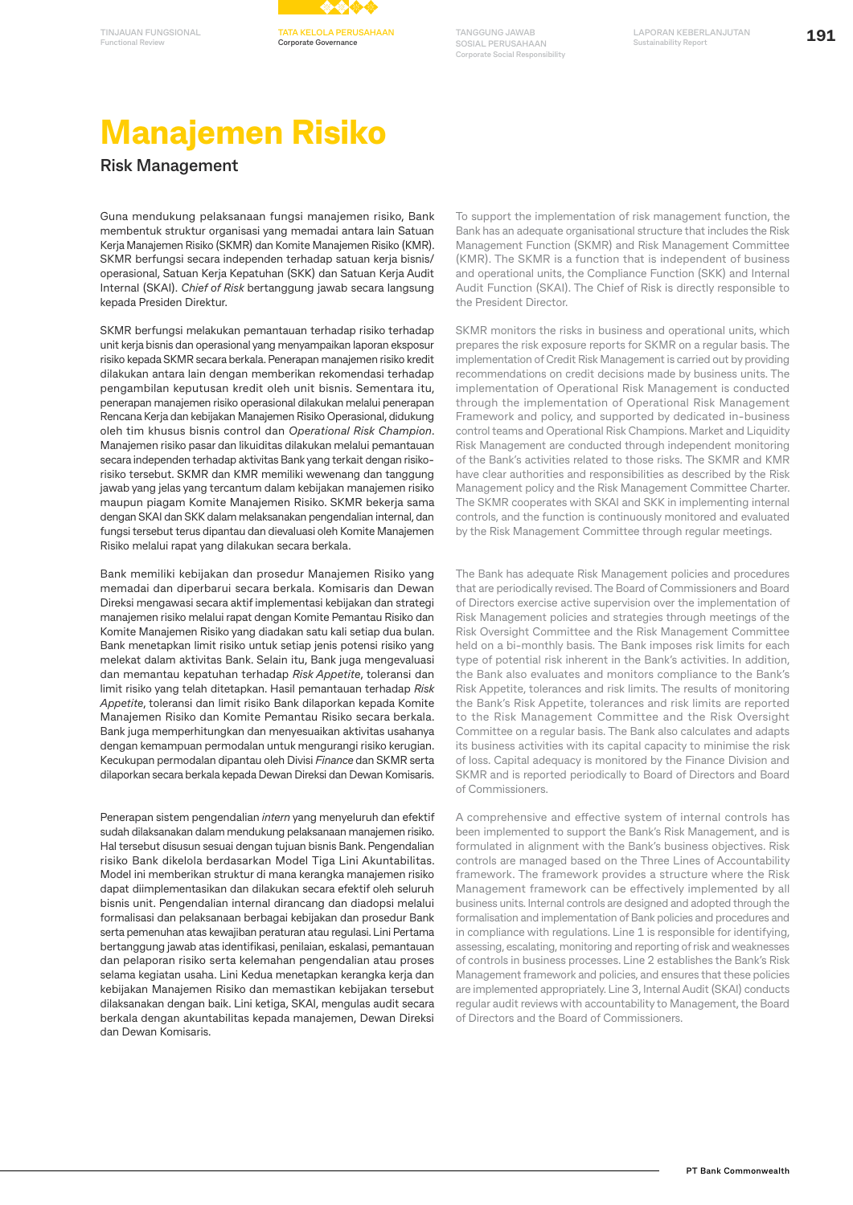# Manajemen Risiko

## Risk Management

Guna mendukung pelaksanaan fungsi manajemen risiko, Bank membentuk struktur organisasi yang memadai antara lain Satuan Kerja Manajemen Risiko (SKMR) dan Komite Manajemen Risiko (KMR). SKMR berfungsi secara independen terhadap satuan kerja bisnis/ operasional, Satuan Kerja Kepatuhan (SKK) dan Satuan Kerja Audit Internal (SKAI). *Chief of Risk* bertanggung jawab secara langsung kepada Presiden Direktur.

SKMR berfungsi melakukan pemantauan terhadap risiko terhadap unit kerja bisnis dan operasional yang menyampaikan laporan eksposur risiko kepada SKMR secara berkala. Penerapan manajemen risiko kredit dilakukan antara lain dengan memberikan rekomendasi terhadap pengambilan keputusan kredit oleh unit bisnis. Sementara itu, penerapan manajemen risiko operasional dilakukan melalui penerapan Rencana Kerja dan kebijakan Manajemen Risiko Operasional, didukung oleh tim khusus bisnis control dan *Operational Risk Champion*. Manajemen risiko pasar dan likuiditas dilakukan melalui pemantauan secara independen terhadap aktivitas Bank yang terkait dengan risiko-risiko tersebut. SKMR dan KMR memiliki wewenang dan tanggung jawab yang jelas yang tercantum dalam kebijakan manajemen risiko maupun piagam Komite Manajemen Risiko. SKMR bekerja sama dengan SKAI dan SKK dalam melaksanakan pengendalian internal, dan fungsi tersebut terus dipantau dan dievaluasi oleh Komite Manajemen Risiko melalui rapat yang dilakukan secara berkala.

Bank memiliki kebijakan dan prosedur Manajemen Risiko yang memadai dan diperbarui secara berkala. Komisaris dan Dewan Direksi mengawasi secara aktif implementasi kebijakan dan strategi manajemen risiko melalui rapat dengan Komite Pemantau Risiko dan Komite Manajemen Risiko yang diadakan satu kali setiap dua bulan. Bank menetapkan limit risiko untuk setiap jenis potensi risiko yang melekat dalam aktivitas Bank. Selain itu, Bank juga mengevaluasi dan memantau kepatuhan terhadap *Risk Appetite*, toleransi dan limit risiko yang telah ditetapkan. Hasil pemantauan terhadap *Risk Appetite*, toleransi dan limit risiko Bank dilaporkan kepada Komite Manajemen Risiko dan Komite Pemantau Risiko secara berkala. Bank juga memperhitungkan dan menyesuaikan aktivitas usahanya dengan kemampuan permodalan untuk mengurangi risiko kerugian. Kecukupan permodalan dipantau oleh Divisi *Finance* dan SKMR serta dilaporkan secara berkala kepada Dewan Direksi dan Dewan Komisaris.

Penerapan sistem pengendalian *intern* yang menyeluruh dan efektif sudah dilaksanakan dalam mendukung pelaksanaan manajemen risiko. Hal tersebut disusun sesuai dengan tujuan bisnis Bank. Pengendalian risiko Bank dikelola berdasarkan Model Tiga Lini Akuntabilitas. Model ini memberikan struktur di mana kerangka manajemen risiko dapat diimplementasikan dan dilakukan secara efektif oleh seluruh bisnis unit. Pengendalian internal dirancang dan diadopsi melalui formalisasi dan pelaksanaan berbagai kebijakan dan prosedur Bank serta pemenuhan atas kewajiban peraturan atau regulasi. Lini Pertama bertanggung jawab atas identifikasi, penilaian, eskalasi, pemantauan dan pelaporan risiko serta kelemahan pengendalian atau proses selama kegiatan usaha. Lini Kedua menetapkan kerangka kerja dan kebijakan Manajemen Risiko dan memastikan kebijakan tersebut dilaksanakan dengan baik. Lini ketiga, SKAI, mengulas audit secara berkala dengan akuntabilitas kepada manajemen, Dewan Direksi dan Dewan Komisaris.

To support the implementation of risk management function, the Bank has an adequate organisational structure that includes the Risk Management Function (SKMR) and Risk Management Committee (KMR). The SKMR is a function that is independent of business and operational units, the Compliance Function (SKK) and Internal Audit Function (SKAI). The Chief of Risk is directly responsible to the President Director.

SKMR monitors the risks in business and operational units, which prepares the risk exposure reports for SKMR on a regular basis. The implementation of Credit Risk Management is carried out by providing recommendations on credit decisions made by business units. The implementation of Operational Risk Management is conducted through the implementation of Operational Risk Management Framework and policy, and supported by dedicated in-business control teams and Operational Risk Champions. Market and Liquidity Risk Management are conducted through independent monitoring of the Bank's activities related to those risks. The SKMR and KMR have clear authorities and responsibilities as described by the Risk Management policy and the Risk Management Committee Charter. The SKMR cooperates with SKAI and SKK in implementing internal controls, and the function is continuously monitored and evaluated by the Risk Management Committee through regular meetings.

The Bank has adequate Risk Management policies and procedures that are periodically revised. The Board of Commissioners and Board of Directors exercise active supervision over the implementation of Risk Management policies and strategies through meetings of the Risk Oversight Committee and the Risk Management Committee held on a bi-monthly basis. The Bank imposes risk limits for each type of potential risk inherent in the Bank's activities. In addition, the Bank also evaluates and monitors compliance to the Bank's Risk Appetite, tolerances and risk limits. The results of monitoring the Bank's Risk Appetite, tolerances and risk limits are reported to the Risk Management Committee and the Risk Oversight Committee on a regular basis. The Bank also calculates and adapts its business activities with its capital capacity to minimise the risk of loss. Capital adequacy is monitored by the Finance Division and SKMR and is reported periodically to Board of Directors and Board of Commissioners.

A comprehensive and effective system of internal controls has been implemented to support the Bank's Risk Management, and is formulated in alignment with the Bank's business objectives. Risk controls are managed based on the Three Lines of Accountability framework. The framework provides a structure where the Risk Management framework can be effectively implemented by all business units. Internal controls are designed and adopted through the formalisation and implementation of Bank policies and procedures and in compliance with regulations. Line 1 is responsible for identifying, assessing, escalating, monitoring and reporting of risk and weaknesses of controls in business processes. Line 2 establishes the Bank's Risk Management framework and policies, and ensures that these policies are implemented appropriately. Line 3, Internal Audit (SKAI) conducts regular audit reviews with accountability to Management, the Board of Directors and the Board of Commissioners.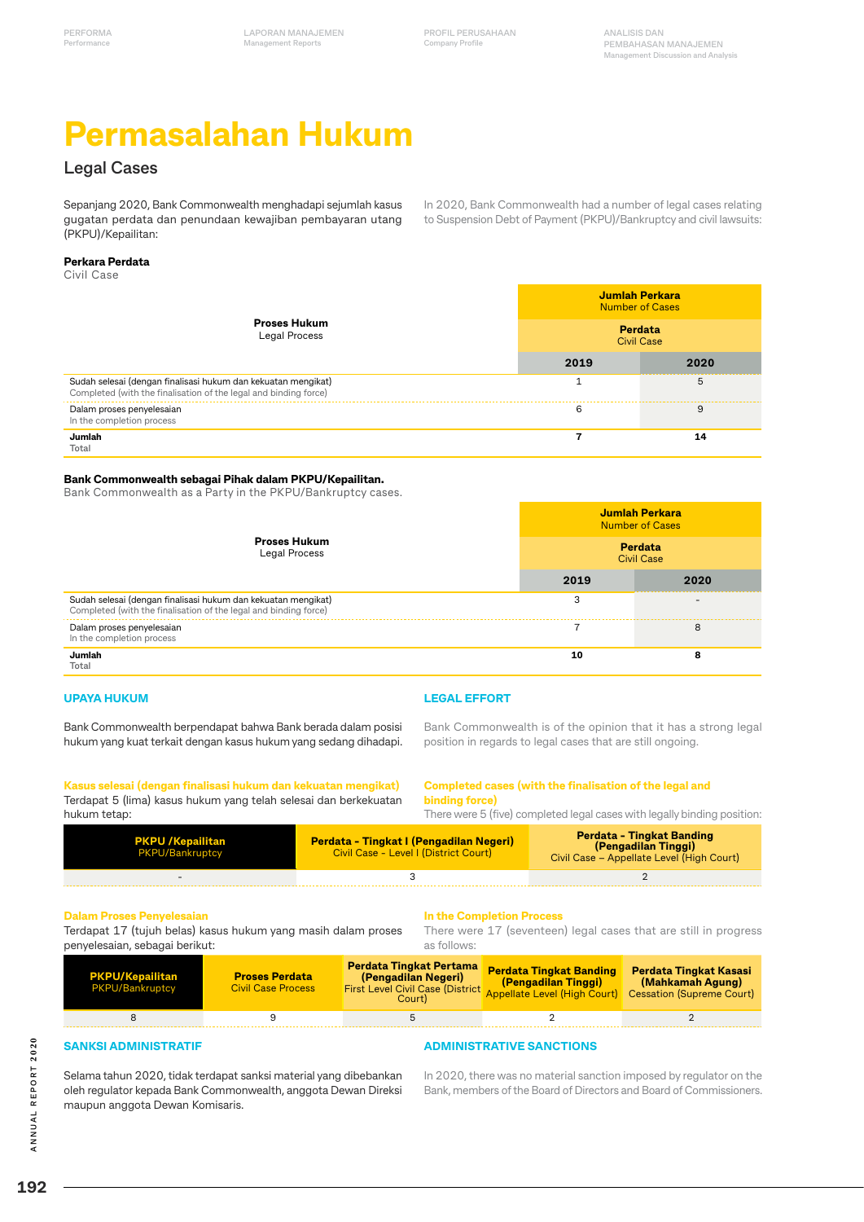# Permasalahan Hukum

## Legal Cases

Sepanjang 2020, Bank Commonwealth menghadapi sejumlah kasus gugatan perdata dan penundaan kewajiban pembayaran utang (PKPU)/Kepailitan:

In 2020, Bank Commonwealth had a number of legal cases relating to Suspension Debt of Payment (PKPU)/Bankruptcy and civil lawsuits:

**Perkara Perdata**
Civil Case

| Proses Hukum<br>Legal Process | Jumlah Perkara<br>Number of Cases<br>Perdata<br>Civil Case | |
|---|---|---|
| | **2019** | **2020** |
| Sudah selesai (dengan finalisasi hukum dan kekuatan mengikat)<br>Completed (with the finalisation of the legal and binding force) | 1 | 5 |
| Dalam proses penyelesaian<br>In the completion process | 6 | 9 |
| **Jumlah**<br>Total | **7** | **14** |

**Bank Commonwealth sebagai Pihak dalam PKPU/Kepailitan.**
Bank Commonwealth as a Party in the PKPU/Bankruptcy cases.

| Proses Hukum<br>Legal Process | Jumlah Perkara<br>Number of Cases<br>Perdata<br>Civil Case | |
|---|---|---|
| | **2019** | **2020** |
| Sudah selesai (dengan finalisasi hukum dan kekuatan mengikat)<br>Completed (with the finalisation of the legal and binding force) | 3 | - |
| Dalam proses penyelesaian<br>In the completion process | 7 | 8 |
| **Jumlah**<br>Total | **10** | **8** |

### UPAYA HUKUM

Bank Commonwealth berpendapat bahwa Bank berada dalam posisi hukum yang kuat terkait dengan kasus hukum yang sedang dihadapi.

### LEGAL EFFORT

Bank Commonwealth is of the opinion that it has a strong legal position in regards to legal cases that are still ongoing.

**Kasus selesai (dengan finalisasi hukum dan kekuatan mengikat)**

Terdapat 5 (lima) kasus hukum yang telah selesai dan berkekuatan hukum tetap:

**Completed cases (with the finalisation of the legal and binding force)**

There were 5 (five) completed legal cases with legally binding position:

| PKPU /Kepailitan<br>PKPU/Bankruptcy | Perdata - Tingkat I (Pengadilan Negeri)<br>Civil Case - Level I (District Court) | Perdata - Tingkat Banding (Pengadilan Tinggi)<br>Civil Case – Appellate Level (High Court) |
|---|---|---|
| - | 3 | 2 |

**Dalam Proses Penyelesaian**

Terdapat 17 (tujuh belas) kasus hukum yang masih dalam proses penyelesaian, sebagai berikut:

**In the Completion Process**

There were 17 (seventeen) legal cases that are still in progress as follows:

| PKPU/Kepailitan<br>PKPU/Bankruptcy | Proses Perdata<br>Civil Case Process | Perdata Tingkat Pertama (Pengadilan Negeri)<br>First Level Civil Case (District Court) | Perdata Tingkat Banding (Pengadilan Tinggi)<br>Appellate Level (High Court) | Perdata Tingkat Kasasi (Mahkamah Agung)<br>Cessation (Supreme Court) |
|---|---|---|---|---|
| 8 | 9 | 5 | 2 | 2 |

### SANKSI ADMINISTRATIF

Selama tahun 2020, tidak terdapat sanksi material yang dibebankan oleh regulator kepada Bank Commonwealth, anggota Dewan Direksi maupun anggota Dewan Komisaris.

### ADMINISTRATIVE SANCTIONS

In 2020, there was no material sanction imposed by regulator on the Bank, members of the Board of Directors and Board of Commissioners.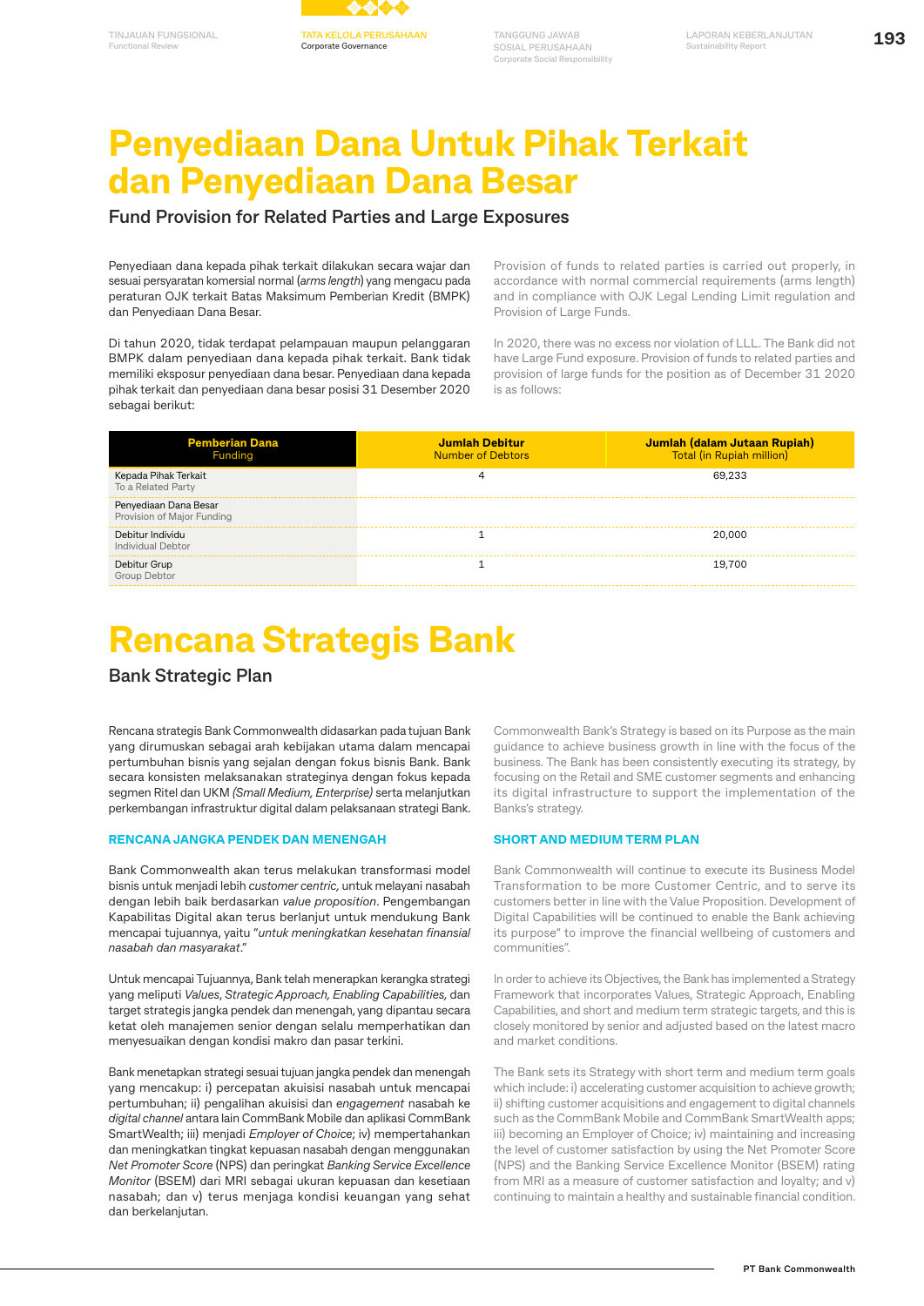# Penyediaan Dana Untuk Pihak Terkait dan Penyediaan Dana Besar

## Fund Provision for Related Parties and Large Exposures

Penyediaan dana kepada pihak terkait dilakukan secara wajar dan sesuai persyaratan komersial normal (*arms length*) yang mengacu pada peraturan OJK terkait Batas Maksimum Pemberian Kredit (BMPK) dan Penyediaan Dana Besar.

Di tahun 2020, tidak terdapat pelampauan maupun pelanggaran BMPK dalam penyediaan dana kepada pihak terkait. Bank tidak memiliki eksposur penyediaan dana besar. Penyediaan dana kepada pihak terkait dan penyediaan dana besar posisi 31 Desember 2020 sebagai berikut:

Provision of funds to related parties is carried out properly, in accordance with normal commercial requirements (arms length) and in compliance with OJK Legal Lending Limit regulation and Provision of Large Funds.

In 2020, there was no excess nor violation of LLL. The Bank did not have Large Fund exposure. Provision of funds to related parties and provision of large funds for the position as of December 31 2020 is as follows:

| Pemberian Dana<br>Funding | Jumlah Debitur<br>Number of Debtors | Jumlah (dalam Jutaan Rupiah)<br>Total (in Rupiah million) |
|---|---|---|
| Kepada Pihak Terkait<br>To a Related Party | 4 | 69,233 |
| Penyediaan Dana Besar<br>Provision of Major Funding | | |
| Debitur Individu<br>Individual Debtor | 1 | 20,000 |
| Debitur Grup<br>Group Debtor | 1 | 19,700 |

# Rencana Strategis Bank

## Bank Strategic Plan

Rencana strategis Bank Commonwealth didasarkan pada tujuan Bank yang dirumuskan sebagai arah kebijakan utama dalam mencapai pertumbuhan bisnis yang sejalan dengan fokus bisnis Bank. Bank secara konsisten melaksanakan strateginya dengan fokus kepada segmen Ritel dan UKM *(Small Medium, Enterprise)* serta melanjutkan perkembangan infrastruktur digital dalam pelaksanaan strategi Bank.

### RENCANA JANGKA PENDEK DAN MENENGAH

Bank Commonwealth akan terus melakukan transformasi model bisnis untuk menjadi lebih *customer centric*, untuk melayani nasabah dengan lebih baik berdasarkan *value proposition*. Pengembangan Kapabilitas Digital akan terus berlanjut untuk mendukung Bank mencapai tujuannya, yaitu "*untuk meningkatkan kesehatan finansial nasabah dan masyarakat*."

Untuk mencapai Tujuannya, Bank telah menerapkan kerangka strategi yang meliputi *Values*, *Strategic Approach, Enabling Capabilities,* dan target strategis jangka pendek dan menengah, yang dipantau secara ketat oleh manajemen senior dengan selalu memperhatikan dan menyesuaikan dengan kondisi makro dan pasar terkini.

Bank menetapkan strategi sesuai tujuan jangka pendek dan menengah yang mencakup: i) percepatan akuisisi nasabah untuk mencapai pertumbuhan; ii) pengalihan akuisisi dan *engagement* nasabah ke *digital channel* antara lain CommBank Mobile dan aplikasi CommBank SmartWealth; iii) menjadi *Employer of Choice*; iv) mempertahankan dan meningkatkan tingkat kepuasan nasabah dengan menggunakan *Net Promoter Score* (NPS) dan peringkat *Banking Service Excellence Monitor* (BSEM) dari MRI sebagai ukuran kepuasan dan kesetiaan nasabah; dan v) terus menjaga kondisi keuangan yang sehat dan berkelanjutan.

Commonwealth Bank's Strategy is based on its Purpose as the main guidance to achieve business growth in line with the focus of the business. The Bank has been consistently executing its strategy, by focusing on the Retail and SME customer segments and enhancing its digital infrastructure to support the implementation of the Banks's strategy.

### SHORT AND MEDIUM TERM PLAN

Bank Commonwealth will continue to execute its Business Model Transformation to be more Customer Centric, and to serve its customers better in line with the Value Proposition. Development of Digital Capabilities will be continued to enable the Bank achieving its purpose" to improve the financial wellbeing of customers and communities".

In order to achieve its Objectives, the Bank has implemented a Strategy Framework that incorporates Values, Strategic Approach, Enabling Capabilities, and short and medium term strategic targets, and this is closely monitored by senior and adjusted based on the latest macro and market conditions.

The Bank sets its Strategy with short term and medium term goals which include: i) accelerating customer acquisition to achieve growth; ii) shifting customer acquisitions and engagement to digital channels such as the CommBank Mobile and CommBank SmartWealth apps; iii) becoming an Employer of Choice; iv) maintaining and increasing the level of customer satisfaction by using the Net Promoter Score (NPS) and the Banking Service Excellence Monitor (BSEM) rating from MRI as a measure of customer satisfaction and loyalty; and v) continuing to maintain a healthy and sustainable financial condition.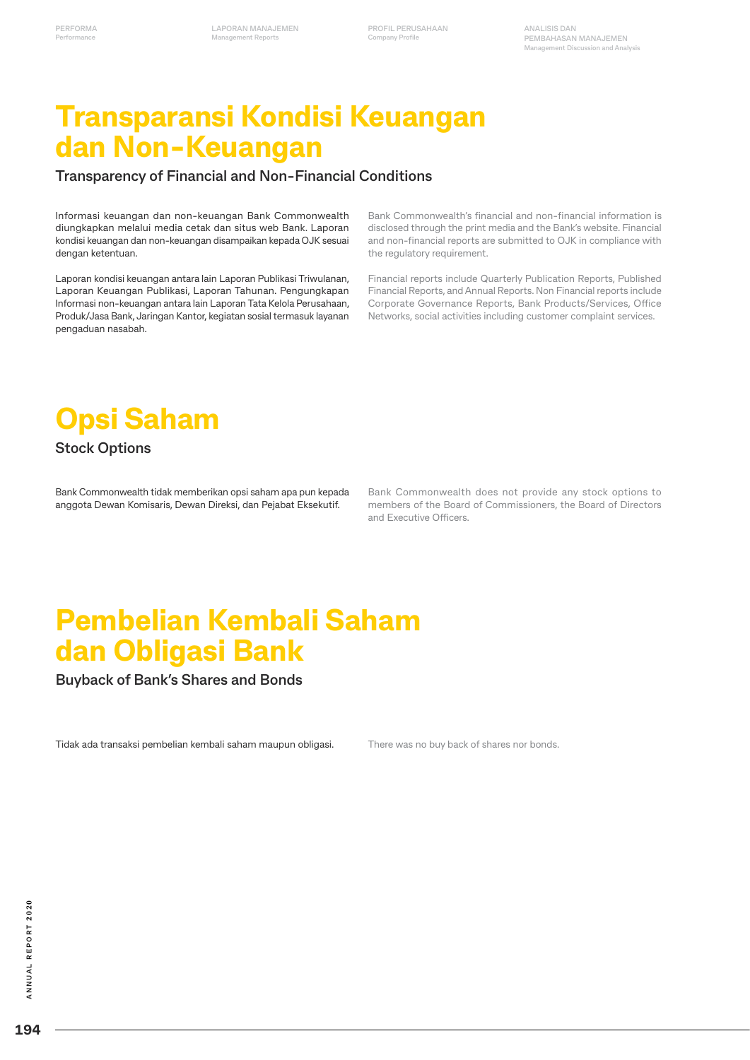# Transparansi Kondisi Keuangan dan Non-Keuangan

## Transparency of Financial and Non-Financial Conditions

Informasi keuangan dan non-keuangan Bank Commonwealth diungkapkan melalui media cetak dan situs web Bank. Laporan kondisi keuangan dan non-keuangan disampaikan kepada OJK sesuai dengan ketentuan.

Laporan kondisi keuangan antara lain Laporan Publikasi Triwulanan, Laporan Keuangan Publikasi, Laporan Tahunan. Pengungkapan Informasi non-keuangan antara lain Laporan Tata Kelola Perusahaan, Produk/Jasa Bank, Jaringan Kantor, kegiatan sosial termasuk layanan pengaduan nasabah.

Bank Commonwealth's financial and non-financial information is disclosed through the print media and the Bank's website. Financial and non-financial reports are submitted to OJK in compliance with the regulatory requirement.

Financial reports include Quarterly Publication Reports, Published Financial Reports, and Annual Reports. Non Financial reports include Corporate Governance Reports, Bank Products/Services, Office Networks, social activities including customer complaint services.

# Opsi Saham

## Stock Options

Bank Commonwealth tidak memberikan opsi saham apa pun kepada anggota Dewan Komisaris, Dewan Direksi, dan Pejabat Eksekutif.

Bank Commonwealth does not provide any stock options to members of the Board of Commissioners, the Board of Directors and Executive Officers.

# Pembelian Kembali Saham dan Obligasi Bank

## Buyback of Bank's Shares and Bonds

Tidak ada transaksi pembelian kembali saham maupun obligasi.

There was no buy back of shares nor bonds.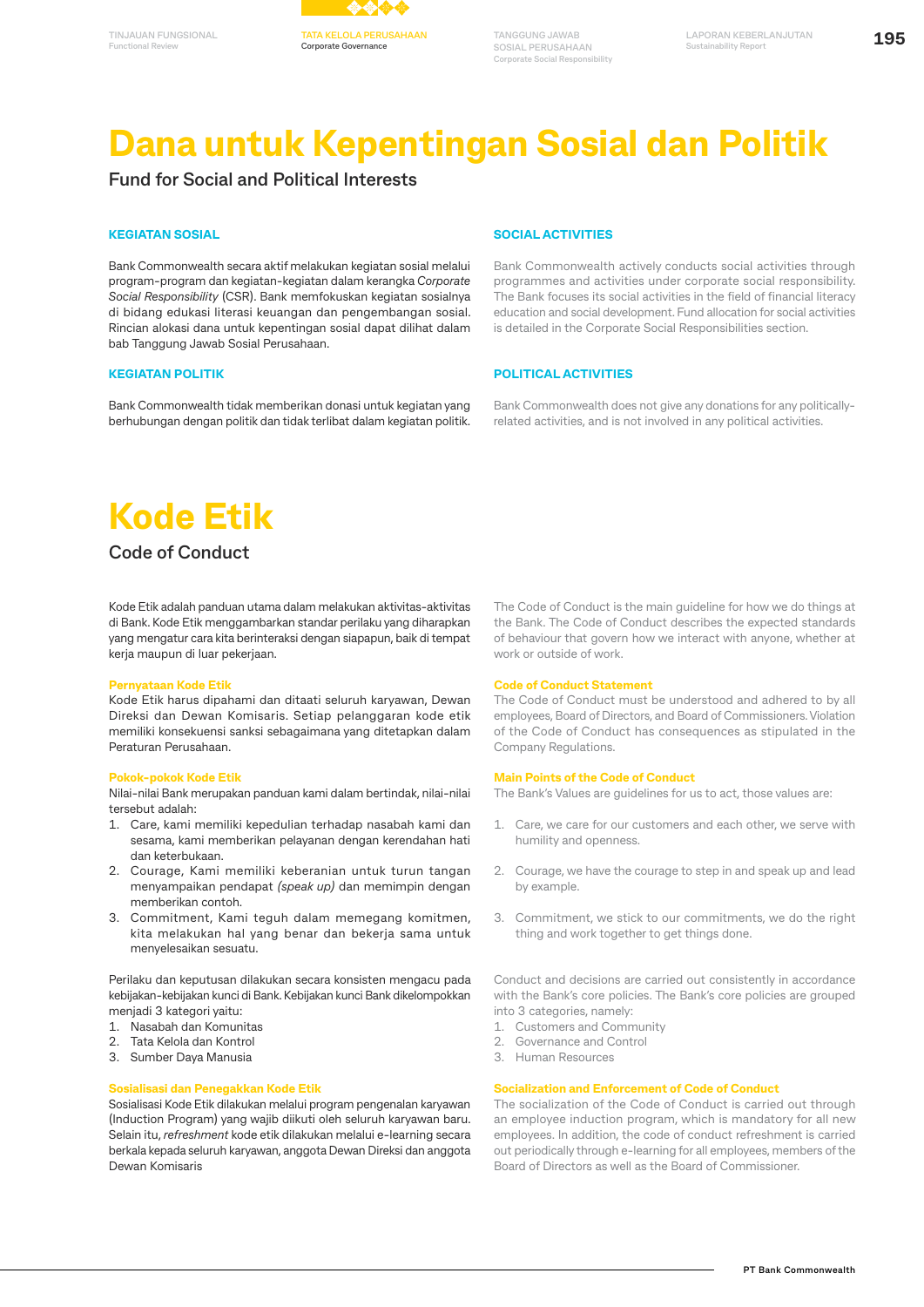# Dana untuk Kepentingan Sosial dan Politik

Fund for Social and Political Interests

### KEGIATAN SOSIAL

Bank Commonwealth secara aktif melakukan kegiatan sosial melalui program-program dan kegiatan-kegiatan dalam kerangka *Corporate Social Responsibility* (CSR). Bank memfokuskan kegiatan sosialnya di bidang edukasi literasi keuangan dan pengembangan sosial. Rincian alokasi dana untuk kepentingan sosial dapat dilihat dalam bab Tanggung Jawab Sosial Perusahaan.

### KEGIATAN POLITIK

Bank Commonwealth tidak memberikan donasi untuk kegiatan yang berhubungan dengan politik dan tidak terlibat dalam kegiatan politik.

### SOCIAL ACTIVITIES

Bank Commonwealth actively conducts social activities through programmes and activities under corporate social responsibility. The Bank focuses its social activities in the field of financial literacy education and social development. Fund allocation for social activities is detailed in the Corporate Social Responsibilities section.

### POLITICAL ACTIVITIES

Bank Commonwealth does not give any donations for any politically-related activities, and is not involved in any political activities.

# Kode Etik

Code of Conduct

Kode Etik adalah panduan utama dalam melakukan aktivitas-aktivitas di Bank. Kode Etik menggambarkan standar perilaku yang diharapkan yang mengatur cara kita berinteraksi dengan siapapun, baik di tempat kerja maupun di luar pekerjaan.

### Pernyataan Kode Etik

Kode Etik harus dipahami dan ditaati seluruh karyawan, Dewan Direksi dan Dewan Komisaris. Setiap pelanggaran kode etik memiliki konsekuensi sanksi sebagaimana yang ditetapkan dalam Peraturan Perusahaan.

### Pokok-pokok Kode Etik

Nilai-nilai Bank merupakan panduan kami dalam bertindak, nilai-nilai tersebut adalah:

1. Care, kami memiliki kepedulian terhadap nasabah kami dan sesama, kami memberikan pelayanan dengan kerendahan hati dan keterbukaan.
2. Courage, Kami memiliki keberanian untuk turun tangan menyampaikan pendapat *(speak up)* dan memimpin dengan memberikan contoh.
3. Commitment, Kami teguh dalam memegang komitmen, kita melakukan hal yang benar dan bekerja sama untuk menyelesaikan sesuatu.

Perilaku dan keputusan dilakukan secara konsisten mengacu pada kebijakan-kebijakan kunci di Bank. Kebijakan kunci Bank dikelompokkan menjadi 3 kategori yaitu:

1. Nasabah dan Komunitas
2. Tata Kelola dan Kontrol
3. Sumber Daya Manusia

### Sosialisasi dan Penegakkan Kode Etik

Sosialisasi Kode Etik dilakukan melalui program pengenalan karyawan (Induction Program) yang wajib diikuti oleh seluruh karyawan baru. Selain itu, *refreshment* kode etik dilakukan melalui e-learning secara berkala kepada seluruh karyawan, anggota Dewan Direksi dan anggota Dewan Komisaris

The Code of Conduct is the main guideline for how we do things at the Bank. The Code of Conduct describes the expected standards of behaviour that govern how we interact with anyone, whether at work or outside of work.

### Code of Conduct Statement

The Code of Conduct must be understood and adhered to by all employees, Board of Directors, and Board of Commissioners. Violation of the Code of Conduct has consequences as stipulated in the Company Regulations.

### Main Points of the Code of Conduct

The Bank's Values are guidelines for us to act, those values are:

1. Care, we care for our customers and each other, we serve with humility and openness.
2. Courage, we have the courage to step in and speak up and lead by example.
3. Commitment, we stick to our commitments, we do the right thing and work together to get things done.

Conduct and decisions are carried out consistently in accordance with the Bank's core policies. The Bank's core policies are grouped into 3 categories, namely:

1. Customers and Community
2. Governance and Control
3. Human Resources

### Socialization and Enforcement of Code of Conduct

The socialization of the Code of Conduct is carried out through an employee induction program, which is mandatory for all new employees. In addition, the code of conduct refreshment is carried out periodically through e-learning for all employees, members of the Board of Directors as well as the Board of Commissioner.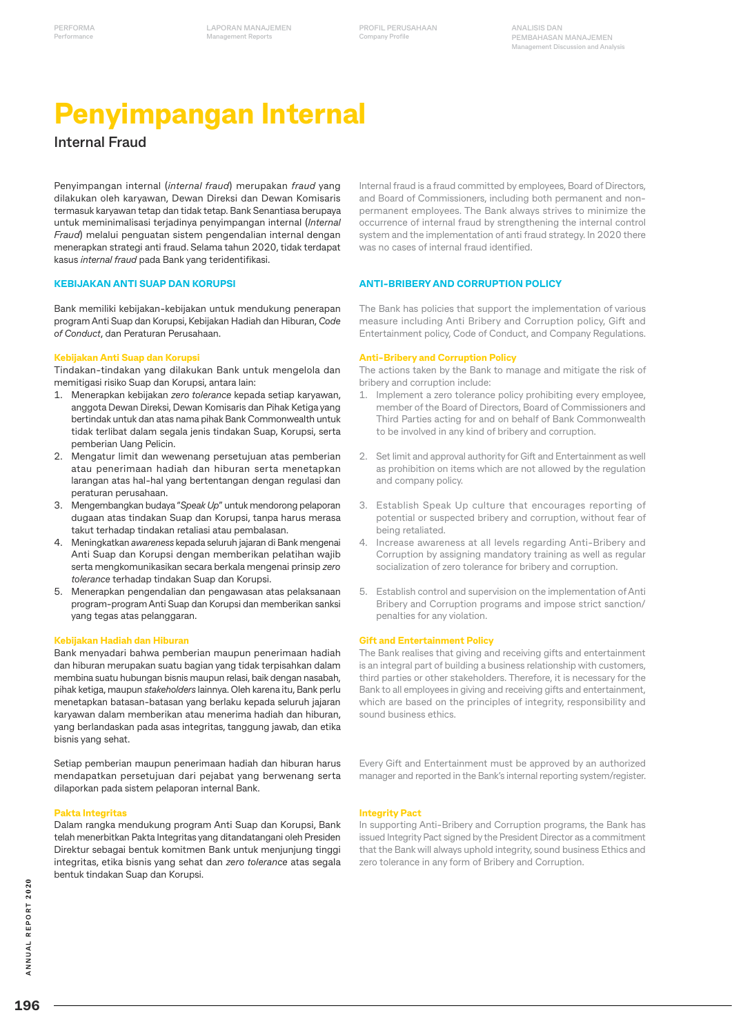# Penyimpangan Internal

## Internal Fraud

Penyimpangan internal (*internal fraud*) merupakan *fraud* yang dilakukan oleh karyawan, Dewan Direksi dan Dewan Komisaris termasuk karyawan tetap dan tidak tetap. Bank Senantiasa berupaya untuk meminimalisasi terjadinya penyimpangan internal (*Internal Fraud*) melalui penguatan sistem pengendalian internal dengan menerapkan strategi anti fraud. Selama tahun 2020, tidak terdapat kasus *internal fraud* pada Bank yang teridentifikasi.

Internal fraud is a fraud committed by employees, Board of Directors, and Board of Commissioners, including both permanent and non-permanent employees. The Bank always strives to minimize the occurrence of internal fraud by strengthening the internal control system and the implementation of anti fraud strategy. In 2020 there was no cases of internal fraud identified.

### KEBIJAKAN ANTI SUAP DAN KORUPSI

Bank memiliki kebijakan-kebijakan untuk mendukung penerapan program Anti Suap dan Korupsi, Kebijakan Hadiah dan Hiburan, *Code of Conduct*, dan Peraturan Perusahaan.

#### Kebijakan Anti Suap dan Korupsi

Tindakan-tindakan yang dilakukan Bank untuk mengelola dan memitigasi risiko Suap dan Korupsi, antara lain:

1. Menerapkan kebijakan *zero tolerance* kepada setiap karyawan, anggota Dewan Direksi, Dewan Komisaris dan Pihak Ketiga yang bertindak untuk dan atas nama pihak Bank Commonwealth untuk tidak terlibat dalam segala jenis tindakan Suap, Korupsi, serta pemberian Uang Pelicin.
2. Mengatur limit dan wewenang persetujuan atas pemberian atau penerimaan hadiah dan hiburan serta menetapkan larangan atas hal-hal yang bertentangan dengan regulasi dan peraturan perusahaan.
3. Mengembangkan budaya "*Speak Up*" untuk mendorong pelaporan dugaan atas tindakan Suap dan Korupsi, tanpa harus merasa takut terhadap tindakan retaliasi atau pembalasan.
4. Meningkatkan *awareness* kepada seluruh jajaran di Bank mengenai Anti Suap dan Korupsi dengan memberikan pelatihan wajib serta mengkomunikasikan secara berkala mengenai prinsip *zero tolerance* terhadap tindakan Suap dan Korupsi.
5. Menerapkan pengendalian dan pengawasan atas pelaksanaan program-program Anti Suap dan Korupsi dan memberikan sanksi yang tegas atas pelanggaran.

#### Kebijakan Hadiah dan Hiburan

Bank menyadari bahwa pemberian maupun penerimaan hadiah dan hiburan merupakan suatu bagian yang tidak terpisahkan dalam membina suatu hubungan bisnis maupun relasi, baik dengan nasabah, pihak ketiga, maupun *stakeholders* lainnya. Oleh karena itu, Bank perlu menetapkan batasan-batasan yang berlaku kepada seluruh jajaran karyawan dalam memberikan atau menerima hadiah dan hiburan, yang berlandaskan pada asas integritas, tanggung jawab, dan etika bisnis yang sehat.

Setiap pemberian maupun penerimaan hadiah dan hiburan harus mendapatkan persetujuan dari pejabat yang berwenang serta dilaporkan pada sistem pelaporan internal Bank.

#### Pakta Integritas

Dalam rangka mendukung program Anti Suap dan Korupsi, Bank telah menerbitkan Pakta Integritas yang ditandatangani oleh Presiden Direktur sebagai bentuk komitmen Bank untuk menjunjung tinggi integritas, etika bisnis yang sehat dan *zero tolerance* atas segala bentuk tindakan Suap dan Korupsi.

### ANTI-BRIBERY AND CORRUPTION POLICY

The Bank has policies that support the implementation of various measure including Anti Bribery and Corruption policy, Gift and Entertainment policy, Code of Conduct, and Company Regulations.

#### Anti-Bribery and Corruption Policy

The actions taken by the Bank to manage and mitigate the risk of bribery and corruption include:

1. Implement a zero tolerance policy prohibiting every employee, member of the Board of Directors, Board of Commissioners and Third Parties acting for and on behalf of Bank Commonwealth to be involved in any kind of bribery and corruption.
2. Set limit and approval authority for Gift and Entertainment as well as prohibition on items which are not allowed by the regulation and company policy.
3. Establish Speak Up culture that encourages reporting of potential or suspected bribery and corruption, without fear of being retaliated.
4. Increase awareness at all levels regarding Anti-Bribery and Corruption by assigning mandatory training as well as regular socialization of zero tolerance for bribery and corruption.
5. Establish control and supervision on the implementation of Anti Bribery and Corruption programs and impose strict sanction/penalties for any violation.

#### Gift and Entertainment Policy

The Bank realises that giving and receiving gifts and entertainment is an integral part of building a business relationship with customers, third parties or other stakeholders. Therefore, it is necessary for the Bank to all employees in giving and receiving gifts and entertainment, which are based on the principles of integrity, responsibility and sound business ethics.

Every Gift and Entertainment must be approved by an authorized manager and reported in the Bank's internal reporting system/register.

#### Integrity Pact

In supporting Anti-Bribery and Corruption programs, the Bank has issued Integrity Pact signed by the President Director as a commitment that the Bank will always uphold integrity, sound business Ethics and zero tolerance in any form of Bribery and Corruption.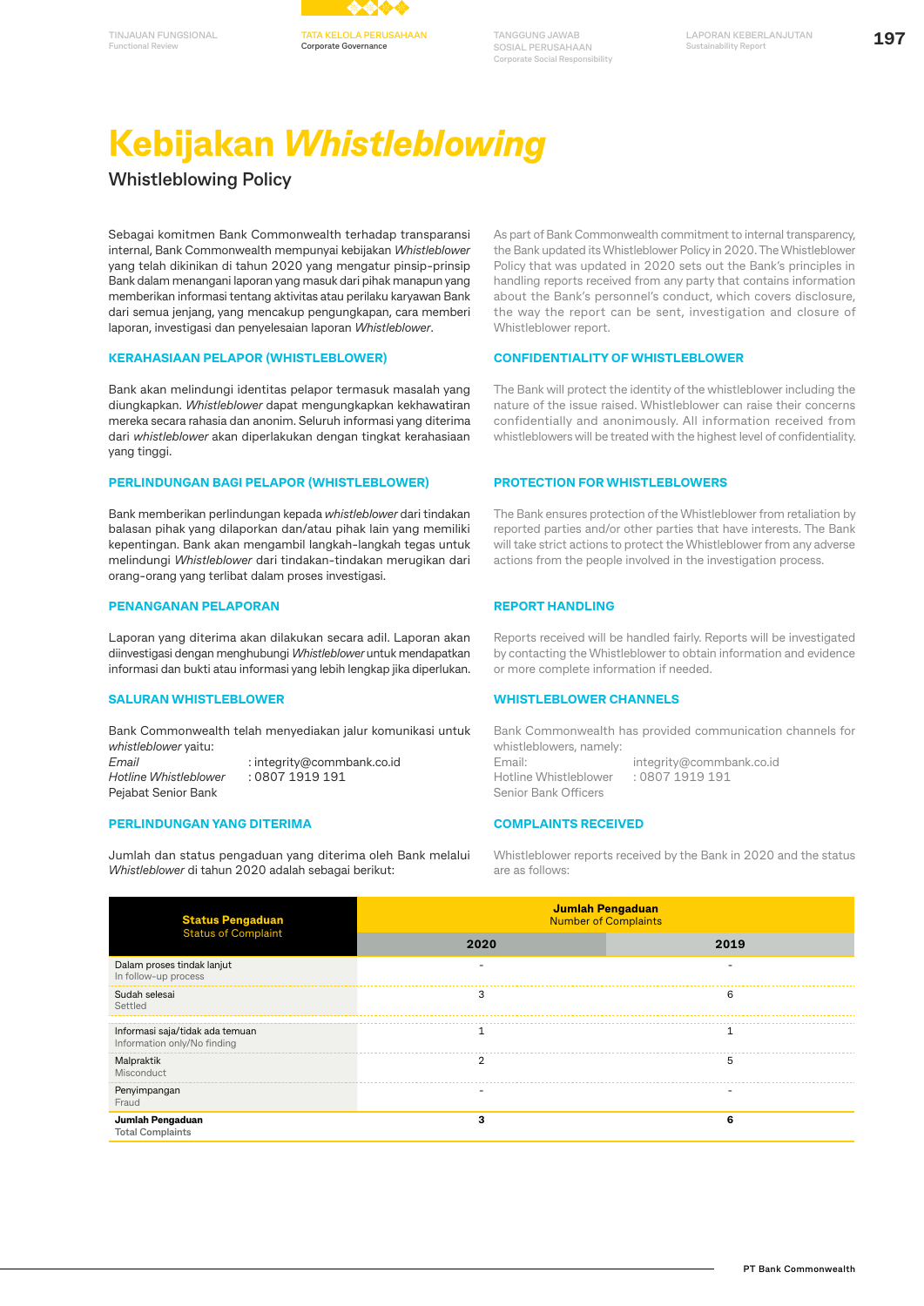# Kebijakan *Whistleblowing*

## Whistleblowing Policy

Sebagai komitmen Bank Commonwealth terhadap transparansi internal, Bank Commonwealth mempunyai kebijakan *Whistleblower* yang telah dikinikan di tahun 2020 yang mengatur pinsip-prinsip Bank dalam menangani laporan yang masuk dari pihak manapun yang memberikan informasi tentang aktivitas atau perilaku karyawan Bank dari semua jenjang, yang mencakup pengungkapan, cara memberi laporan, investigasi dan penyelesaian laporan *Whistleblower*.

As part of Bank Commonwealth commitment to internal transparency, the Bank updated its Whistleblower Policy in 2020. The Whistleblower Policy that was updated in 2020 sets out the Bank's principles in handling reports received from any party that contains information about the Bank's personnel's conduct, which covers disclosure, the way the report can be sent, investigation and closure of Whistleblower report.

### KERAHASIAAN PELAPOR (WHISTLEBLOWER)

Bank akan melindungi identitas pelapor termasuk masalah yang diungkapkan. *Whistleblower* dapat mengungkapkan kekhawatiran mereka secara rahasia dan anonim. Seluruh informasi yang diterima dari *whistleblower* akan diperlakukan dengan tingkat kerahasiaan yang tinggi.

### CONFIDENTIALITY OF WHISTLEBLOWER

The Bank will protect the identity of the whistleblower including the nature of the issue raised. Whistleblower can raise their concerns confidentially and anonimously. All information received from whistleblowers will be treated with the highest level of confidentiality.

### PERLINDUNGAN BAGI PELAPOR (WHISTLEBLOWER)

Bank memberikan perlindungan kepada *whistleblower* dari tindakan balasan pihak yang dilaporkan dan/atau pihak lain yang memiliki kepentingan. Bank akan mengambil langkah-langkah tegas untuk melindungi *Whistleblower* dari tindakan-tindakan merugikan dari orang-orang yang terlibat dalam proses investigasi.

### PROTECTION FOR WHISTLEBLOWERS

The Bank ensures protection of the Whistleblower from retaliation by reported parties and/or other parties that have interests. The Bank will take strict actions to protect the Whistleblower from any adverse actions from the people involved in the investigation process.

### PENANGANAN PELAPORAN

Laporan yang diterima akan dilakukan secara adil. Laporan akan diinvestigasi dengan menghubungi *Whistleblower* untuk mendapatkan informasi dan bukti atau informasi yang lebih lengkap jika diperlukan.

### REPORT HANDLING

Reports received will be handled fairly. Reports will be investigated by contacting the Whistleblower to obtain information and evidence or more complete information if needed.

### SALURAN WHISTLEBLOWER

Bank Commonwealth telah menyediakan jalur komunikasi untuk *whistleblower* yaitu:

*Email* : integrity@commbank.co.id
*Hotline Whistleblower* : 0807 1919 191
Pejabat Senior Bank

### WHISTLEBLOWER CHANNELS

Bank Commonwealth has provided communication channels for whistleblowers, namely:

Email: integrity@commbank.co.id
Hotline Whistleblower : 0807 1919 191
Senior Bank Officers

### PERLINDUNGAN YANG DITERIMA

Jumlah dan status pengaduan yang diterima oleh Bank melalui *Whistleblower* di tahun 2020 adalah sebagai berikut:

### COMPLAINTS RECEIVED

Whistleblower reports received by the Bank in 2020 and the status are as follows:

| **Status Pengaduan** Status of Complaint | **Jumlah Pengaduan** Number of Complaints | |
|---|---|---|
| | **2020** | **2019** |
| Dalam proses tindak lanjut In follow-up process | - | - |
| Sudah selesai Settled | 3 | 6 |
| Informasi saja/tidak ada temuan Information only/No finding | 1 | 1 |
| Malpraktik Misconduct | 2 | 5 |
| Penyimpangan Fraud | - | - |
| **Jumlah Pengaduan** Total Complaints | **3** | **6** |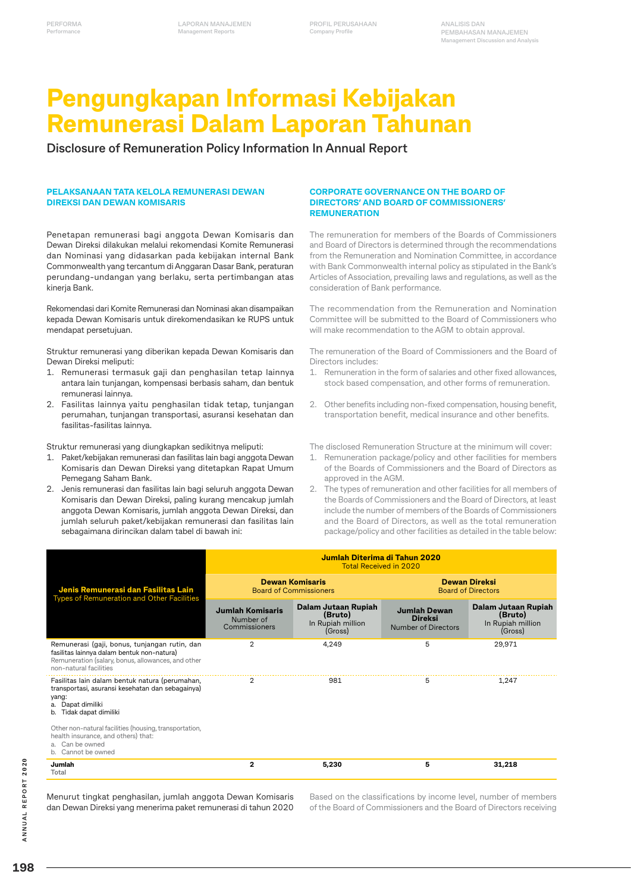# Pengungkapan Informasi Kebijakan Remunerasi Dalam Laporan Tahunan

## Disclosure of Remuneration Policy Information In Annual Report

### PELAKSANAAN TATA KELOLA REMUNERASI DEWAN DIREKSI DAN DEWAN KOMISARIS

Penetapan remunerasi bagi anggota Dewan Komisaris dan Dewan Direksi dilakukan melalui rekomendasi Komite Remunerasi dan Nominasi yang didasarkan pada kebijakan internal Bank Commonwealth yang tercantum di Anggaran Dasar Bank, peraturan perundang-undangan yang berlaku, serta pertimbangan atas kinerja Bank.

Rekomendasi dari Komite Remunerasi dan Nominasi akan disampaikan kepada Dewan Komisaris untuk direkomendasikan ke RUPS untuk mendapat persetujuan.

Struktur remunerasi yang diberikan kepada Dewan Komisaris dan Dewan Direksi meliputi:

1. Remunerasi termasuk gaji dan penghasilan tetap lainnya antara lain tunjangan, kompensasi berbasis saham, dan bentuk remunerasi lainnya.
2. Fasilitas lainnya yaitu penghasilan tidak tetap, tunjangan perumahan, tunjangan transportasi, asuransi kesehatan dan fasilitas-fasilitas lainnya.

Struktur remunerasi yang diungkapkan sedikitnya meliputi:

1. Paket/kebijakan remunerasi dan fasilitas lain bagi anggota Dewan Komisaris dan Dewan Direksi yang ditetapkan Rapat Umum Pemegang Saham Bank.
2. Jenis remunerasi dan fasilitas lain bagi seluruh anggota Dewan Komisaris dan Dewan Direksi, paling kurang mencakup jumlah anggota Dewan Komisaris, jumlah anggota Dewan Direksi, dan jumlah seluruh paket/kebijakan remunerasi dan fasilitas lain sebagaimana dirincikan dalam tabel di bawah ini:

### CORPORATE GOVERNANCE ON THE BOARD OF DIRECTORS' AND BOARD OF COMMISSIONERS' REMUNERATION

The remuneration for members of the Boards of Commissioners and Board of Directors is determined through the recommendations from the Remuneration and Nomination Committee, in accordance with Bank Commonwealth internal policy as stipulated in the Bank's Articles of Association, prevailing laws and regulations, as well as the consideration of Bank performance.

The recommendation from the Remuneration and Nomination Committee will be submitted to the Board of Commissioners who will make recommendation to the AGM to obtain approval.

The remuneration of the Board of Commissioners and the Board of Directors includes:

1. Remuneration in the form of salaries and other fixed allowances, stock based compensation, and other forms of remuneration.
2. Other benefits including non-fixed compensation, housing benefit, transportation benefit, medical insurance and other benefits.

The disclosed Remuneration Structure at the minimum will cover:

1. Remuneration package/policy and other facilities for members of the Boards of Commissioners and the Board of Directors as approved in the AGM.
2. The types of remuneration and other facilities for all members of the Boards of Commissioners and the Board of Directors, at least include the number of members of the Boards of Commissioners and the Board of Directors, as well as the total remuneration package/policy and other facilities as detailed in the table below:

| Jenis Remunerasi dan Fasilitas Lain<br>Types of Remuneration and Other Facilities | Jumlah Diterima di Tahun 2020<br>Total Received in 2020 | | | |
|---|---|---|---|---|
| | Dewan Komisaris<br>Board of Commissioners | | Dewan Direksi<br>Board of Directors | |
| | Jumlah Komisaris<br>Number of Commissioners | Dalam Jutaan Rupiah (Bruto)<br>In Rupiah million (Gross) | Jumlah Dewan Direksi<br>Number of Directors | Dalam Jutaan Rupiah (Bruto)<br>In Rupiah million (Gross) |
| Remunerasi (gaji, bonus, tunjangan rutin, dan fasilitas lainnya dalam bentuk non-natura)<br>Remuneration (salary, bonus, allowances, and other non-natural facilities | 2 | 4,249 | 5 | 29,971 |
| Fasilitas lain dalam bentuk natura (perumahan, transportasi, asuransi kesehatan dan sebagainya) yang:<br>a. Dapat dimiliki<br>b. Tidak dapat dimiliki<br><br>Other non-natural facilities (housing, transportation, health insurance, and others) that:<br>a. Can be owned<br>b. Cannot be owned | 2 | 981 | 5 | 1,247 |
| **Jumlah**<br>Total | **2** | **5,230** | **5** | **31,218** |

Menurut tingkat penghasilan, jumlah anggota Dewan Komisaris dan Dewan Direksi yang menerima paket remunerasi di tahun 2020

Based on the classifications by income level, number of members of the Board of Commissioners and the Board of Directors receiving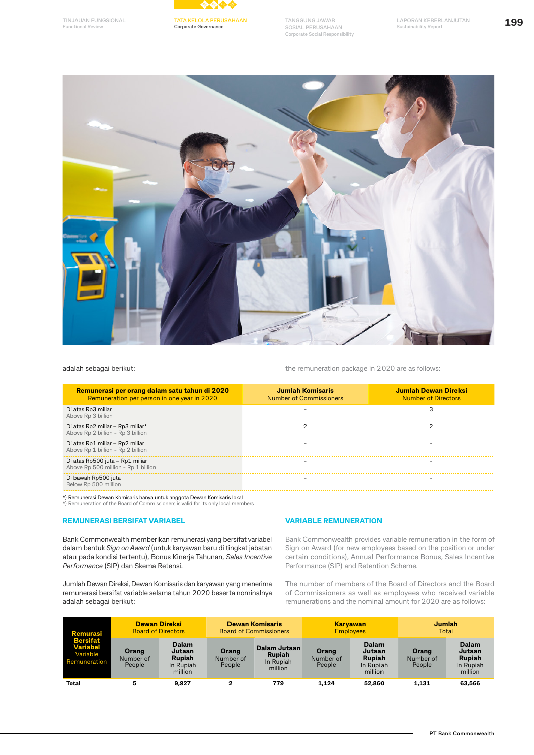adalah sebagai berikut:

the remuneration package in 2020 are as follows:

| Remunerasi per orang dalam satu tahun di 2020<br>Remuneration per person in one year in 2020 | Jumlah Komisaris<br>Number of Commissioners | Jumlah Dewan Direksi<br>Number of Directors |
|---|---|---|
| Di atas Rp3 miliar<br>Above Rp 3 billion | - | 3 |
| Di atas Rp2 miliar – Rp3 miliar*<br>Above Rp 2 billion - Rp 3 billion | 2 | 2 |
| Di atas Rp1 miliar – Rp2 miliar<br>Above Rp 1 billion - Rp 2 billion | - | - |
| Di atas Rp500 juta – Rp1 miliar<br>Above Rp 500 million - Rp 1 billion | - | - |
| Di bawah Rp500 juta<br>Below Rp 500 million | - | - |

*) Remunerasi Dewan Komisaris hanya untuk anggota Dewan Komisaris lokal
*) Remuneration of the Board of Commissioners is valid for its only local members

## REMUNERASI BERSIFAT VARIABEL

Bank Commonwealth memberikan remunerasi yang bersifat variabel dalam bentuk *Sign on Award* (untuk karyawan baru di tingkat jabatan atau pada kondisi tertentu), Bonus Kinerja Tahunan, *Sales Incentive Performance* (SIP) dan Skema Retensi.

Jumlah Dewan Direksi, Dewan Komisaris dan karyawan yang menerima remunerasi bersifat variable selama tahun 2020 beserta nominalnya adalah sebagai berikut:

## VARIABLE REMUNERATION

Bank Commonwealth provides variable remuneration in the form of Sign on Award (for new employees based on the position or under certain conditions), Annual Performance Bonus, Sales Incentive Performance (SIP) and Retention Scheme.

The number of members of the Board of Directors and the Board of Commissioners as well as employees who received variable remunerations and the nominal amount for 2020 are as follows:

| Remurasi Bersifat Variabel<br>Variable Remuneration | Dewan Direksi<br>Board of Directors | | Dewan Komisaris<br>Board of Commissioners | | Karyawan<br>Employees | | Jumlah<br>Total | |
|---|---|---|---|---|---|---|---|---|
| | Orang<br>Number of People | Dalam Jutaan Rupiah<br>In Rupiah million | Orang<br>Number of People | Dalam Jutaan Rupiah<br>In Rupiah million | Orang<br>Number of People | Dalam Jutaan Rupiah<br>In Rupiah million | Orang<br>Number of People | Dalam Jutaan Rupiah<br>In Rupiah million |
| Total | 5 | 9,927 | 2 | 779 | 1,124 | 52,860 | 1,131 | 63,566 |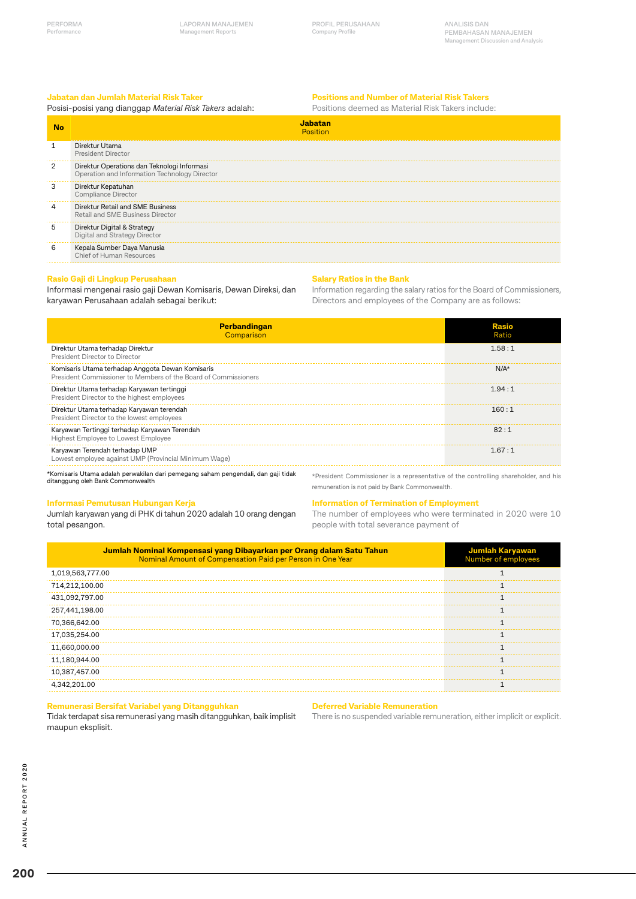### Jabatan dan Jumlah Material Risk Taker

Posisi-posisi yang dianggap *Material Risk Takers* adalah:

### Positions and Number of Material Risk Takers

Positions deemed as Material Risk Takers include:

| No | Jabatan<br>Position |
|---|---|
| 1 | Direktur Utama<br>President Director |
| 2 | Direktur Operations dan Teknologi Informasi<br>Operation and Information Technology Director |
| 3 | Direktur Kepatuhan<br>Compliance Director |
| 4 | Direktur Retail and SME Business<br>Retail and SME Business Director |
| 5 | Direktur Digital & Strategy<br>Digital and Strategy Director |
| 6 | Kepala Sumber Daya Manusia<br>Chief of Human Resources |

### Rasio Gaji di Lingkup Perusahaan

Informasi mengenai rasio gaji Dewan Komisaris, Dewan Direksi, dan karyawan Perusahaan adalah sebagai berikut:

### Salary Ratios in the Bank

Information regarding the salary ratios for the Board of Commissioners, Directors and employees of the Company are as follows:

| Perbandingan<br>Comparison | Rasio<br>Ratio |
|---|---|
| Direktur Utama terhadap Direktur<br>President Director to Director | 1.58 : 1 |
| Komisaris Utama terhadap Anggota Dewan Komisaris<br>President Commissioner to Members of the Board of Commissioners | N/A* |
| Direktur Utama terhadap Karyawan tertinggi<br>President Director to the highest employees | 1.94 : 1 |
| Direktur Utama terhadap Karyawan terendah<br>President Director to the lowest employees | 160 : 1 |
| Karyawan Tertinggi terhadap Karyawan Terendah<br>Highest Employee to Lowest Employee | 82 : 1 |
| Karyawan Terendah terhadap UMP<br>Lowest employee against UMP (Provincial Minimum Wage) | 1.67 : 1 |

*Komisaris Utama adalah perwakilan dari pemegang saham pengendali, dan gaji tidak ditanggung oleh Bank Commonwealth

*President Commissioner is a representative of the controlling shareholder, and his remuneration is not paid by Bank Commonwealth.

### Informasi Pemutusan Hubungan Kerja

Jumlah karyawan yang di PHK di tahun 2020 adalah 10 orang dengan total pesangon.

### Information of Termination of Employment

The number of employees who were terminated in 2020 were 10 people with total severance payment of

| Jumlah Nominal Kompensasi yang Dibayarkan per Orang dalam Satu Tahun<br>Nominal Amount of Compensation Paid per Person in One Year | Jumlah Karyawan<br>Number of employees |
|---|---|
| 1,019,563,777.00 | 1 |
| 714,212,100.00 | 1 |
| 431,092,797.00 | 1 |
| 257,441,198.00 | 1 |
| 70,366,642.00 | 1 |
| 17,035,254.00 | 1 |
| 11,660,000.00 | 1 |
| 11,180,944.00 | 1 |
| 10,387,457.00 | 1 |
| 4,342,201.00 | 1 |

### Remunerasi Bersifat Variabel yang Ditangguhkan

Tidak terdapat sisa remunerasi yang masih ditangguhkan, baik implisit maupun eksplisit.

### Deferred Variable Remuneration

There is no suspended variable remuneration, either implicit or explicit.